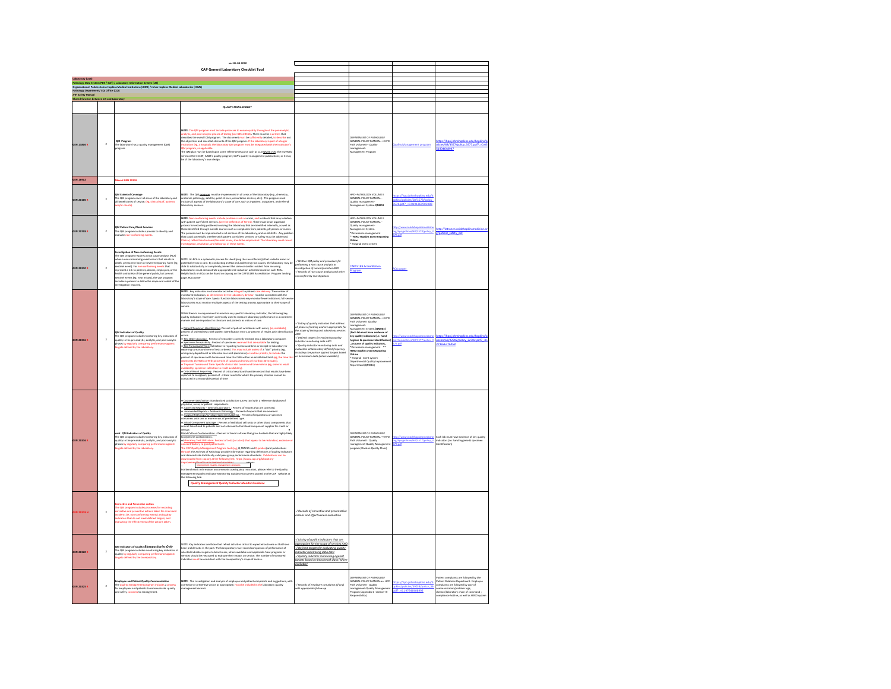ver.06.04.2020

# CAP General Laboratory Checklist Tool

- Laboratory (LIM)
- Pathology Data System(PDS / Soft) / Laboratory Information System (LIS)
- Organizational Policies Johns Hopkins Medical Institutions (JHMI) / Johns Hopkins Medical Laboratories (JHML)
- Pathology Department/ CQI Office (CQI)
- JHH Safety Manual
- Shared function between LIS and Laboratory

## QUALITY MANAGEMENT

| | | | | | | | |
|---|---|---|---|---|---|---|---|
| GEN.13806 | 2 | **QM Program**<br>The laboratory has a quality management (QM) program. | **NOTE:** The QM program must include processes to ensure quality throughout the pre-analytic, analytic, and post-analytic phases of testing (see GEN.20316). There must be a written that describes the overall QM program. The document must be sufficiently detailed, to describe out the objectives and essential elements of the QM program. If the laboratory is part of a larger institution (eg, a hospital), the laboratory QM program must be integrated with the institution's QM program, as applicable.<br>The QM plan may be based upon some reference resource such as CLSI QMS01-05; the ISO 9000 series or ISO 15189; AABB's quality program; CAP's quality management publications; or it may be of the laboratory's own design. | | DEPARTMENT OF PATHOLOGY GENERAL POLICY MANUAL— HPD Path Volume II - Quality management-Management Program | Quality Management program | https://hpo.johnshopkins.edu/hopkins/policies/48/3577/policy_3577.pdf?_=0.519046490997 |
| GEN.16902 | | Moved GEN.20326 | | | | | |
| GEN.20100 | 2 | **QM Extent of Coverage**<br>The QM program cover all areas of the laboratory and all beneficiaries of service. (eg, clinical staff, patients and/or clients). | **NOTE:** The QM program must be implemented in all areas of the laboratory (eg., chemistry, anatomic pathology, satellite, point-of-care, consultative services, etc.). The program must include all aspects of the laboratory's scope of care, such as inpatient, outpatient, and referral laboratory services. | | HPD- PATHOLOGY VOLUME II GENERAL POLICY MANUAL- Quality management-Management System **QM003** | https://hpo.johnshopkins.edu/hopkins/policies/48/3578/policy_3578.pdf?_=0.0391363904048 | |
| GEN.20208 | 2 | **QM Patient Care/Client Services**<br>The QM program include a process to identify and evaluate nonconforming events. | **NOTE:** Nonconforming events include problems such as errors, and incidents that may interfere with patient care/client services. (see the Definition of Terms). There must be an organized process for recording problems involving the laboratory that are identified internally, as well as those identified through outside sources such as complaints from patients, physicians or nurses. The process must be implemented in all sections of the laboratory, and on all shifts. Any problem that could potentially interfere with patient care/client services or safety must be addressed. Clinical, rather than business/financial issues, should be emphasized. The laboratory must record investigation, resolution, and follow-up of these events. | | HPD- PATHOLOGY VOLUME II GENERAL POLICY MANUAL- Quality management-Management System<br>*Occurrence management<br>**HERO Hopkins Event Reporting Online<br>* Hospital event system | http://www.insidehopkinsmedicine.org/hpo/policies/48/3578/policy_3578.pdf | http://intranet.insidehopkinsmedicine.org/patient_safety_net |
| GEN.20310 | 2 | **Investigation of Nonconforming Events**<br>The QM program requires a root cause analysis (RCA) when a non-conforming event occurs that results in death, permanent harm or severe temporary harm (eg, sentinel event). For non-conforming events that represent a risk to patients, donors, employees, or the health and safety of the general public, but are not sentinel events (eg, near misses), the QM program includes a process to define the scope and extent of the investigation required. | NOTE: An RCA is a systematic process for identifying the causal factor(s) that underlie errors or potential errors in care. By conducting an RCA and addressing root causes, the laboratory may be able to substantially or completely prevent the same or similar incident from recurring. Laboratories must demonstrate appropriate risk reduction activities based on such RCAs. Helpful tools on RCA can be found on cap.org on the CAP15189 Accreditation Program landing page. RCA poster | ✓Written QM policy and procedure for performing a root cause analysis or investigation of nonconformities AND<br>✓Records of root cause analyses and other nonconformity investigations | | CAP15189 Accreditation Program | RCA poster |
| GEN.20316 | 2 | **QM Indicators of Quality**<br>The QM program include monitoring key indicators of quality in the pre-analytic, analytic, and post-analytic phases by regularly comparing performance against targets defined by the laboratory. | **NOTE:** Key indicators must monitor activities integral to patient care delivery. The number of monitored indicators, as determined by the laboratory director, must be consistent with the laboratory's scope of care. Special function laboratories may monitor fewer indicators; full-service laboratories must monitor multiple aspects of the testing process appropriate to their scope of service.<br>While there is no requirement to monitor any specific laboratory indicator, the following key quality indicators have been commonly used to measure laboratory performance in a consistent manner and are important to clinicians and patients as indices of care.<br>♦ Patient/Specimen Identification: Percent of patient wristbands with errors, (ex; armbands), percent of ordered tests with patient identification errors, or percent of results with identification errors.<br>♦ Test Order Accuracy: Percent of test orders correctly entered into a laboratory computer.<br>♦ Specimen Acceptability: Percent of specimens received that are suitable for testing.<br>♦ Test Turnaround Time: Collection-to-reporting turnaround time or receipt-in-laboratory-to-reporting turnaround time of tests ordered. This may include orders of a "stat" priority (eg, emergency department or intensive care unit specimens) or routine priority, to include the percent of specimens with turnaround time that falls within an established limit (eg, the time that represents the 90th or 95th percentile of turnaround times or less than 30 minutes).<br>♦ Stepwise Turnaround Time: Specific clinical test turnaround time metrics (eg, order to result availability, specimen collection to result availability).<br>♦ Critical Result Reporting: Percent of critical results with written record that results have been reported to caregivers; percent of critical results for which the primary clinician cannot be contacted in a reasonable period of time | ✓Listing of quality indicators that address all phases of testing and are appropriate for the scope of testing and laboratory services AND<br>✓Defined targets for evaluating quality indicator monitoring data AND<br>✓Quality indicator monitoring data and evaluation of laboratory-defined frequency, including comparison against targets based on benchmark data (where available) | DEPARTMENT OF PATHOLOGY GENERAL POLICY MANUAL— HPD Path Volume II - Quality management-Management System **(QM003)** **(Each lab must have evidence of key quality indicators (i.e. hand hygiene & specimen identification) _a source of quality indicators_**<br>*Occurrence management **<br>**HERO Hopkins Event Reporting Online**<br>* Hospital event system<br>Departmental Quality Improvement Report Card (QM016) | http://www.insidehopkinsmedicine.org/hpo/policies/48/3577/policy_3577.pdf | https://hpo.johnshopkins.edu/hopkins/policies/48/22702/policy_22702.pdf?_=0.273656776050 |
| GEN.20316 | | **cont - QM Indicators of Quality**<br>The QM program include monitoring key indicators of quality in the pre-analytic, analytic, and post-analytic phases by regularly comparing performance against targets defined by the laboratory. | ♦ Customer Satisfaction: Standardized satisfaction survey tool with a reference database of physician, nurse, or patient respondents.<br>♦ Corrected Reports – General Laboratory: Percent of reports that are corrected.<br>♦ Amended Reports – Anatomic Pathology: Percent of reports that are amended.<br>♦ Surgical Pathology/Cytology Specimen Labeling: Percent of requisitions or specimen containers with one or more errors of pre-defined type.<br>♦ Blood Component Wastage: Percent of red blood cell units or other blood components that are not transfused to patients and not returned to the blood component supplier for credit or reissue. ♦<br>Blood Culture Contamination: Percent of blood cultures that grow bacteria that are highly likely to represent contaminants.<br>♦Laboratory Test Utilization: Percent of tests (or a test) that appear to be redundant, excessive or not contributory to good patient care.<br>The CAP Quality Management Program tools (eg, Q-TRACKS and Q-probes) and publications through the Archives of Pathology provide information regarding definitions of quality indicators and demonstrate statistically valid peer-group performance standards. Publications can be downloaded from cap.org at the following link: https://www.cap.org/laboratory-improvement/quality-management-programs<br>For benchmark information on commonly used quality indicators, please refer to the Quality Management Quality Indicator Monitoring Guidance Document posted on the CAP website at the following link:<br>*Quality Management Quality Indicator Monitor Guidance* | | DEPARTMENT OF PATHOLOGY GENERAL POLICY MANUAL— HPD Path Volume II - Quality management-Quality Management program (Division Quality Plans) | http://www.insidehopkinsmedicine.org/hpo/policies/48/3577/policy_3577.pdf | Each lab must have evidence of key quality indicators (i.e. hand hygiene & specimen identification) |
| GEN.20318 | 2 | **Corrective and Preventive Action**<br>The QM program includes processes for recording corrective and preventive actions taken for errors and incidents (ie, nonconforming events) and quality indicators that do not meet defined targets, and evaluating the effectiveness of the actions taken. | | ✓Records of corrective and preventative actions and effectiveness evaluation | | | |
| GEN.20320 | 2 | **QM Indicators of Quality-*Biorepositories Only***<br>The QM program includes monitoring key indicators of quality by regularly comparing performance against targets defined by the biorepository. | NOTE: Key indicators are those that reflect activities critical to expected outcome or that have been problematic in the past. The biorepository must record comparison of performance of selected indicators against a benchmark, where available and applicable. New programs or services should be measured to evaluate their impact on service. The number of monitored indicators must be consistent with the biorepository's scope of service. | ✓Listing of quality indicators that are appropriate for the scope of services AND<br>✓Defined targets for evaluating quality indicator monitoring data AND<br>✓Quality indicator monitoring against targets based on benchmark data (where available) | | | |
| GEN.20325 | 2 | **Employee and Patient Quality Communication**<br>The quality management program includes a process for employees and patients to communicate quality and safety concerns to management. | **NOTE:** The investigation and analysis of employee and patient complaints and suggestions, with corrective or preventive action as appropriate, must be included in the laboratory quality management records. | ✓Records of employee complaints (if any) with appropriate follow up | DEPARTMENT OF PATHOLOGY GENERAL POLICY MANUAL— HPD Path Volume II - Quality management-Quality Management Program (Appendix C -section III-Responsibility) | https://hpo.johnshopkins.edu/hopkins/policies/39/35/policy_35.pdf?_=0.197666408996 | Patient complaints are followed by the Patient Relations Department. Employee complaints are followed by way of communication/problem logs, division/laboratory chain of command, compliance hotline, as well as HERO system |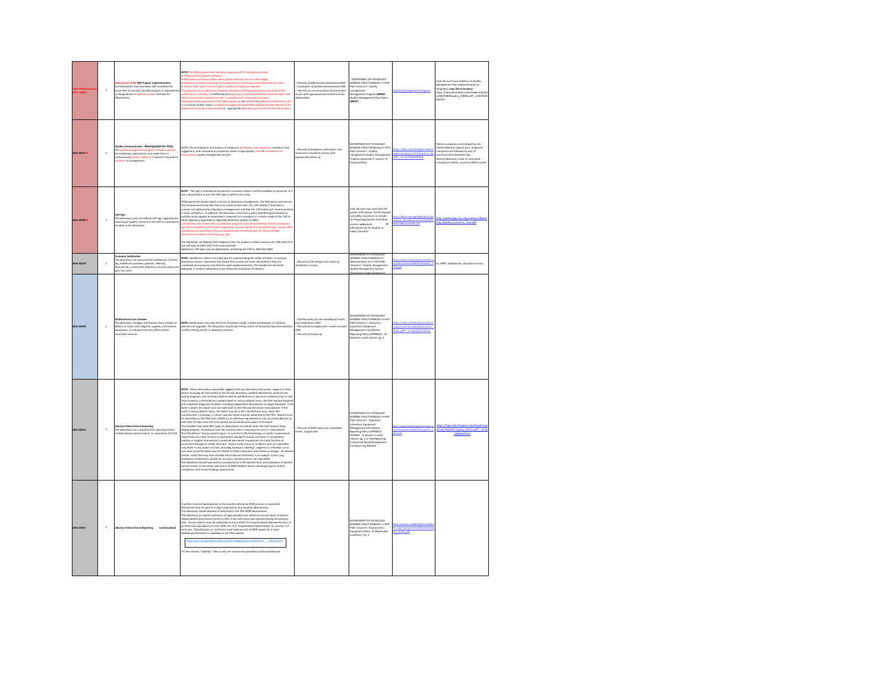| | | | | | | | |
|---|---|---|---|---|---|---|---|
| GEN.20600 replaced GEN.16902 | 2 | **Assessment of the QM Program Implementation** For laboratories that have been CAP accredited for more than 12 months, the QM program is implemented as designed and is assessed at least annually for effectiveness. | NOTE: The QM program must include an appraisal of the following activities: • Performance of quality indicators • Effectiveness of actions taken where quality indicators do not meet targets • Follow-up of issues, including nonconformances, requiring corrective/preventive action • Actions taken where concerns about quality and safety are reported The laboratory must determine if quality indicators are retained/retired on the basis of the performance, criticality, and effectiveness of any corrective/preventive measures taken and select new priorities based on current or potential concerns. Recording of the assessment of the QM program can be achieved by different mechanisms, such as an annual written report, or quality management committee meeting minutes. Results of the assessment must be communicated to appropriate laboratory personnel and key stakeholders. | ✓Records of effectiveness assessment AND ✓Evaluation of quality measurements AND ✓Records of communication of assessment results with appropriate personnel and key stakeholders | DEPARTMENT OF PATHOLOGY GENERAL POLICY MANUAL → HPO Path Volume II - Quality management- Management Program QM003 Quality Management Plan Policy- QM017 | Quality Management program | Each lab must have evidence of Quality Management Plan implementation as designed // copy link to browser https://hpo.johnshopkins.edu/hopkins/policies/83838/policy_83838.pdf?_=0.827028 3(0)112 |
| GEN.20327 | 2 | **Quality Communication - Biorepositories Only** The quality management program includes a process for employees, participants, and researchers to communicate quality, safety, and research misconduct concerns to management. | NOTE: The investigation and analysis of employee, participant, and researcher complaints and suggestions, with corrective or preventive action as appropriate, must be included in the biorepository quality management records. | ✓Records of employee, participant, and researcher complaints (if any) with appropriate follow up | DEPARTMENT OF PATHOLOGY GENERAL POLICY MANUAL→ HPO Path Volume II - Quality management-Quality Management Program (Appendix C -section- III Responsibility) | https://hpo.johnshopkins.edu/hopkins/policies/39/36/policy_36.pdf?_=0.197646438996 | Patient complaints are followed by the Patient Relations Department. Employee complaints are followed by way of communication/problem logs, division/laboratory chain of command, compliance hotline, as well as HERO system |
| GEN.20330 | 2 | **CAP Sign** The laboratory posts the official CAP sign regarding the reporting of quality concerns to the CAP in a prominent location in the laboratory. | NOTE: The sign is intended to be placed in a location where it will be available to personnel. It is not a requirement to post the CAP sign in patient care areas. While personnel should report concerns to laboratory management, the laboratory must ensure that all personnel know that they may communicate with the CAP directly if they have a concern not addressed by laboratory management, and that the CAP holds such communications in strict confidence. In addition, the laboratory must have a policy prohibiting harassment or punitive action against an employee in response to a complaint or concern made to the CAP or other regulatory organization regarding laboratory quality or safety. Laboratories new to the CAP's accreditation programs (not yet accredited) receive a temporary sign after completion of the online application process, which must be posted upon receipt. After laboratories are accredited, they are awarded with the official sign for CAP-accredited laboratories to replace the temporary sign. The dedicated, confidential CAP telephone lines for quality or safety concerns are 866-236-7212 (US toll-free) and 847-832-7533 (international). Additional CAP signs may be obtained by contacting the CAP at 800-323-4040. | | Each lab area must post the CAP poster. (CAP phone line for Quality and safety concerns) to include the Reporting Quality and Safety concern addendum. CAP phone line for Quality or Safety Concerns | http://www.cap.org/apps/docs/laboratory_accreditation/build/pdf/Ethics/Hotlineposter0806.pdf | http://pathology.jhu.edu/campus/Reporting_Quality_Concerns_new.pdf |
| GEN.20335 | 1 | **Customer Satisfaction** The laboratory has measured the satisfaction of clients (eg, healthcare providers, patients, referring laboratories, nurses) with laboratory services within the past two years. | NOTE: Satisfaction metrics are important for understanding the needs of clients to improve laboratory services. Experience has shown that surveys are more informative if they are conducted anonymously and allow for open ended comments. The sample size should be adequate. A numeric satisfaction scale allows for calculation of statistics. | ✓Records of the design and results of satisfaction surveys | DEPARTMENT OF PATHOLOGY GENERAL POLICY MANUAL→ Administration 1a→ HPO Path Volume II - Quality management-Quality Management System (Assessment External/Internal) | http://www.insidehopkinsmedicine.org/hpo/policies/68/33578/policy_33578.pdf | Ex. HERO: phlebotomy physician surveys |
| GEN.20340 | 2 | **Notifications From Vendors** The laboratory manages notifications from vendors of defects or issues with reagents, supplies, instruments, equipment, or software that may affect patient care/client services. | NOTE: Notifications may take the form of product recalls, market withdrawals, or software patches and upgrades. The laboratory should take timely action on those that have the potential to affect testing results or laboratory services. | ✓Written policy for the handling of recalls and notifications AND ✓Records of manufacturer's recalls received AND ✓Records of Follow-up | DEPARTMENT OF PATHOLOGY GENERAL POLICY MANUAL→ HPO Path Volume II - Operation: Laboratory Equipment Management and Adverse Reporting Policy (OPER002) - VII Hazard or recall notices- pg. 3 | https://hpo.johnshopkins.edu/hopkins/policies/68/4263/policy_4263.pdf?_=0.063824754913 | |
| GEN.20351 | 2 | **Adverse Patient Event Reporting** The laboratory has a procedure for reporting device-related adverse patient events, as required by the FDA. | NOTE: When information reasonably suggests that any laboratory instrument, reagent or other device (including all instruments in the central laboratory, satellite laboratories, point-of-care testing programs, and accessory devices used for phlebotomy or specimen collection) has or may have caused or contributed to a patient death or serious patient injury, the FDA requires hospitals and outpatient diagnostic facilities, including independent laboratories, to report the event. If the event is death, the report must be made both to the FDA and the device manufacturer. If the event is serious patient injury, the report may be to the manufacturer only, unless the manufacturer is unknown, in which case the report must be submitted to the FDA. Reports must be submitted on the FDA Form 3500A (or an electronic equivalent) as soon as practicable but no later than 10 days from the time medical personnel become aware of the event. This checklist item does NOT apply to laboratories accredited under the CAP Forensic Drug Testing program. Compliance with this checklist item is voluntary for non-U.S. laboratories. The FDA defines "serious patient injury" as one that is life threatening; or results in permanent impairment of a body function or permanent damage to a body structure; or necessitates medical or surgical intervention to preclude permanent impairment of a body function or permanent damage to a body structure. Device malfunctions or problems that are reportable may relate to any aspect of a test, including hardware, labeling*, reagents or calibration; or to user error (since the latter may be related to faulty instrument instructions or design). An adverse patient event that may have resulted from inherent limitations in an analytic system (e.g., limitations of sensitivity, specificity, accuracy, and precision) is not reportable. The laboratory should have written procedures for 1) the identification and evaluation of adverse patient events, 2) the timely submission of MDR (medical device reporting) reports, and 3) compliance with record keeping requirements. | ✓Records of MDR reports for reportable events, if applicable | DEPARTMENT OF PATHOLOGY GENERAL POLICY MANUAL→ HPO Path Volume II - Operation: Laboratory Equipment Management and Adverse Reporting Policy (OPER002) PARAMS - IV Hazard or recall notices- pg. 1-2; FDA Reporting Institutional Recall Management and Reporting MEL024 | http://www.insidehopkinsmedicine.org/hpo/policies/68/4263/policy_4263.pdf | https://hpo.johnshopkins.edu/hopkins/policies/390/6657/policy_6657.pdf?_=0.292490967034 |
| GEN.20351 | 2 | **Adverse Patient Event Reporting. (continuation)** | A written record of participation in the overall institutional MDR process is required of laboratories that are part of a larger organization (e.g. hospital laboratories). The laboratory should educate its personnel in the FDA MDR requirements. The laboratory (or parent institution, as appropriate) must submit an annual report of device-related deaths and serious injuries to FDA, if any such event was reported during the previous year. Annual reports must be submitted on Form 3419 ( for hospital based laboratories only, or an electronic equivalent) or Form 3500 ( for non- hospital based laboratories) by January 1 of each year. The laboratory or institution must keep records of MDR reports for 2 years. Additional information is available on the FDA website: http://www.fda.gov/MedicalDevices/DeviceRegulationandGuidance/default.htm *In this context, "labeling" refers to all user instructions provided by the manufacturer. | | DEPARTMENT OF PATHOLOGY GENERAL POLICY MANUAL→ HPO Path Volume II - Environment - Equipment Policy: VII Reportable conditions- Pg. 3 | http://www.insidehopkinsmedicine.org/hpo/policies/68/4263/policy_4263.pdf | |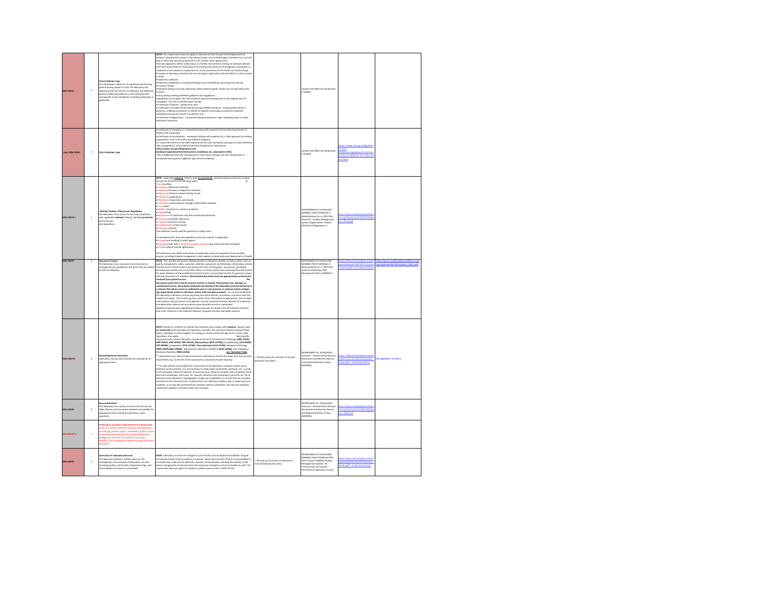| | | | | | | | |
|---|---|---|---|---|---|---|---|
| GEN.20361 | 2 | **CLIA Certificate Type** For laboratories subject to US regulations performing patient testing subject to CLIA, the laboratory has registered with the Centers for Medicare and Medicaid Services (CMS) and obtained a CLIA certificate that corresponds to the complexity of testing performed, as applicable. | **NOTE:** This requirement does not apply to laboratories that are part of the Department of Defense. Laboratories located in CLIA exempt states, such as Washington and New York, must be able to show that they have obtained a CLIA number, when appropriate. The CLIA regulations define a laboratory as a facility that performs testing on materials derived from the human body for the purpose of providing information for the diagnosis, prevention, or treatment of any disease or impairment of, or the assessment of the health of, human beings. Examples of laboratory activities that do not require registration with the CMS for a CLIA number include: • Specimen collection • Specimen preparation, including histology, tissue embedding, sectioning, and staining • Forensic testing • Research testing on human specimens where patient-specific results are not reported to the clinician • Drug testing meeting SAMHSA guidelines and regulations Laboratories must obtain the CLIA certificate type that corresponds to their highest level of complexity. The CLIA certificate types include: • Certificate of Waiver - waived tests only* • Certificate of Provider Performed Microscopy (PPM) Procedures - testing performed by a physician, midlevel practitioner or dentist for specific microscopy procedures (moderate complexity) during the course of a patient's visit • Certificate of Registration - nonwaived testing (moderate or high complexity) prior to initial laboratory inspection | | Contact CQI Office for Clarification if needed | | |
| cont. GEN.20361 | 2 | CLIA Certificate Type | • Certificate of Compliance - nonwaived testing with inspection by the State Department of Health (CLIA inspection) • Certificate of Accreditation - nonwaived testing with inspection by a CMS-approved accrediting organization, such as the CAP's accreditation programs. For more information on the CMS requirements for CLIA certificates and types of CLIA certificates, refer to Appendix C of the CMS Interpretive Guidelines for Laboratories (**https://www.cms.gov/Regulations-and-Guidance/Legislation/CLIA/Interpretive_Guidelines_for_Laboratories.html**) *Any modification from the manufacturer's instructions changes the test classification to nonwaived and requires a different type of CLIA certificate. | | Contact CQI Office for Clarification if needed | https://www.cms.gov/Regulations-and-Guidance/Legislation/CLIA/Interpretive_Guidelines_for_Laboratories.html | |
| GEN.20374 | 1 | *National/ Federal /State/Local Regulations* The laboratory has a policy for ensuring compliance with applicable *national*, federal, state (*or provincial*) and local laws and regulations. | **NOTE:** Applicable **national**, federal, state (**or provincial**) and local requirements may include but are not limited to the following areas: • Tissue handling • Handling radioactive materials • Shipping infectious or diagnostic materials • Reporting infectious disease testing results • Personnel qualifications • Retention of specimens and records • Hazardous waste disposal, storage of flammable materials • Fire codes • Medical examiner or coroner jurisdiction • Legal testing • Acceptance of specimens only from authorized personnel • Handling controlled substances • Patient consent for testing • Confidentiality of test results • Donation of blood The checklists contain specific questions on these areas. For biorepositories, laws and regulations may also include, as applicable: • Storage and handling of select agents • Storage of bulk fuels and other hazardous materials (eg, diesel and liquid nitrogen) • Use of material transfer agreements The laboratory may obtain information on applicable laws and regulations from multiple sources, including hospital management, state medical societies and state departments of health. | | DEPARTMENT OF PATHOLOGY GENERAL POLICY MANUAL-A-Administrative-Ⅲ-→ HPO Path Volume II - Quality Management System (Organization- Federal /State/Local Regulations) | http://www.insidehopkinsmedicine.org/hpo/policies/68/3578/policy_3578.pdf | |
| GEN.20375 | 2 | **Document Control** The laboratory has a document control system to manage policies, procedures, and forms that are subject to CAP accreditation. | **NOTE:** This includes documents relating directly to laboratory testing, as well as others, such as quality management, safety, specimen collection, personnel, and laboratory information systems. The document control system must ensure that only current policy , procedures ,(including derivative documents such as card files charts or similar systems that summarize key information for quick reference at the workbench) and forms are in use and that records for approval, review, and discontinuance are available. *Discontinued documents must be appropriately archived and removed from general access. The document master files must be securely stored in a manner that prevents loss, damage, or unauthorized access. Documents needed for functioning of the laboratory must be backed up in a manner that allows access to authorized users in case of power or network system outages (eg, paper-based system or electronic system with emergency power).* It is recommended that the laboratory maintain a control log listing all current policies, procedures, and forms with the locations of copies. The control log may contain other information as appropriate, such as dates when policies and procedures were placed in service, schedule of review, identity of reviewer(s), and dates when policies and procedures were discontinued and or superseded. Additional requirements regarding procedure manuals are found in the All Common Checklist, and in the checklist in the Collection Manual, Computer Services and Safety sections. | | DEPARTMENT OF PATHOLOGY GENERAL POLICY MANUAL-A-Administrative-Ⅲ-→ HPO Path Volume II Pathology HPO Management Policy (ADM013) | https://hpo.johnshopkins.edu/hopkins/policies/68/10172/policy_10172.pdf?_=0.111871127433 | http://www.insidehopkinsmedicine.org/hpo/policies/68/3901/policy_3901.pdf |
| GEN.20377 | 2 | **Record/Specimen Retention** Laboratory records and materials are retained for an appropriate time | **NOTE:** Policies for retention of records and materials must comply with **national**, federal, state (**or provincial**), and local laws and regulations and with the minimum retention periods listed below, whichever is most stringent. For testing on minors (under the age of 21), stricter state regulations may apply. More specific requirements for certain laboratory records are found in the Anatomic Pathology (**ANP.12500, ANP.29870, ANP.35508, ANP.36125**), **Biorepository (BAP.13740),** Cytopathology (**CYP.06650, CYP.06900**), Cytogenetics (**CYG.52700**), **Flow Cytometry (FLO.32700)**, Molecular Pathology (**MOL.35870,MOL.49660**) , Reproductive Laboratory Medicine (**RLM.12466**), and Transfusion Medicine Checklists (**TRM.32250**). see **Retention Table** * Laboratories may wish to retain instrument maintenance records for longer than the two-year requirement (eg, for the life of the instrument), to facilitate trouble-shooting. ** For data directly transmitted from instruments to the laboratory computer system via an interface (on-line system), it is not necessary to retain paper worksheets, printouts, etc., so long as the computer retains the data for at least two years. Manual computer entry of patient result data from worksheets, print-outs, etc. requires retention of all worksheets, printouts, etc. for at least two years (digitized or photographic images are acceptable). For results that are manually entered into the computer from 1) observation of an electronic display, with no paper print-out available, or 2) manually performed test methods without worksheets, the two-year retention requirement applies to the data within the computer. | ✓Written policy for retention of records, specimens and slides | DEPARTMENT OF PATHOLOGY Volume II - General Policy Manual-Documents and Records, Record and Material Retention Policy (ADM005) | https://hpo.johnshopkins.edu/hopkins/policies/68/9266/policy_9266.pdf?_=0.610245134672 | See appedix A in Policy |
| GEN.20425 | 2 | **Record Retention** The laboratory has a policy to ensure that all records, slides, blocks, and tissues are retained and available for appropriate times should the laboratory cease operation. | | | DEPARTMENT OF PATHOLOGY Volume II - General Policy Manual-Documents and Records, Record and Material Retention Policy (ADM005) | http://www.insidehopkinsmedicine.org/hpo/policies/68/9266/policy_9266.pdf | |
| GEN.20430 N | 2 | **Verification of Copies of Records Prior to Destruction** There is a written procedure to ensure that laboratory records (eg, patient reports, worksheets, quality control records) being converted onto another medium for storage and retention are verified for accuracy, legibility, and completeness before the original record is destroyed. | | | | | |
| GEN.20450 | 2 | **Correction of Laboratory Records** The laboratory follows a written policy for the management and correction of laboratory records, including quality control data, temperature logs, and intermediate test results or worksheets. | **NOTE:** Laboratory records and changes to such records must be legible and indelible. Original (erroneous) entries must be visible (i.e. erasures, white-out and correction fluid are unacceptable) or accessible (eg, audit trail for electronic records). Corrected data, including the identity of the person changing the record and when the record was changed, must be accessible to audit. This requirement does not apply to changes to patient reports (refer to GEN.41310). | ✓Records of corrections to laboratory records following the policy | DEPARTMENT OF PATHOLOGY GENERAL POLICY MANUAL-HPO Path Volume II-QM003-Quality Management Systems- III- →Documents and records - Correction of laboratory records | https://hpo.johnshopkins.edu/hopkins/policies/68/3578/policy_3578.pdf?_=0.485211161361 | |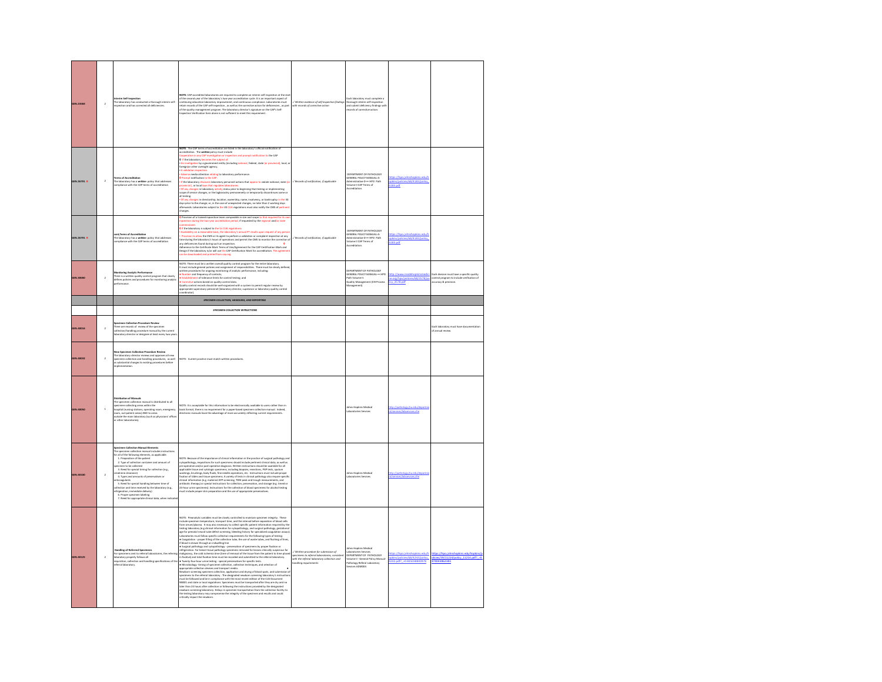| | | | | | | | |
|---|---|---|---|---|---|---|---|
| GEN.23584 | 2 | **Interim Self-Inspection** The laboratory has conducted a thorough interim self-inspection and has corrected all deficiencies. | **NOTE:** CAP-accredited laboratories are required to complete an interim self inspection at the start of the second year of the laboratory's two-year accreditation cycle. It is an important aspect of continuing education laboratory improvement, and continuous compliance. Laboratories must retain records of the CAP self-inspection, as well as the corrective action for deficiencies, as part of the quality management program. The laboratory director's signature on the CAP's Self-Inspection Verification form alone is not sufficient to meet this requirement. | ✓Written evidence of self-inspection findings with records of corrective action | Each laboratory must complete a thorough interim self-inspection and submit deficiency findings with records of corrective action. | | |
| GEN.26791 R | 2 | **Terms of Accreditation** The laboratory has a **written** policy that addresses compliance with the CAP terms of accreditation | **NOTE:** The CAP terms of accreditation are listed in the laboratory's official notification of accreditation. The **written** policy must include: Cooperation in any CAP investigation or inspection and prompt notification to the CAP<br>◊ If the laboratory becomes the subject of:<br>• An investigation by a government entity (including national, federal, state (or provincial), local, or foreign) or other oversight agency.<br>• A validation inspection<br>• Adverse media attention relating to laboratory performance.<br>◊ Prompt notification to the CAP:<br>• If the laboratory discovers laboratory personnel actions that appear to violate national, state (or provincial), or local laws that regulate laboratories.<br>• Of any changes in laboratory activity menu prior to beginning that testing or implementing scope of service changes, or the laboratory permanently or temporarily discontinues some or all testing.<br>• Of any changes in directorship, location, ownership, name, insolvency, or bankruptcy in the 30 days prior to the change, or, in the case of unexpected changes, no later than 2 working days afterwards. Laboratories subject to the US CLIA regulations must also notify the CMS of pertinent changes. | ✓Records of notification, if applicable | DEPARTMENT OF PATHOLOGY GENERAL POLICY MANUAL-A-Administrative 0==HPD Path Volume II CAP Terms of Accreditation. | https://hpo.johnshopkins.edu/hopkins/policies/68/4183/policy_4183.pdf | |
| GEN.26791 R | 2 | **cont.Terms of Accreditation** The laboratory has a **written** policy that addresses compliance with the CAP terms of accreditation | ◊ Provision of a trained inspection team comparable in size and scope to that required for its own inspection during the four-year accreditation period, if requested by the regional and/or state commissioner.<br>◊ If the laboratory is subject to the US CLIA regulations<br>• Availability on a reasonable basis, the laboratory's annual PT results upon request of any person<br>• Provision to allow the CMS or its agent to perform a validation or complaint inspection at any time during the laboratory's hours of operations and permit the CMS to monitor the correction of any deficiencies found during such an inspection. ◊<br>Adherence to the Certificate Mark Terms of Use/Agreement for the CAP Certification Mark and Design if the laboratory is/or will use the CAP Certification Mark for accreditation. The agreement can be downloaded and printed from cap.org | ✓Records of notification, if applicable | DEPARTMENT OF PATHOLOGY GENERAL POLICY MANUAL-A-Administrative 0==HPD Path Volume II CAP Terms of Accreditation. | https://hpo.johnshopkins.edu/hopkins/policies/68/4183/policy_4183.pdf | |
| GEN.30000 | 2 | **Monitoring Analytic Performance** There is a written quality control program that clearly defines policies and procedures for monitoring analytic performance. | NOTE: There must be a written overall quality control program for the entire laboratory. It must include general policies and assignment of responsibilities. There must be clearly defined, written procedures for ongoing monitoring of analytic performance, including:<br>● Number and frequency of controls;<br>● Establishment of tolerance limits for control testing; and<br>● Corrective actions based on quality control data.<br>Quality control records should be well-organized with a system to permit regular review by appropriate supervisory personnel (laboratory director, supervisor or laboratory quality control coordinator). | | DEPARTMENT OF PATHOLOGY GENERAL POLICY MANUAL == HPD Path Volume II Quality Management (IIII Process Management) | http://www.insidehopkinsmedicine.org/hpo/policies/68/3578/policy_3578.pdf | Each device must have a specific quality control program to include verification of accuracy & precision. |
| | | | **SPECIMEN COLLECTION, HANDLING, AND REPORTING** | | | | |
| | | | **SPECIMEN COLLECTION INSTRUCTIONS** | | | | |
| GEN.40016 | 2 | **Specimen Collection Procedure Review** There are records of review of the specimen collection/handling procedure manual by the current laboratory director or designee at least every two years. | | | | | Each laboratory must have documentation of annual review. |
| GEN.40032 | 2 | **New Specimen Collection Procedure Review** The laboratory director reviews and approves all new specimen collection and handling procedures, as well as substantial changes to existing procedures before implementation. | NOTE: Current practice must match written procedures. | | | | |
| GEN.40050 | 1 | **Distribution of Manuals** The specimen collection manual is distributed to all specimen-collecting areas within the hospital (nursing stations, operating room, emergency room, out-patient areas) AND to areas outside the main laboratory (such as physicians' offices or other laboratories). | NOTE: It is acceptable for this information to be electronically available to users rather than in book format; there is no requirement for a paper-based specimen collection manual. Indeed, electronic manuals have the advantage of more accurately reflecting current requirements. | | Johns Hopkins Medical Laboratories Services | http://pathology.jhu.edu/department/services/labservices.cfm | |
| GEN.40100 | 2 | **Specimen Collection Manual Elements** The specimen collection manual includes instructions for all of the following elements, as applicable<br>1. Preparation of the patient<br>2. Type of collection container and amount of specimen to be collected<br>3. Need for special timing for collection (e.g., creatinine clearance)<br>4. Types and amounts of preservatives or anticoagulants<br>5. Need for special handling between time of collection and time received by the laboratory (e.g., refrigeration, immediate delivery)<br>6. Proper specimen labeling<br>7. Need for appropriate clinical data, when indicated | NOTE: Because of the importance of clinical information in the practice of surgical pathology and cytopathology, requisitions for such specimens should include pertinent clinical data, as well as pre-operative and/or post-operative diagnosis. Written instructions should be available for all applicable tissue and cytology specimens, including biopsies, resections, PAP tests, sputum washings, brushings, body fluids, fine needle aspirations, etc. Instructions must include proper fixation of slides and tissue specimens. A variety of tests in clinical pathology also require specific clinical information (e.g. maternal AFP screening, TDM peak and trough measurements, and antibiotic therapy) or special instructions for collection, preservation, and storage (e.g. timed or 24-hour urine specimens). Instructions for the collection of blood specimens for alcohol testing must include proper skin preparation and the use of appropriate preservatives. | | Johns Hopkins Medical Laboratories Services | http://pathology.jhu.edu/department/services/labservices.cfm | |
| GEN.40125 | 2 | **Handling of Referred Specimens** For specimens sent to referral laboratories, the referring laboratory properly follows all requisition, collection and handling specifications of the referral laboratory. | NOTE: Preanalytic variables must be closely controlled to maintain specimen integrity. These include specimen temperature, transport time, and the interval before separation of blood cells from serum/plasma. It may also necessary to collect specific patient information required by the testing laboratory (e.g.clinical information for cytopathology, and surgical pathology, gestational age for prenatal neural tube defect screening, bleeding history for specialized coagulation assays). Laboratories must follow specific collection requirements for the following types of testing:<br>● Coagulation - proper filling of the collection tube, the use of waste tubes, and flushing of lines, if blood is drawn through an indwelling line<br>● Surgical pathology and cytopathology - preservation of specimens by proper fixation or refrigeration. For breast tissue pathology specimens removed for lesions clinically suspicious for malignancy, the cold ischemia time (time of removal of the tissue from the patient to time placed in fixative) and total fixation time must be recorded and submitted to the referral laboratory.<br>● Twenty-four hour urine testing - special preservatives for specific tests.<br>● Microbiology -timing of specimen collection, collection techniques, and selection of appropriate collection devices and transport media.<br>Newborn screening specimen collection, application and drying of blood spots, and submission of specimens to the referral laboratory - The designated newborn screening laboratory's instructions must be followed and be in compliance with the most recent edition of the CLSI Document NBS01 and state or local regulations. Specimens must be transported after they are dry and no later than 24 hours after collection or following the instructions provided by the designated newborn screening laboratory. Delays in specimen transportation from the collection facility to the testing laboratory may compromise the integrity of the specimens and results and could critically impact the newborn. | ✓Written procedure for submission of specimens to referral laboratories, consistent with the referral laboratory collection and handling requirements | Johns Hopkins Medical Laboratories Services<br>DEPARTMENT OF PATHOLOGY Volume II - General Policy Manual Pathology Referral Laboratory Services ADM003 | https://hpo.johnshopkins.edu/hopkins/policies/68/4243/policy_4243.pdf?_=0.305038803979 | https://hpo.johnshopkins.edu/hopkins/policies/89/31219/policy_31219.pdf?_=0.8700438623883 |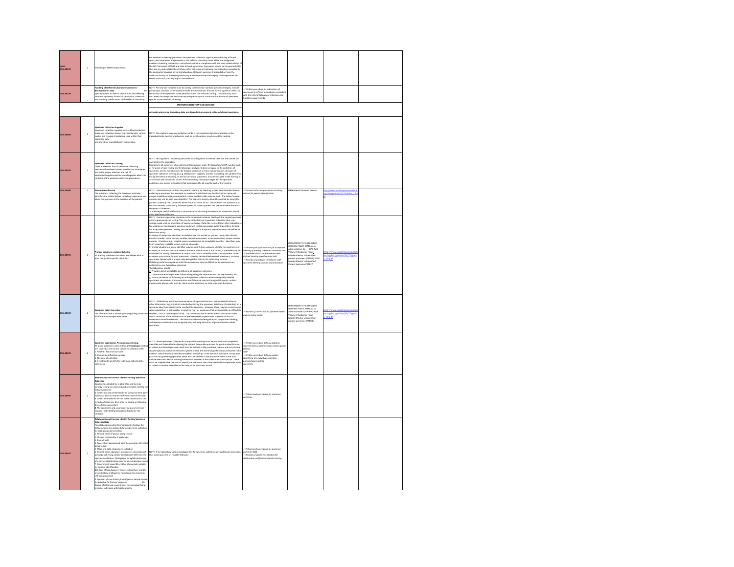| | | | | | | | |
|---|---|---|---|---|---|---|---|
| cont. GEN.40125 | 2 | Handling of Referred Specimens | For newborn screening specimens, the specimen collection, application and drying of blood spots, and submission of specimens to the referral laboratory must follow the designated newborn screening laboratory's instructions and be in compliance with the most recent edition of the CLSI Document NBS01 and state or local regulations. Specimens should be transported after they are dry and no later than 24 hours after collection or following the instructions provided by the designated newborn screening laboratory. Delays in specimen transportation from the collection facility to the testing laboratory may compromise the integrity of the specimen and results and could critically impact the newborn. | | | | |
| GEN.40140 | 2 | **Handling of Referred Laboratory Specimens - Biorepositories Only** For specimens sent to referral laboratories, the referring laboratory properly follows all requisition, collection and handling specifications of the referral laboratory. | NOTE: Pre-analytic variables must be closely controlled to maintain specimen integrity. Critical pre-analytic variables to be tracked include those conditions that will have a significant effect on the quality of the specimen in the performance of the indicated testing. The laboratory must document the acceptable and unacceptable pre-analytical conditions for the use of specimens specific to the methods of testing. | ✓Written procedure for submission of specimens to referral laboratories, consistent with the referral laboratory collection and handling requirements | | | |
| | | | ***SPECIMEN COLLECTION AND LABELING*** | | | | |
| | | | *Accurate and precise laboratory data are dependent on properly collected clinical specimens.* | | | | |
| GEN.40460 | 1 | **Specimen Collection Supplies** Specimen collection supplies such as blood collection tubes and collection devices (e.g. feed lancets, culture swabs, and transport media) are used within their expiration date and stored per manufacturer's instructions. | NOTE: For newborn screening collection cards, if the expiration date is not printed on the individual cards, another mechanism, such as serial number, may be used for tracking. | | | | |
| GEN.40470 | 2 | **Specimen Collection Training** There are records that all personnel collecting specimens have been trained in collection techniques and in the proper selection and use of equipment/supplies and are knowledgeable about the contents of the specimen collection procedures. | NOTE: This applies to laboratory personnel, including those at remote sites that are owned and operated by the laboratory. It applies to all personnel who collect and test samples under the laboratory's CAP number, such as for point-of-care testing and for blood gas analysis. It does not apply to the collection of specimens sent to the laboratory by hospital personnel or from outside sources. All types of specimen collection techniques (e.g. phlebotomy, capillary, arterial, in-dwelling line, phlebotomy during intravenous infusion), as well as non-blood specimens, must be included in the training in accord with the individuals' duties. If the laboratory uses prepackaged kits for specimen collection, any special instructions that accompany the kit must be part of the training. | | | | |
| GEN.40490 | 2 | **Patient Identification** The individual collecting the specimen positively identifies the patient before collecting a specimen and labels the specimen in the presence of the patient. | NOTE: Personnel must confirm the patient's identity by checking at least two identifiers before collecting a specimen. For example, an inpatient's wristband may be checked for name and unique hospital number; an outpatient's name and birth date may be used. The patient's room number may not be used as an identifier. The patient's identity should be verified by asking the patient to identify him- or herself, when it is practical to do so*. The intent of this question is to ensure a written, consistently followed system for correct patient and specimen identification at the point of collection. *For example, verbal verification is not necessary if obtaining the services of a translator would delay specimen collection. | ✓Written collection procedure including criteria for patient identification | **CPM**-Identification of Patients | http://www.insidehopkinsmedicine.org/hpo/policies/39/12/policy_12.pdf | |
| GEN.40491 | 2 | **Primary specimen container Labeling** All primary specimen containers are labeled with at least two patient-specific identifiers | NOTE: A primary specimen container is the innermost container that holds the original specimen prior to processing and testing. This may be in the form of a specimen collection tube, cup, syringe, swab, slide or other form of specimen storage. Data files received from other laboratories for analysis are considered a specimen and must contain acceptable patient identifiers. Criteria for acceptable specimen labeling and the handling of sub-optimal specimens must be defined in laboratory policy. Examples of acceptable identifiers include but are not limited to: patient name, date of birth, hospital number, social security number, requisition number, accession number, unique random number. A location (e.g., hospital room number) is not an acceptable identifier. Identifiers may be in a machine readable format, such as a barcode. In limited situations, a single identifier may be used if it can uniquely identify the specimen. For example, in a trauma situation where a patient's identification is not known, a specimen may be submitted for testing labeled with a unique code that is traceable to the trauma patient. Other examples may include forensic specimens, coded or de-identified research specimens, or donor specimens labeled with a unique code decryptable only by the submitting location. Obtaining uniform compliance with this requirement may be difficult when specimens are collected by non-laboratory personnel. The laboratory should: 1. Provide a list of acceptable identifiers to all specimen collectors; 2. Communicate with specimen collectors regarding the importance of this requirement; and 3. Have a procedure for following-up with specimen collectors when inadequately labeled specimens are received. Communication and follow-up may be through QM reports, written memoranda, phone calls, visits by client service personnel, or other means of disclosure. | ✓Written policy with criteria for acceptable labeling of primary specimen containers AND ✓Specimen collection procedures with defined labeling specifications AND ✓Records of audits for compliance with specimen labeling policies and procedures | DEPARTMENT OF PATHOLOGY GENERAL POLICY MANUAL-A-Administrative-IIb-— HPO Path Volume I-Customer Focus-Mislabelled or unidentified patient specimens (PAB04); ICPM Mislabelled of Unidentified Patient Specimen PAT017 | http://www.insidehopkinsmedicine.org/hpo/policies/39/70/policy_70.pdf | |
| GEN.40492 | 2 | **Specimen Label Correction** The laboratory has a written policy regarding correction of information on specimen labels. | NOTE: If laboratory personnel become aware of a potential error in patient identification or other information (eg., initials of individual collecting the specimen, date/time of collection) on a specimen label, best practice is to recollect the specimen. However, there may be circumstances when recollection is not possible or practical (eg., for specimens that are impossible or difficult to recollect, such as cerebrospinal fluid). The laboratory should define the circumstances under which correction of the information on specimen labels is permitted. A record of all such corrections should be retained. The laboratory should investigate errors in specimen labeling, and develop corrective action as appropriate, including education of personnel who collect specimens. | ✓Records of corrections to specimen labels and corrective action | DEPARTMENT OF PATHOLOGY GENERAL POLICY MANUAL-A-Administrative-IIb-— HPO Path Volume I-Customer Focus-Mislabelled or unidentified patient specimens (PAB04) | http://www.insidehopkinsmedicine.org/hpo/policies/39/70/policy_70.pdf | |
| GEN.40493 | 2 | **Specimen Labeling for Pretransfusion Testing** All blood specimens collected for pretransfusion testing are labeled at the time of specimen collection with: 1. Patient's first and last name 2. Unique identification number 3. The date of collection 4. A method to identify the individual collecting the specimens | NOTE: Blood specimens collected for compatibility testing must be positively and completely identified and labeled before leaving the patient. Acceptable practices for positive identification of patient and blood specimen labels must be defined in the procedure manual and may include visual inspection and/or an electronic system to read the identifying information contained in bar codes or radio-frequency identification (RFID) microchips on the patient's wristband. Acceptable practices for generating specimen labels must be defined in the procedure manual and may include electronic devices utilizing information stored in bar codes or RFID microchips. There must be a dependable method to identify the individual who collected the blood specimen, such as initials or another identifier on the tube, or an electronic record. | ✓Written procedure defining labeling requirements of specimens for pretransfusion testing AND ✓Written procedure defining system identifying the individual collecting pretransfusion testing specimens | | | |
| GEN.40495 | 2 | **Relationship and Forensic Identity Testing Specimen Collection** Specimens collected for relationship and forensic identity testing are collected and processed meeting the following criteria: 1. Collections are performed by an unbiased, third party individual with no interest in the outcome of the case 2. Collection materials are not in the possession of the tested parties at any time prior to, during, or following the collection procedure 3. The specimens and accompanying documents are shipped to the testing laboratory directly by the collector. | | ✓Policies and procedures for specimen collection | | | |
| GEN.40497 | 2 | **Relationship and Forensic Identity Testing Specimen Collection Data** For relationship and/or forensic identity testing, the following data are obtained during specimen collection for each person to be tested: 1. Printed name of person being tested 2. Alleged relationship, if applicable 3. Date of birth 4. Race/ethnic background with the exception of a child being tested 5. Place and date of specimen collection 6. Printed name, signature, and contact information of person(s) collecting and/or witnessing (if different) the specimen collection. Photograph, or legible photocopy of a picture identification card for each individual tested 7. Government issued ID or other photograph suitable for positive identification 8. History of transfusion in the preceding three months or any history of allogeneic hematopoietic progenitor cell transplantation 9. Synopsis of case history/investigation, sample source, if applicable for forensic purposes 10. Record of informed consent from the individual being tested or individual with legal authority | NOTE: If the laboratory uses prepackaged kits for specimen collection, any additional instructions that accompany the kit must be followed | ✓Policies and procedures for specimen collection AND ✓Records of specimen collection for relationship and forensic identity testing | | | |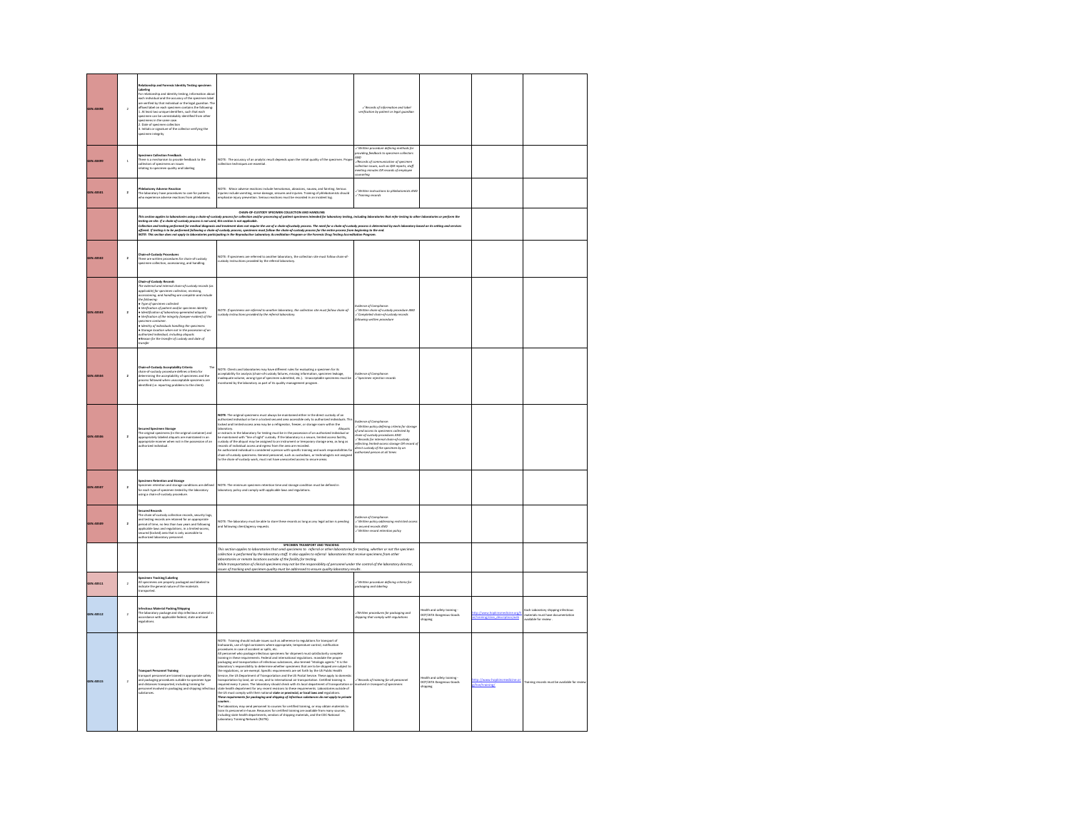| | | | | | | | |
|---|---|---|---|---|---|---|---|
| GEN.40498 | 2 | **Relationship and Forensic Identity Testing specimen Labeling**<br>For relationship and identity testing, information about each individual and the accuracy of the specimen label are verified by that individual or the legal guardian. The affixed label on each specimen contains the following:<br>1. At least two unique identifiers, such that each specimen can be unmistakably identified from other specimens in the same case.<br>2. Date of specimen collection<br>3. Initials or signature of the collector verifying the specimen integrity | | ✓Records of information and label verification by patient or legal guardian | | | |
| GEN.40499 | 1 | **Specimen Collection Feedback**<br>There is a mechanism to provide feedback to the collectors of specimens on issues relating to specimen quality and labeling. | NOTE: The accuracy of an analytic result depends upon the initial quality of the specimen. Proper collection techniques are essential. | ✓Written procedure defining methods for providing feedback to specimen collectors AND<br>✓Records of communication of specimen collection issues, such as QM reports, staff meeting minutes OR records of employee counseling | | | |
| GEN.40501 | 2 | **Phlebotomy Adverse Reaction**<br>The laboratory have procedures to care for patients who experience adverse reactions from phlebotomy. | NOTE: Minor adverse reactions include hematomas, abrasions, nausea, and fainting. Serious injuries include vomiting, nerve damage, seizures and injuries. Training of phlebotomists should emphasize injury prevention. Serious reactions must be recorded in an incident log. | ✓Written instructions to phlebotomists AND<br>✓Training records | | | |
| | | **CHAIN-OF-CUSTODY SPECIMEN COLLECTION AND HANDLING**<br>*This section applies to laboratories using a chain-of-custody process for collection and/or processing of patient specimens intended for laboratory testing, including laboratories that refer testing to other laboratories or perform the testing on-site. If a chain-of-custody process is not used, this section is not applicable.*<br>*Collection and testing performed for medical diagnosis and treatment does not require the use of a chain-of-custody process. The need for a chain-of-custody process is determined by each laboratory based on its setting and services offered. If testing is to be performed following a chain-of-custody process, specimens must follow the chain-of-custody process for the entire process from beginning to the end.*<br>*NOTE: This section does not apply to laboratories participating in the Reproductive Laboratory Accreditation Program or the Forensic Drug Testing Accreditation Program.* | | | | | |
| GEN.40502 | 2 | **Chain-of-Custody Procedures**<br>There are written procedures for chain-of-custody specimen collection, accessioning, and handling. | NOTE: If specimens are referred to another laboratory, the collection site must follow chain-of-custody instructions provided by the referral laboratory. | | | | |
| GEN.40503 | 2 | ***Chain-of-Custody Records***<br>*The external and internal chain-of-custody records (as applicable) for specimen collection, receiving, accessioning, and handling are complete and include the following:*<br>*● Type of specimen collected*<br>*● Verification of patient and/or specimen identity*<br>*● Identification of laboratory-generated aliquots*<br>*● Verification of the integrity (tamper-evident) of the specimen container*<br>*● Identity of individuals handling the specimens*<br>*● Storage location when not in the possession of an authorized individual, including aliquots*<br>*●Reason for the transfer of custody and date of transfer* | *NOTE: If specimens are referred to another laboratory, the collection site must follow chain-of-custody instructions provided by the referral laboratory.* | *Evidence of Compliance:*<br>*✓Written chain-of-custody procedure AND*<br>*✓Completed chain-of-custody records following written procedure* | | | |
| GEN.40504 | 2 | **Chain-of-Custody Acceptability Criteria** The chain-of-custody procedure defines criteria for determining the acceptability of specimens and the process followed when unacceptable specimens are identified (i.e. reporting problems to the client). | NOTE: Clients and laboratories may have different rules for evaluating a specimen for its acceptability for analysis (chain-of-custody failures, missing information, specimen leakage, inadequate volume, wrong type of specimen submitted, etc.). Unacceptable specimens must be monitored by the laboratory as part of its quality management program. | *Evidence of Compliance:*<br>*✓Specimen rejection records* | | | |
| GEN.40506 | 2 | **Secured Specimen Storage**<br>The original specimens (in the original container) and appropriately labeled aliquots are maintained in an appropriate manner when not in the possession of an authorized individual. | **NOTE**: The original specimens must always be maintained either in the direct custody of an authorized individual or be in a locked secured area accessible only to authorized individuals. This locked and limited-access area may be a refrigerator, freezer, or storage room within the laboratory. Aliquots or extracts in the laboratory for testing must be in the possession of an authorized individual or be maintained with "line of sight" custody. If the laboratory is a secure, limited-access facility, custody of the aliquot may be assigned to an instrument or temporary storage area, as long as records of individual access and egress from the area are recorded.<br>An authorized individual is considered a person with specific training and work responsibilities for chain-of-custody specimens. General personnel, such as custodians, or technologists not assigned to the chain-of-custody work, must not have unescorted access to secure areas. | *Evidence of Compliance:*<br>*✓Written policy defining criteria for storage of and access to specimens collected by chain-of-custody procedures AND*<br>*✓Records for internal chain-of-custody reflecting limited-access storage OR record of direct custody of the specimen by an authorized person at all times* | | | |
| GEN.40507 | 2 | **Specimen Retention and Storage**<br>Specimen retention and storage conditions are defined for each type of specimen tested by the laboratory using a chain-of-custody procedure. | NOTE: The minimum specimen retention time and storage condition must be defined in laboratory policy and comply with applicable laws and regulations. | | | | |
| GEN.40509 | 2 | **Secured Records**<br>The chain-of-custody collection records, security logs, and testing records are retained for an appropriate period of time, no less than two years and following applicable laws and regulations, in a limited-access, secured (locked) area that is only accessible to authorized laboratory personnel. | NOTE: The laboratory must be able to store these records as long as any legal action is pending and following client/agency requests. | *Evidence of Compliance:*<br>*✓Written policy addressing restricted access to secured records AND*<br>*✓Written record retention policy* | | | |
| | | **SPECIMEN TRANSPORT AND TRACKING**<br>*This section applies to laboratories that send specimens to referral or other laboratories for testing, whether or not the specimen collection is performed by the laboratory staff. It also applies to referral laboratories that receive specimens from other laboratories or remote locations outside of the facility for testing.*<br>*While transportation of clinical specimens may not be the responsibility of personnel under the control of the laboratory director, issues of tracking and specimen quality must be addressed to ensure quality laboratory results.* | | | | | |
| GEN.40511 | 2 | **Specimen Tracking/Labeling**<br>All specimens are properly packaged and labeled to indicate the general nature of the materials transported. | | ✓Written procedure defining criteria for packaging and labeling | | | |
| GEN.40512 | 2 | **Infectious Material Packing/Shipping**<br>The laboratory package and ship infectious material in accordance with applicable federal, state and local regulations. | | ✓Written procedures for packaging and shipping that comply with regulations | Health and safety training - DOT/IATA Dangerous Goods shipping | http://www.hopkinsmedicine.org/hse/training/class_description.html | Each Laboratory shipping infectious materials must have documentation available for review. |
| GEN.40515 | 2 | **Transport Personnel Training**<br>Transport personnel are trained in appropriate safety and packaging procedures suitable to specimen type and distances transported, including training for personnel involved in packaging and shipping infectious substances. | NOTE: Training should include issues such as adherence to regulations for transport of biohazards, use of rigid containers where appropriate, temperature control, notification procedures in case of accident or spills, etc.<br>All personnel who package infectious specimens for shipment must satisfactorily complete training in these requirements. Federal and international regulations mandate the proper packaging and transportation of infectious substances, also termed "etiologic agents." It is the laboratory's responsibility to determine whether specimens that are to be shipped are subject to the regulations, or are exempt. Specific requirements are set forth by the US Public Health Service, the US Department of Transportation and the US Postal Service. These apply to domestic transportation by land, air or sea, and to international air transportation. Certified training is required every 3 years. The laboratory should check with its local department of transportation or state health department for any more restrictive requirements. Laboratories outside of the US must comply with their national **state or provincial, or local laws and** regulations.<br>***These requirements for packaging and shipping of infectious substances do not apply to private couriers.***<br>The laboratory may send personnel to courses for certified training, or may obtain materials to train its personnel in-house. Resources for certified training are available from many sources, including state health departments, vendors of shipping materials, and the CDC National Laboratory Training Network (NLTN). | ✓Records of training for all personnel involved in transport of specimens | Health and safety training - DOT/IATA Dangerous Goods shipping | http://www.hopkinsmedicine.org/hse/training/ | Training records must be available for review |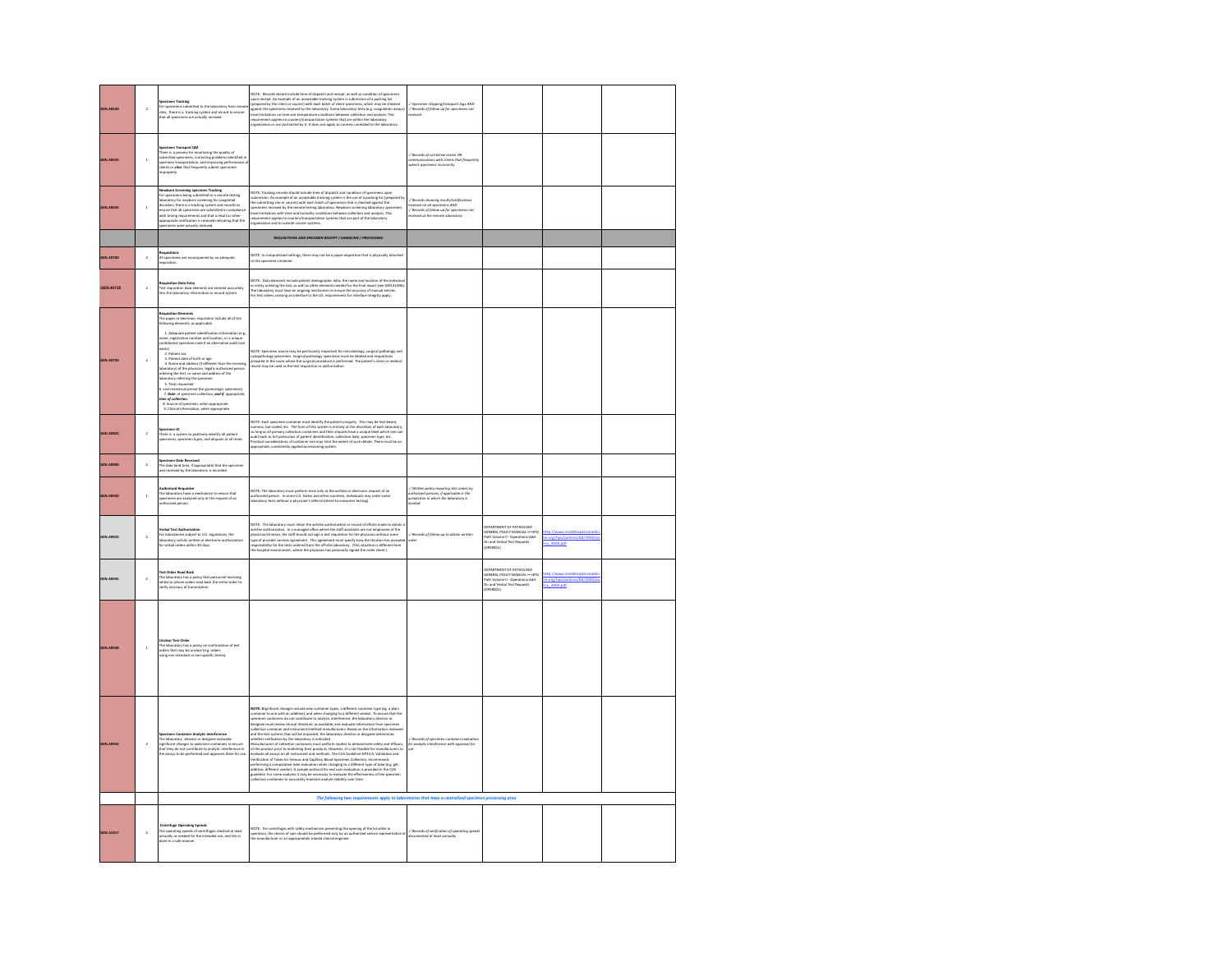| | | | | | | | |
|---|---|---|---|---|---|---|---|
| GEN.40530 | 2 | **Specimen Tracking**<br>For specimens submitted to the laboratory from remote sites, there is a tracking system and record to ensure that all specimens are actually received. | NOTE: Records should include time of dispatch and receipt, as well as condition of specimens upon receipt. An example of an acceptable tracking system is submission of a packing list (prepared by the client or courier) with each batch of client specimens, which may be checked against the specimens received by the laboratory. Some laboratory tests (e.g. coagulation assays) have limitations on time and temperature conditions between collection and analysis. This requirement applies to courier/transportation systems that are within the laboratory organization or are contracted by it. It does not apply to couriers unrelated to the laboratory. | ✓Specimen shipping/transport logs AND<br>✓Records of follow-up for specimens not received | | | |
| GEN.40535 | 1 | **Specimen Transport QM**<br>There is a process for monitoring the quality of submitted specimens, correcting problems identified in specimen transportation, and improving performance of clients or sites that frequently submit specimens improperly. | | ✓Records of corrective action OR communications with clients that frequently submit specimens incorrectly | | | |
| GEN.40545 | 1 | **Newborn Screening specimen Tracking**<br>For specimens being submitted to a remote testing laboratory for newborn screening for congenital disorders, there is a tracking system and records to ensure that all specimens are submitted in compliance with timing requirements and that a result or other appropriate notification is received indicating that the specimens were actually received. | NOTE: Tracking records should include time of dispatch and condition of specimens upon submission. An example of an acceptable tracking system is the use of a packing list (prepared by the submitting site or courier) with each batch of specimens that is checked against the specimens received by the remote testing laboratory. Newborn screening laboratory specimens have limitations with time and humidity conditions between collection and analysis. This requirement applies to courier/transportation systems that are part of the laboratory organization and to outside courier systems. | ✓Records showing results/notifications received on all specimens AND<br>✓Records of follow-up for specimens not received at the remote laboratory | | | |
| | | | *REQUISITIONS AND SPECIMEN RECEIPT / HANDLING / PROCESSING* | | | | |
| GEN.40700 | 2 | **Requisitions**<br>All specimens are accompanied by an adequate requisition. | NOTE: In computerized settings, there may not be a paper requisition that is physically attached to the specimen container. | | | | |
| GEN.40725 | 2 | **Requisition Data Entry**<br>Test requisition data elements are entered accurately into the laboratory information or record system. | NOTE: Data elements include patient demographic data, the name and location of the individual or entity ordering the test, as well as other elements needed for the final report (see GEN.41096). The laboratory must have an ongoing mechanism to ensure the accuracy of manual entries. For test orders crossing an interface to the LIS, requirements for interface integrity apply. | | | | |
| GEN.40750 | 2 | **Requisition Elements**<br>The paper or electronic requisition include all of the following elements, as applicable:<br><br>1. Adequate patient identification information (e.g. name, registration number and location, or a unique confidential specimen code if an alternative audit trail exists)<br>2. Patient sex<br>3. Patient date of birth or age<br>4. Name and address (if different than the receiving laboratory) of the physician, legally authorized person ordering the test, or name and address of the laboratory referring the specimen<br>5. Tests requested<br>6. Last menstrual period (for gynecologic specimens)<br>7. ***Date*** of specimen collection, ***and if*** appropriate, ***time of collection.***<br>8. Source of specimen, when appropriate<br>9. Clinical information, when appropriate | NOTE: Specimen source may be particularly important for microbiology, surgical pathology and cytopathology specimens. Surgical pathology specimens must be labeled and requisitions prepared in the room where the surgical procedure is performed. The patient's chart or medical record may be used as the test requisition or authorization. | | | | |
| GEN.40825 | 2 | **Specimen ID**<br>There is a system to positively identify all patient specimens, specimen types, and aliquots at all times. | NOTE: Each specimen container must identify the patient uniquely. This may be text-based, numeric, bar-coded, etc. The form of this system is entirely at the discretion of each laboratory, so long as all primary collection containers and their aliquots have a unique label which one can audit back to full particulars of patient identification, collection date, specimen type, etc. Practical considerations of container size may limit the extent of such details. There must be an appropriate, consistently applied accessioning system. | | | | |
| GEN.40900 | 2 | **Specimen Date Received**<br>The date (and time, if appropriate) that the specimen was received by the laboratory is recorded. | | | | | |
| GEN.40930 | 1 | **Authorized Requestor**<br>The laboratory have a mechanism to ensure that specimens are analyzed only at the request of an authorized person. | NOTE: The laboratory must perform tests only at the written or electronic request of an authorized person. In some U.S. States and other countries, individuals may order some laboratory tests without a physician's referral (direct-to-consumer testing). | ✓Written policy requiring test orders by authorized persons, if applicable in the jurisdiction in which the laboratory is located | | | |
| GEN.40932 | 2 | **Verbal Test Authorization**<br>For laboratories subject to U.S. regulations, the laboratory solicits written or electronic authorization for verbal orders within 30 days. | NOTE: The laboratory must retain the written authorization or record of efforts made to obtain a written authorization. In a managed office where the staff assistants are not employees of the physician/clinician, the staff should not sign a test requisition for the physician without some type of provider services agreement. This agreement must specify how the clinician has accepted responsibility for the tests ordered from the off-site laboratory. (This situation is different from the hospital environment, where the physician has personally signed the order sheet.) | ✓Records of follow-up to obtain written order | DEPARTMENT OF PATHOLOGY GENERAL POLICY MANUAL — HPO Path Volume II - Operations Add-On and Verbal Test Requests (OPER001) | http://www.insidehopkinsmedicine.org/hpo/policies/44/7990/policy_3000.pdf | |
| GEN.40935 | 2 | **Test Order Read Back**<br>The laboratory has a policy that personnel receiving verbal or phone orders read back the entire order to verify accuracy of transcription. | | | DEPARTMENT OF PATHOLOGY GENERAL POLICY MANUAL — HPO Path Volume II - Operations Add-On and Verbal Test Requests (OPER001) | http://www.insidehopkinsmedicine.org/hpo/policies/44/7990/policy_3000.pdf | |
| GEN.40938 | 1 | **Unclear Test Order**<br>The laboratory has a policy on confirmation of test orders that may be unclear (e.g. orders using non-standard or non-specific terms). | | | | | |
| GEN.40942 | 2 | **Specimen Container Analytic Interference**<br>The laboratory director or designee evaluates significant changes to specimen containers to ensure that they do not contribute to analytic interference in the assays to be performed and approves them for use. | ***NOTE: S***ignificant changes include new container types, a different container type (eg, a plain container to one with an additive), and when changing to a different vendor. To ensure that the specimen containers do not contribute to analytic interference, the laboratory director or designee must review clinical literature, as available, and evaluate information from specimen collection container and instrument/method manufacturers. Based on the information reviewed and the test systems that will be impacted, the laboratory director or designee determines whether verification by the laboratory is indicated.<br>Manufacturers of collection containers must perform studies to demonstrate safety and efficacy of the product prior to marketing their products. However, it is not feasible for manufacturers to evaluate all assays on all instrument and methods. The CLSI Guideline GP34-A, Validation and Verification of Tubes for Venous and Capillary Blood Specimen Collection, recommends performing a comparative tube evaluation when changing to a different type of tube (e.g. gel, additive different vendor). A sample protocol for end user evaluation is provided in the CLSI guideline. For some analytes it may be necessary to evaluate the effectiveness of the specimen collection containers to accurately maintain analyte stability over time. | ✓Records of specimen container evaluation for analytic interference with approval for use | | | |
| | | | ***The following two requirements apply to laboratories that have a centralized specimen processing area*** | | | | |
| GEN.41017 | 2 | **Centrifuge Operating Speeds**<br>The operating speeds of centrifuges checked at least annually as needed for the intended use, and this is done in a safe manner. | NOTE: For centrifuges with safety mechanism preventing the opening of the lid while in operation, the checks of rpm should be performed only by an authorized service representative of the manufacturer or an appropriately trained clinical engineer. | ✓Records of verification of operating speeds documented at least annually | | | |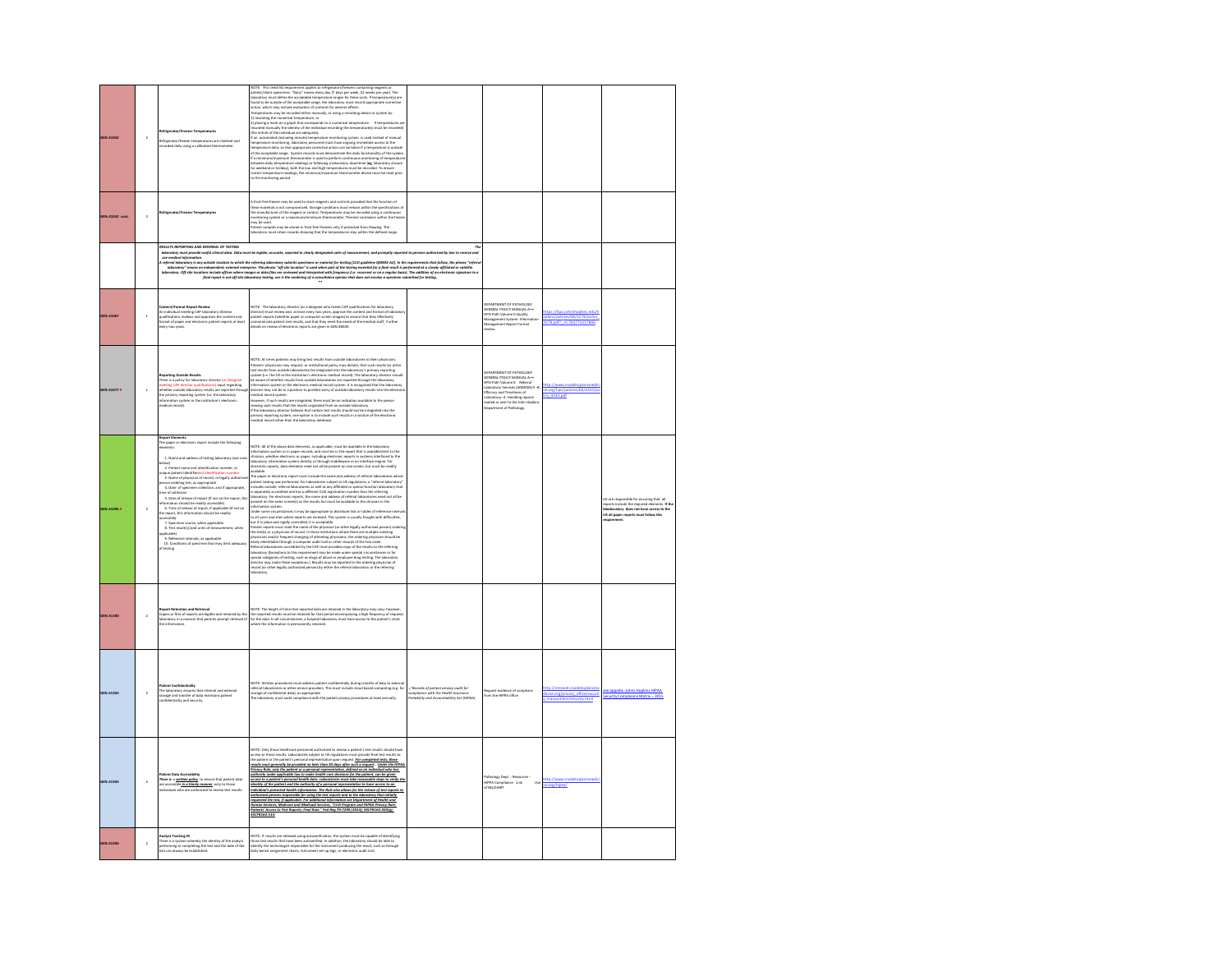| | | | | | | | |
|---|---|---|---|---|---|---|---|
| GEN.41042 | 2 | **Refrigerator/Freezer Temperatures** Refrigerator/freezer temperatures are checked and recorded daily using a calibrated thermometer. | NOTE: This checklist requirement applies to refrigerators/freezers containing reagents or patient/client specimens. "Daily" means every day (7 days per week, 52 weeks per year). The laboratory must define the acceptable temperature ranges for these units. If temperature(s) are found to be outside of the acceptable range, the laboratory must record appropriate corrective action, which may include evaluation of contents for adverse effects. Temperatures may be recorded either manually, or using a recording device or system by: 1) recording the numerical temperature, or 2) placing a mark on a graph that corresponds to a numerical temperature. If temperatures are recorded manually the identity of the individual recording the temperature(s) must be recorded (the initials of the individual are adequate). If an automated (including remote) temperature monitoring system is used instead of manual temperature monitoring, laboratory personnel must have ongoing immediate access to the temperature data, so that appropriate corrective action can be taken if a temperature is outside of the acceptable range. System records must demonstrate the daily functionality of the system. If a minimum/maximum thermometer is used to perform continuous monitoring of temperatures between daily temperature readings or following a laboratory downtime (eg, laboratory closure for weekend or holiday), both the low and high temperatures must be recorded. To ensure correct temperature readings, the minimum/maximum thermometer device must be reset prior to the monitoring period. | | | | |
| GEN.41042 cont. | 2 | **Refrigerator/Freezer Temperatures** | A frost-free freezer may be used to store reagents and controls provided that the function of these materials is not compromised. Storage conditions must remain within the specifications of the manufacturer of the reagent or control. Temperatures may be recorded using a continuous monitoring system or a maximum/minimum thermometer. Thermal containers within the freezer may be used. Patient samples may be stored in frost free freezers only if protected from thawing. The laboratory must retain records showing that the temperatures stay within the defined range. | | | | |
| | | ***RESULTS REPORTING AND REFERRAL OF TESTING*** *The laboratory must provide useful clinical data. Data must be legible, accurate, reported in clearly designated units of measurement, and promptly reported to persons authorized by law to receive and use medical information. A referral laboratory is any outside location to which the referring laboratory submits specimens or material for testing (CLSI guideline QMS05-A2). In the requirements that follow, the phrase "referral laboratory" means an independent, external enterprise. The phrase "off-site location" is used when part of the testing essential for a final result is performed at a closely affiliated or satellite laboratory. Off-site locations include offices where images or data files are reviewed and interpreted with frequency (i.e. recurrent or on a regular basis). The addition of an electronic signature to a final report is not off-site laboratory testing, nor is the rendering of a consultative opinion that does not involve a specimen submitted for testing.* | | | | | |
| GEN.41067 | 1 | **Content/Format Report Review** An individual meeting CAP laboratory director qualifications reviews and approves the content and format of paper and electronic patient reports at least every two years. | NOTE: The laboratory director (or a designee who meets CAP qualifications for laboratory director) must review and, at least every two years, approve the content and format of laboratory patient reports (whether paper or computer screen images) to ensure that they effectively communicate patient test results, and that they meet the needs of the medical staff. Further details on review of electronic reports are given in GEN.48500. | | DEPARTMENT OF PATHOLOGY GENERAL POLICY MANUAL-A— HPO Path Volume II Quality Management System- Information Management Report Format review. | https://hpo.johnshopkins.edu/hopkins/policies/46/3178/policy_3178.pdf?_=0.703773257806 | |
| GEN.41077 X | 1 | **Reporting Outside Results** There is a policy for laboratory director (or designee meeting CAP director qualifications) input regarding whether outside laboratory results are reported through the primary reporting system (i.e. the laboratory information system or the institution's electronic medical record). | NOTE: At times patients may bring test results from outside laboratories to their physicians. Patients' physicians may request, or institutional policy may dictate, that such results (or other test results from outside laboratories) be integrated into the laboratory's primary reporting system (i.e. the LIS or the institution's electronic medical record). The laboratory director should be aware of whether results from outside laboratories are reported through the laboratory information system or the electronic medical record system. It is recognized that the laboratory director may not be in a position to prohibit entry of outside laboratory results into the electronic medical record system. However, if such results are integrated, there must be an indication available to the person viewing such results that the results originated from an outside laboratory. If the laboratory director believes that certain test results should not be integrated into the primary reporting system, one option is to include such results in a section of the electronic medical record other than the laboratory database. | | DEPARTMENT OF PATHOLOGY GENERAL POLICY MANUAL-A— HPO Path Volume II: Referral Laboratory Services (ADMIN)(II-4) Efficiency and Timeliness of Laboratory -4. Handling reports mailed or sent to the Johns Hopkins Department of Pathology. | http://www.insidehopkinsmedicine.org/hpo/policies/46/4343/policy_4343.pdf | |
| GEN.41096 X | 2 | **Report Elements** The paper or electronic report include the following elements: 1. Name and address of testing laboratory (see note below) 2. Patient name and identification number, or unique patient identifier and identification number 3. Name of physician of record, or legally authorized person ordering test, as appropriate 4. Date of specimen collection, and if appropriate, time of collection 5. Date of release of report (if not on the report, this information should be readily accessible) 6. Time of release of report, if applicable (if not on the report, this information should be readily accessible) 7. Specimen source, when applicable 8. Test result(s) (and units of measurement, when applicable) 9. Reference intervals, as applicable 10. Conditions of specimen that may limit adequacy of testing | NOTE: All of the above data elements, as applicable, must be available in the laboratory information system or in paper records, and must be in the report that is available/sent to the clinician, whether electronic or paper, including electronic reports in systems interfaced to the laboratory information system directly or through middleware or an interface engine. For electronic reports, data elements need not all be present on one screen, but must be readily available. The paper or electronic report must include the name and address of referral laboratories where patient testing was performed. For laboratories subject to US regulations, a "referral laboratory" includes outside referral laboratories as well as any affiliated or special function laboratory that is separately accredited and has a different CLIA registration number than the referring laboratory. For electronic reports, the name and address of referral laboratories need not all be present on the same screen(s) as the results but must be available to the clinician in the information system. Under some circumstances it may be appropriate to distribute lists or tables of reference intervals to all users and sites where reports are received. This system is usually fraught with difficulties, but if in place and rigidly controlled, it is acceptable. Patient reports must state the name of the physician (or other legally authorized person) ordering the test(s) or a physician of record. In those institutions where there are multiple ordering physicians and/or frequent changing of attending physicians, the ordering physician should be easily identifiable through a computer audit trail or other records of the test order. Referral laboratories accredited by the CAP must provide copy of the results to the referring laboratory. (Exceptions to this requirement may be made under special circumstances or for special categories of testing, such as drugs of abuse or employee drug testing. The laboratory director may make these exceptions.) Results may be reported to the ordering physician of record (or other legally authorized person) by either the referral laboratory or the referring laboratory. | | | | LIS are responsible for ensuring that all reports include the required elements. **If the laboratory does not have access to the LIS all paper reports must follow this requirement.** |
| GEN.41300 | 2 | **Report Retention and Retrieval** Copies or files of reports are legible and retained by the laboratory in a manner that permits prompt retrieval of the information. | NOTE: The length of time that reported data are retained in the laboratory may vary; however, the reported results must be retained for that period encompassing a high frequency of requests for the data. In all circumstances, a hospital laboratory must have access to the patient's chart where the information is permanently retained. | | | | |
| GEN.41303 | 2 | **Patient Confidentiality** The laboratory ensures that internal and external storage and transfer of data maintains patient confidentiality and security. | NOTE: Written procedures must address patient confidentiality during transfer of data to external referral laboratories or other service providers. This must include cloud-based computing (eg, for storage of confidential data), as appropriate. The laboratory must audit compliance with the patient privacy procedures at least annually. | *✓ Records of patient privacy audit for compliance with the Health Insurance Portability and Accountability Act (HIPAA)* | Request evidence of compliance from the HIPAA office | http://intranet.insidehopkinsmedicine.org/privacy_office/security_transactions/security.html | see appendix -Johns Hopkins HIPAA Security Compliance Matrix – 2015 |
| GEN.41304 | 2 | **Patient Data Accessibility** There is a *written policy* to ensure that patient data are accessible ***in a timely manner*** only to those individuals who are authorized to review test results. | NOTE: Only those healthcare personnel authorized to review a patient's test results should have access to those results. Laboratories subject to US regulations must provide final test results to the patient or the patient's personal representative upon request. ***For completed tests, these results must generally be provided no later than 30 days after such a request. Under the HIPAA Privacy Rule, only the patient or a personal representative, defined as an individual who has authority under applicable law to make health care decisions for the patient, can be given access to a patient's personal health data. Laboratories must take reasonable steps to verify the identity of the patient and the authority of a personal representative to have access to an individual's protected health information. The Rule also allows for the release of test reports to authorized persons responsible for using the test reports and to the laboratory that initially requested the test, if applicable. For additional information see Department of Health and Human Services, Medicare and Medicaid Services. "CLIA Program and HIPAA Privacy Rule; Patients' Access to Test Reports; Final Rule." Fed Reg 79:7290 (2014); 42CFR164.502(g), 45CFR164.524.*** | | Pathology Dept. - Resources - HIPAA Compliance Link Use of MyCHART | http://www.insidehopkinsmedicine.org/hipaa/ | |
| GEN.41306 | 2 | **Analyst Tracking ID** There is a system whereby the identity of the analyst performing or completing the test and the date of the test can always be established. | NOTE: If results are released using autoverification, the system must be capable of identifying those test results that have been autoverified. In addition, the laboratory should be able to identify the technologist responsible for the instrument producing the result, such as through daily bench assignment charts, instrument set-up logs, or electronic audit trail. | | | | |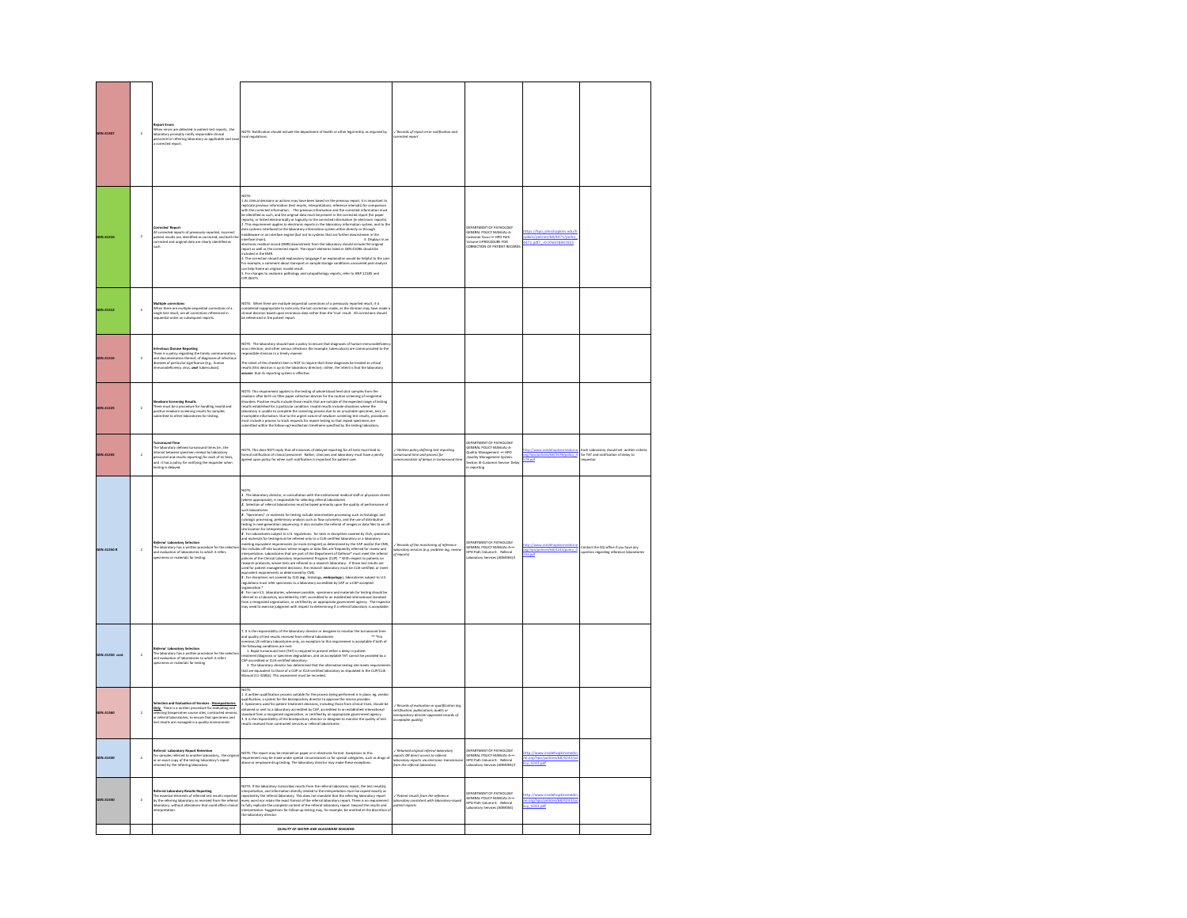| | | | | | | | |
|---|---|---|---|---|---|---|---|
| GEN.41307 | 2 | **Report Errors** When errors are detected in patient test reports, the laboratory promptly notify responsible clinical personnel or referring laboratory as applicable and issue a corrected report. | NOTE: Notification should include the department of health or other legal entity as required by local regulations. | ✓Records of report error notification and corrected report | | | |
| GEN.41310 | 2 | **Corrected Report** All corrected reports of previously reported, incorrect patient results are identified as corrected, and both the corrected and original data are clearly identified as such. | NOTE: 1.As clinical decisions or actions may have been based on the previous report, it is important to replicate previous information (test results, interpretations, reference intervals) for comparison with the corrected information. The previous information and the corrected information must be identified as such, and the original data must be present in the corrected report (for paper reports), or linked electronically or logically to the corrected information (in electronic reports). 2. This requirement applies to electronic reports in the laboratory information system, and to the data systems interfaced to the laboratory information system either directly or through middleware or an interface engine (but not to systems that are further downstream in the interface chain). 3. Displays in an electronic medical record (EMR) downstream from the laboratory should include the original report as well as the corrected report. The report elements listed in GEN.41096 should be included in the EMR. 4. The correction should add explanatory language if an explanation would be helpful to the user. For example, a comment about transport or sample storage conditions uncovered post-analysis can help frame an original, invalid result. 5. For changes to anatomic pathology and cytopathology reports, refer to ANP.12185 and CYP.06475. | | DEPARTMENT OF PATHOLOGY GENERAL POLICY MANUAL-A-Customer Focus — HPO Path Volume II PROCEDURE FOR CORRECTION OF PATIENT RECORDS | https://hpo.jhmi.edu/policies/policies/68/9471/policy_9471.pdf?_=0.07497834700 | |
| GEN.41312 | 2 | **Multiple corrections** When there are multiple sequential corrections of a single test result, are all corrections referenced in sequential order on subsequent reports. | NOTE: When there are multiple sequential corrections of a previously reported result, it is considered inappropriate to note only the last correction made, as the clinician may have made a clinical decision based upon erroneous data other than the "true" result. All corrections should be referenced in the patient report. | | | | |
| GEN.41316 | 2 | **Infectious Disease Reporting** There is a policy regarding the timely communication, and documentation thereof, of diagnoses of infectious diseases of particular significance (e.g., human immunodeficiency virus, *and* tuberculosis). | NOTE: The laboratory should have a policy to ensure that diagnoses of human immunodeficiency virus infection, and other serious infections (for example, tuberculosis) are communicated to the responsible clinician in a timely manner. The intent of this checklist item is NOT to require that these diagnoses be treated as critical results (this decision is up to the laboratory director); rather, the intent is that the laboratory **assures** that its reporting system is effective. | | | | |
| GEN.41325 | 2 | **Newborn Screening Results** There must be a procedure for handling invalid and positive newborn screening results for samples submitted to other laboratories for testing. | NOTE: This requirement applies to the testing of whole blood heel stick samples from the newborn after birth on filter paper collection devices for the routine screening of congenital disorders. Positive results include those results that are outside of the expected range of testing results established for a particular condition. Invalid results include situations where the laboratory is unable to complete the screening process due to an unsuitable specimen, test, or incomplete information. Due to the urgent nature of newborn screening test results, procedures must include a process to track requests for repeat testing so that repeat specimens are submitted within the follow-up/recollection timeframe specified by the testing laboratory. | | | | |
| GEN.41345 | 2 | **Turnaround Time** The laboratory defined turnaround times (ie., the interval between specimen receipt by laboratory personnel and results reporting) for each of its tests, and it has a policy for notifying the requester when testing is delayed. | NOTE: This does NOT imply that all instances of delayed reporting for all tests must lead to formal notification of clinical personnel. Rather, clinicians and laboratory must have a jointly agreed upon policy for when such notification is important for patient care. | ✓Written policy defining test reporting turnaround time and process for communication of delays in turnaround time | DEPARTMENT OF PATHOLOGY GENERAL POLICY MANUAL-A-Quality Management — HPO -Quality Management System. Section III Customer Service- Delay in reporting | http://www.insidehopkinsmedicine.org/hpo/policies/68/3578/policy_3578.pdf | Each Laboratory should set written criteria for TAT and notification of delay to requestor |
| GEN.41350 R | 2 | *Referral* Laboratory Selection The laboratory has a written procedure for the selection and evaluation of laboratories to which it refers specimens or materials for testing. | NOTE: **1**. The laboratory director, in consultation with the institutional medical staff or physician clients (where appropriate), is responsible for selecting referral laboratories **2**. Selection of referral laboratories must be based primarily upon the quality of performance of such laboratories. **3**. "Specimens" or materials for testing include intermediate processing such as histologic and cytologic processing, preliminary analysis such as flow cytometry, and the use of distributive testing in next-generation sequencing. It also includes the referral of images or data files to an off-site location for interpretation. **4**. For laboratories subject to U.S. regulations: for tests in disciplines covered by CLIA, specimens and materials for testing must be referred only to a CLIA-certified laboratory or a laboratory meeting equivalent requirements (or more stringent) as determined by the CAP and/or the CMS. This includes off-site locations where images or data files are frequently referred for review and interpretation. Laboratories that are part of the Department of Defense* must meet the referral policies of the Clinical Laboratory Improvement Program (CLIP). * With respect to patients on research protocols, whose tests are referred to a research laboratory: If those test results are used for patient management decisions, the research laboratory must be CLIA-certified, or meet equivalent requirements as determined by CMS. **5**. For disciplines not covered by CLIA (eg., histology, *embryology*), laboratories subject to U.S. regulations must refer specimens to a laboratory accredited by CAP or a CAP-accepted organization.* **6**. For non-U.S. laboratories, whenever possible, specimens and materials for testing should be referred to a laboratory accredited by CAP; accredited to an established international standard from a recognized organization; or certified by an appropriate government agency. The inspector may need to exercise judgment with respect to determining if a referral laboratory is acceptable. | ✓Records of the monitoring of reference laboratory services (e.g. problem log, review of reports) | DEPARTMENT OF PATHOLOGY GENERAL POLICY MANUAL-A— HPO Path Volume II. Referral Laboratory Services (A08404) II | http://www.insidehopkinsmedicine.org/hpo/policies/68/9243/policy_9243.pdf | Contact the DQI office if you have any question regarding reference laboratories |
| GEN.41350 cont | 2 | *Referral* Laboratory Selection The laboratory has a written procedure for the selection and evaluation of laboratories to which it refers specimens or materials for testing | 7. It is the responsibility of the laboratory director or designee to monitor the turnaround time and quality of test results received from referral laboratories **For overseas US military laboratories only, an exception to this requirement is acceptable if both of the following conditions are met: 1. Rapid turnaround time (TAT) is required to prevent either a delay in patient treatment/diagnosis or specimen degradation; and an acceptable TAT cannot be provided by a CAP-accredited or CLIA-certified laboratory. 2. The laboratory director has determined that the alternative testing site meets requirements that are equivalent to those of a CLIP or CLIA-certified laboratory as stipulated in the CLIP/CLIA Manual (11-32(b)). This assessment must be recorded. | | | | |
| GEN.41360 | 2 | Selection and Evaluation of Services - **Biorepositories Only** There is a written procedure for evaluating and selecting biospecimen source sites, contracted services, or referral laboratories, to ensure that specimens and test results are managed in a quality environment. | NOTE: 1. A written qualification process suitable for the process being performed is in place; eg, vendor qualification, a system for the biorepository director to approve the service provider. 2. Specimens used for patient treatment decisions, including those from clinical trials, should be obtained or sent to a laboratory accredited by CAP; accredited to an established international standard from a recognized organization, or certified by an appropriate government agency. 3. It is the responsibility of the biorepository director or designee to monitor the quality of test results received from contracted services or referral laboratories. | ✓Records of evaluation or qualification (eg, certification, publications, audits or biorepository director-approved records of acceptable quality) | | | |
| GEN.41430 | 2 | Referral Laboratory Report Retention For samples referred to another laboratory, the original or an exact copy of the testing laboratory's report retained by the referring laboratory. | NOTE: The report may be retained on paper or in electronic format. Exceptions to this requirement may be made under special circumstances or for special categories, such as drugs of abuse or employee drug testing. The laboratory director may make these exceptions. | ✓Retained original referral laboratory reports OR direct access to referral laboratory reports via electronic transmission from the referral laboratory | DEPARTMENT OF PATHOLOGY GENERAL POLICY MANUAL-A— HPO Path Volume II. Referral Laboratory Services (A08404) II | http://www.insidehopkinsmedicine.org/hpo/policies/68/9243/policy_9243.pdf | |
| GEN.41440 | 2 | Referral Laboratory Results Reporting The essential elements of referred test results reported by the referring laboratory are received from the referral laboratory, without alterations that could affect clinical interpretation. | NOTE: If the laboratory transcribes results from the referral laboratory report, the test result(s), interpretation, and information directly related to the interpretation must be copied exactly as reported by the referral laboratory. This does not mandate that the referring laboratory report every word nor retain the exact format of the referral laboratory report. There is no requirement to fully replicate the complete content of the referral laboratory report beyond the results and interpretation. Suggestions for follow-up testing may, for example, be omitted at the discretion of the laboratory director. | ✓Patient results from the reference laboratory consistent with laboratory-issued patient reports | DEPARTMENT OF PATHOLOGY GENERAL POLICY MANUAL-A— HPO Path Volume II. Referral Laboratory Services (A08404) | http://www.insidehopkinsmedicine.org/hpo/policies/68/9243/policy_9243.pdf | |
| | | | *QUALITY OF WATER AND GLASSWARE WASHING* | | | | |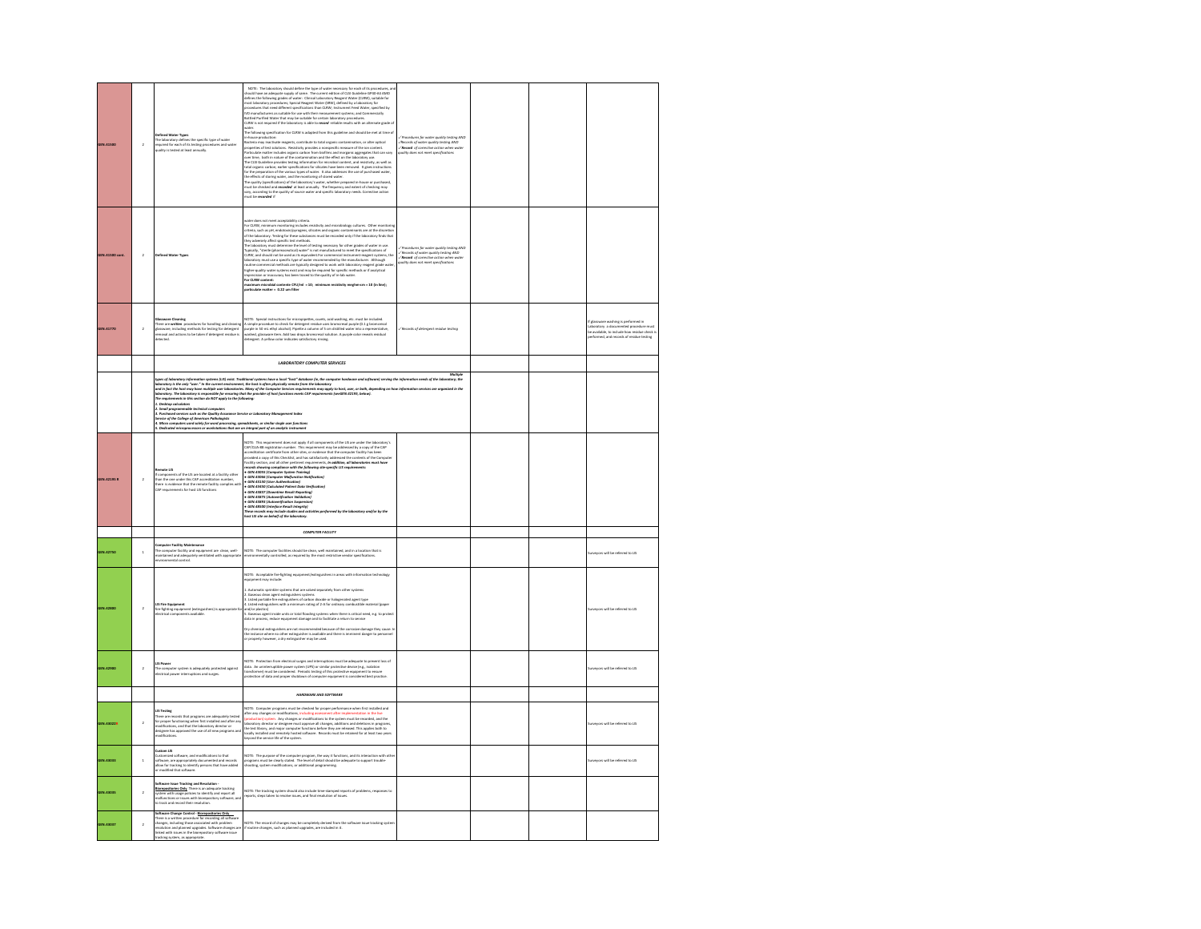| | | | | | | | |
|---|---|---|---|---|---|---|---|
| GEN.41500 | 2 | **Defined Water Types**<br>The laboratory defines the specific type of water required for each of its testing procedures and water quality is tested at least annually. | NOTE: The laboratory should define the type of water necessary for each of its procedures, and should have an adequate supply of same. The current edition of CLSI Guideline GP40-A4 AMD defines the following grades of water: Clinical Laboratory Reagent Water (CLRW), suitable for most laboratory procedures; Special Reagent Water (SRW), defined by a laboratory for procedures that need different specifications than CLRW; Instrument Feed Water, specified by IVD manufacturers as suitable for use with their measurement systems; and Commercially Bottled Purified Water that may be suitable for certain laboratory procedures.<br>CLRW is not required if the laboratory is able to *record* reliable results with an alternate grade of water.<br>The following specification for CLRW is adopted from this guideline and should be met at time of in-house production.<br>Bacteria may inactivate reagents, contribute to total organic contamination, or alter optical properties of test solutions. Resistivity provides a nonspecific measure of the ion content. Particulate matter includes organic carbon from biofilms and inorganic aggregates that can vary over time. Each in nature of the contamination and the effect on the laboratory use.<br>The CLSI Guideline provides testing information for microbial content, and resistivity, as well as total organic carbon; water specifications for silicates have been removed. It gives instructions for the preparation of the various types of water. It also addresses the use of purchased water, the effects of storing water, and the monitoring of stored water.<br>The quality (specifications) of the laboratory's water, whether prepared in-house or purchased, must be checked and *recorded* at least annually. The frequency and extent of checking may vary, according to the quality of source water and specific laboratory needs. Corrective action must be *recorded* if | ✓*Procedures for water quality testing AND*<br>✓*Records of water quality testing AND*<br>✓*Record of corrective action when water quality does not meet specifications* | | | |
| GEN.41500 cont. | 2 | **Defined Water Types** | water does not meet acceptability criteria.<br>For CLRW, minimum monitoring includes resistivity and microbiology cultures. Other monitoring criteria, such as pH, endotoxin/pyrogens, silicates and organic contaminants are at the discretion of the laboratory. Testing for these substances must be recorded only if the laboratory finds that they adversely affect specific test methods.<br>The laboratory must determine the level of testing necessary for other grades of water in use.<br>Typically, "sterile (pharmaceutical) water" is not manufactured to meet the specifications of CLRW, and should not be used as its equivalent For commercial instrument-reagent systems, the laboratory must use a specific type of water recommended by the manufacturer. Although routine commercial methods are typically designed to work with laboratory reagent grade water, higher quality water systems exist and may be required for specific methods or if analytical imprecision or inaccuracy has been traced to the quality of in-lab water.<br>**For CLRW content:**<br>***maximum microbial content= CFU/ml < 10; minimum resistivity megohm-cm = 10 (in-line); particulate matter = 0.22 um filter*** | ✓*Procedures for water quality testing AND*<br>✓*Records of water quality testing AND*<br>✓*Record of corrective action when water quality does not meet specifications* | | | |
| GEN.41770 | 2 | **Glassware Cleaning**<br>There are *written* procedures for handling and cleaning glassware, including methods for testing for detergent removal and actions to be taken if detergent residue is detected. | NOTE: Special instructions for micropipettes, cuvets, acid washing, etc. must be included. A simple procedure to check for detergent residue uses bromcresol purple (0.1 g bromcresol purple in 50 mL ethyl alcohol). Pipette a volume of 5 cm distilled water into a representative, washed, glassware item. Add two drops bromcresol solution. A purple color reveals residual detergent. A yellow color indicates satisfactory rinsing. | ✓*Records of detergent residue testing.* | | | If glassware washing is performed in laboratory - a documented procedure must be available, to include how residue check is performed, and records of residue testing |
| | | | ***LABORATORY COMPUTER SERVICES*** | | | | |
| | | ***Multiple types of laboratory information systems (LIS) exist. Traditional systems have a local "host" database (ie, the computer hardware and software) serving the information needs of the laboratory, the laboratory is the only "user." In the current environment, the host is often physically remote from the laboratory and in fact the host may have multiple user laboratories. Many of the Computer Services requirements may apply to host, user, or both, depending on how information services are organized in the laboratory. The laboratory is responsible for ensuring that the provider of host functions meets CAP requirements (seeGEN.43195, below).<br>The requirements in this section do NOT apply to the following:<br>1. Desktop calculators<br>2. Small programmable technical computers<br>3. Purchased services such as the Quality Assurance Service or Laboratory Management Index Service of the College of American Pathologists<br>4. Micro computers used solely for word processing, spreadsheets, or similar single user functions<br>5. Dedicated microprocessors or workstations that are an integral part of an analytic instrument*** | | | | | |
| GEN.43195 R | 2 | **Remote LIS**<br>If components of the LIS are located at a facility other than the one under this CAP accreditation number, there is evidence that the remote facility complies with CAP requirements for host LIS functions. | NOTE: This requirement does not apply if all components of the LIS are under the laboratory's CAP/CLIA-88 registration number. This requirement may be addressed by a copy of the CAP accreditation certificate from other sites, or evidence that the computer facility has been provided a copy of this Checklist, and has satisfactorily addressed the contents of the Computer Facility section, and all other pertinent requirements. ***In addition, all laboratories must have records showing compliance with the following site-specific LIS requirements:<br>• GEN.43056 (Computer System Training)<br>• GEN.43066 (Computer Malfunction Notification)<br>• GEN.43150 (User Authentication)<br>• GEN.43450 (Calculated Patient Data Verification)<br>• GEN.43837 (Downtime Result Reporting)<br>• GEN.43875 (Autoverification Validation)<br>• GEN.43893 (Autoverification Suspension)<br>• GEN.48500 (Interface Result Integrity)<br>These records may include studies and activities performed by the laboratory and/or by the host LIS site on behalf of the laboratory.*** | | | | |
| | | | ***COMPUTER FACILITY*** | | | | |
| GEN.42750 | 1 | **Computer Facility Maintenance**<br>The computer facility and equipment are clean, well-maintained and adequately ventilated with appropriate environmental control. | NOTE: The computer facilities should be clean, well maintained, and in a location that is environmentally controlled, as required by the most restrictive vendor specifications. | | | | Surveyors will be referred to LIS |
| GEN.42800 | 2 | **LIS Fire Equipment**<br>Fire-fighting equipment (extinguishers) is appropriate for electrical components available. | NOTE: Acceptable fire-fighting equipment/extinguishers in areas with information technology equipment may include:<br><br>1. Automatic sprinkler systems that are valved separately from other systems<br>2. Gaseous clean agent extinguishers systems<br>3. Listed portable fire extinguishers of carbon dioxide or halogenated agent type<br>4. Listed extinguishers with a minimum rating of 2-A for ordinary combustible material (paper and/or plastics)<br>5. Gaseous agent inside units or total flooding systems when there is critical need, e.g. to protect data in process, reduce equipment damage and to facilitate a return to service<br><br>Dry chemical extinguishers are not recommended because of the corrosive damage they cause. In the instance where no other extinguisher is available and there is imminent danger to personnel or property however, a dry extinguisher may be used. | | | | Surveyors will be referred to LIS |
| GEN.42900 | 2 | **LIS Power**<br>The computer system is adequately protected against electrical power interruptions and surges. | NOTE: Protection from electrical surges and interruptions must be adequate to prevent loss of data. An uninterruptible power system (UPS) or similar protective device (e.g., isolation transformer) must be considered. Periodic testing of this protective equipment to ensure protection of data and proper shutdown of computer equipment is considered best practice. | | | | Surveyors will be referred to LIS |
| | | | ***HARDWARE AND SOFTWARE*** | | | | |
| GEN.43022 | 2 | **LIS Testing**<br>There are records that programs are adequately tested for proper functioning when first installed and after any modifications, and that the laboratory director or designee has approved the use of all new programs and modifications. | NOTE: Computer programs must be checked for proper performance when first installed and after any changes or modifications, including assessment after implementation in the live (production) system. Any changes or modifications to the system must be recorded, and the laboratory director or designee must approve all changes, additions and deletions in programs, the test library, and major computer functions before they are released. This applies both to locally installed and remotely hosted software. Records must be retained for at least two years beyond the service life of the system. | | | | Surveyors will be referred to LIS |
| GEN.43033 | 1 | **Custom LIS**<br>Customized software, and modifications to that software, are appropriately documented and records allow for tracking to identify persons that have added or modified that software. | NOTE: The purpose of the computer program, the way it functions, and its interaction with other programs must be clearly stated. The level of detail should be adequate to support trouble-shooting, system modifications, or additional programming. | | | | Surveyors will be referred to LIS |
| GEN.43035 | 2 | **Software Issue Tracking and Resolution - Biorepositories Only** There is an adequate tracking system with usage policies to identify and report all malfunctions or issues with biorepository software; and to track and record their resolution. | NOTE: The tracking system should also include time-stamped reports of problems, responses to reports, steps taken to resolve issues, and final resolution of issues. | | | | |
| GEN.43037 | 2 | **Software Change Control - Biorepositories Only**<br>There is a written procedure for recording all software changes, including those associated with problem resolution and planned upgrades. Software changes are linked with issues in the biorepository software issue tracking system, as appropriate. | NOTE: The record of changes may be completely derived from the software issue tracking system if routine changes, such as planned upgrades, are included in it. | | | | |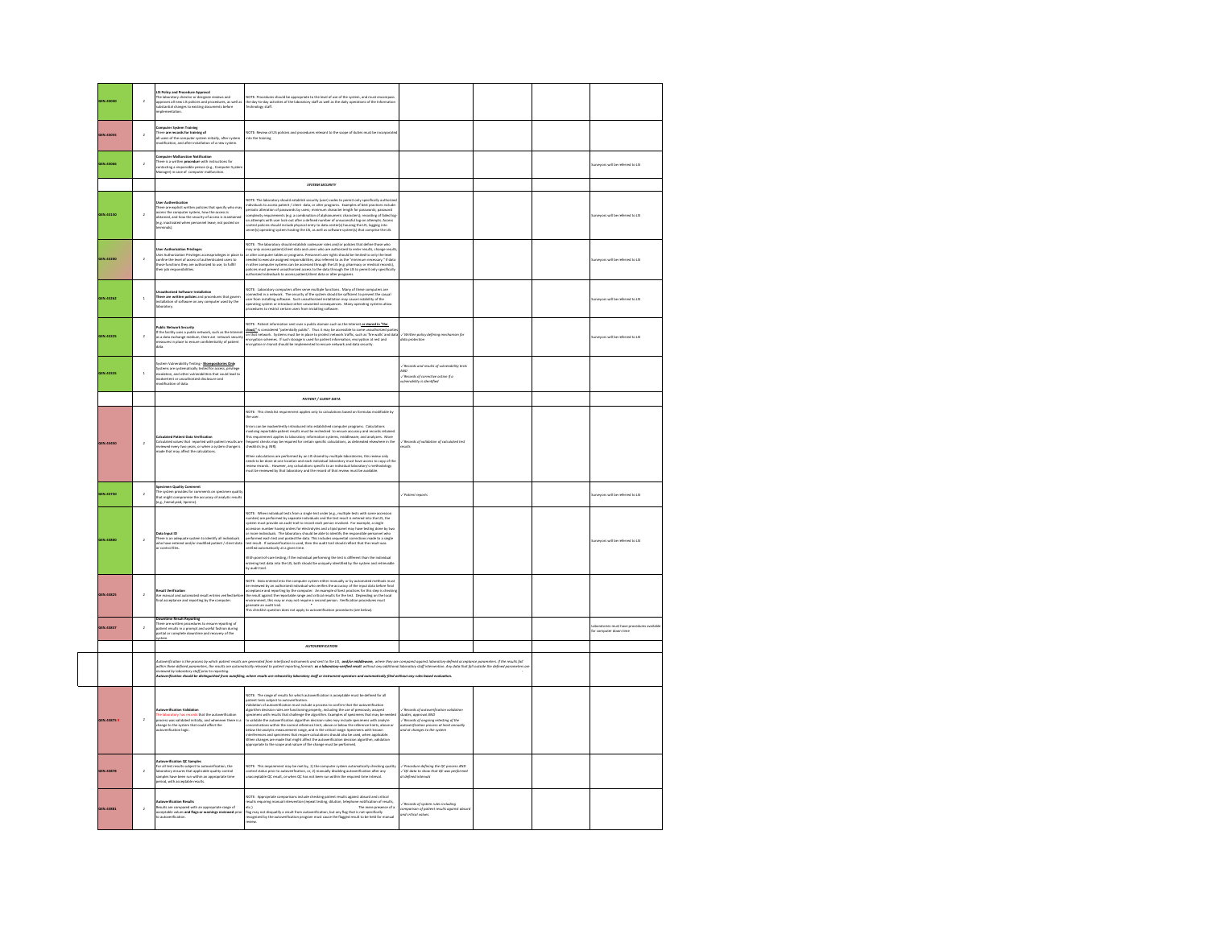| | | | | | | | |
|---|---|---|---|---|---|---|---|
| GEN.43040 | 2 | **LIS Policy and Procedure Approval** The laboratory director or designee reviews and approves all new LIS policies and procedures, as well as substantial changes to existing documents before implementation. | NOTE: Procedures should be appropriate to the level of use of the system, and must encompass the day-to-day activities of the laboratory staff as well as the daily operations of the Information Technology staff. | | | | |
| GEN.43055 | 2 | **Computer System Training** There are records for training of all users of the computer system initially, after system modification, and after installation of a new system. | NOTE: Review of LIS policies and procedures relevant to the scope of duties must be incorporated into the training. | | | | |
| GEN.43066 | 2 | **Computer Malfunction Notification** There is a written procedure with instructions for contacting a responsible person (e.g., Computer System Manager) in case of computer malfunction. | | | | | Surveyors will be referred to LIS |
| | | | ***SYSTEM SECURITY*** | | | | |
| GEN.43150 | 2 | **User Authentication** There are explicit written policies that specify who may access the computer system, how the access is obtained, and how the security of access is maintained (e.g. inactivated when personnel leave; not posted on terminals). | NOTE: The laboratory should establish security (user) codes to permit only specifically authorized individuals to access patient / client data, or alter programs. Examples of best practices include: periodic alteration of passwords by users; minimum character length for passwords; password complexity requirements (e.g. a combination of alphanumeric characters); recording of failed log-on attempts with user lock-out after a defined number of unsuccessful log-on attempts. Access control policies should include physical entry to data center(s) housing the LIS, logging into server(s) operating system hosting the LIS, as well as software system(s) that comprise the LIS. | | | | Surveyors will be referred to LIS |
| GEN.43200 | 2 | **User Authorization Privileges** User Authorization Privileges access privileges in place to confine the level of access of authenticated users to those functions they are authorized to use, to fulfill their job responsibilities. | NOTE: The laboratory should establish codes/user roles and/or policies that define those who may only access patient/client data and users who are authorized to enter results, change results, or alter computer tables or programs. Personnel user rights should be limited to only the level needed to execute assigned responsibilities, also referred to as the "minimum necessary." If data in other computer systems can be accessed through the LIS (e.g. pharmacy or medical records), policies must prevent unauthorized access to the data through the LIS to permit only specifically authorized individuals to access patient/client data or alter programs. | | | | Surveyors will be referred to LIS |
| GEN.43262 | 1 | **Unauthorized Software Installation** **There are written policies** and procedures that govern installation of software on any computer used by the laboratory. | NOTE: Laboratory computers often serve multiple functions. Many of these computers are connected in a network. The security of the system should be sufficient to prevent the casual user from installing software. Such unauthorized installations may cause instability of the operating system or introduce other unwanted consequences. Many operating systems allow procedures to restrict certain users from installing software. | | | | Surveyors will be referred to LIS |
| GEN.43325 | 2 | **Public Network Security** If the facility uses a public network, such as the Internet as a data exchange medium, there are network security measures in place to ensure confidentiality of patient data. | NOTE: Patient information sent over a public domain such as the Internet **or stored in "the cloud,"** is considered "potentially public". Thus it may be accessible to some unauthorized parties on that network. Systems must be in place to protect network traffic, such as "firewalls" and data encryption schemes. If such storage is used for patient information, encryption at rest and encryption in transit should be implemented to ensure network and data security. | ✓*Written policy defining mechanism for data protection* | | | Surveyors will be referred to LIS |
| GEN.43335 | 1 | System Vulnerability Testing - **Biorepositories Only** Systems are systematically tested for access, privilege escalation, and other vulnerabilities that could lead to inadvertent or unauthorized disclosure and modification of data. | | ✓*Records and results of vulnerability tests AND* ✓*Records of corrective action if a vulnerability is identified* | | | |
| | | | ***PATIENT / CLIENT DATA*** | | | | |
| GEN.43450 | 2 | **Calculated Patient Data Verification** Calculated values that reported with patient results are reviewed every two years, or when a system change is made that may affect the calculations. | NOTE: This checklist requirement applies only to calculations based on formulas modifiable by the user. Errors can be inadvertently introduced into established computer programs. Calculations involving reportable patient results must be rechecked to ensure accuracy and records retained. This requirement applies to laboratory information systems, middleware, and analyzers. More frequent checks may be required for certain specific calculations, as delineated elsewhere in the checklists (e.g. INR). When calculations are performed by an LIS shared by multiple laboratories, this review only needs to be done at one location and each individual laboratory must have access to copy of the review records. However, any calculations specific to an individual laboratory's methodology must be reviewed by that laboratory and the record of that review must be available. | ✓*Records of validation of calculated test results* | | | |
| GEN.43750 | 2 | **Specimen Quality Comment** The system provides for comments on specimen quality that might compromise the accuracy of analytic results (e.g., hemolyzed, lipemic). | | ✓*Patient reports* | | | Surveyors will be referred to LIS |
| GEN.43800 | 2 | **Data Input ID** There is an adequate system to identify all individuals who have entered and/or modified patient / client data or control files. | NOTE: When individual tests from a single test order (e.g., multiple tests with same accession number) are performed by separate individuals and the test result is entered into the LIS, the system must provide an audit trail to record each person involved. For example, a single accession number having orders for electrolytes and a lipid panel may have testing done by two or more individuals. The laboratory should be able to identify the responsible personnel who performed each test and posted the data. This includes sequential corrections made to a single test result. If autoverification is used, then the audit trail should reflect that the result was verified automatically at a given time. With point-of-care testing, if the individual performing the test is different than the individual entering test data into the LIS, both should be uniquely identified by the system and retrievable by audit trail. | | | | Surveyors will be referred to LIS |
| GEN.43825 | 2 | **Result Verification** Are manual and automated result entries verified before final acceptance and reporting by the computer. | NOTE: Data entered into the computer system either manually or by automated methods must be reviewed by an authorized individual who verifies the accuracy of the input data before final acceptance and reporting by the computer. An example of best practices for this step is checking the result against the reportable range and critical results for the test. Depending on the local environment, this may or may not require a second person. Verification procedures must generate an audit trail. This checklist question does not apply to autoverification procedures (see below) | | | | |
| GEN.43837 | 2 | **Downtime Result Reporting** There are written procedures to ensure reporting of patient results in a prompt and useful fashion during partial or complete downtime and recovery of the system. | | | | | Laboratories must have procedures available for computer down time |
| | | | ***AUTOVERIFICATION*** | | | | |
| | | *Autoverification is the process by which patient results are generated from interfaced instruments and sent to the LIS,* ***and/or middleware****, where they are compared against laboratory-defined acceptance parameters. If the results fall within these defined parameters, the results are automatically released to patient reporting formats* ***as a laboratory-verified result*** *without any additional laboratory staff intervention. Any data that fall outside the defined parameters are reviewed by laboratory staff prior to reporting.* ***Autoverification should be distinguished from autofilling, where results are released by laboratory staff or instrument operators and automatically filed without any rule-based evaluation.*** | | | | | |
| GEN.43875 | 2 | **Autoverification Validation** The laboratory has records that the autoverification process was validated initially, and whenever there is a change to the system that could affect the autoverification logic. | NOTE: The range of results for which autoverification is acceptable must be defined for all patient tests subject to autoverification. Validation of autoverification must include a process to confirm that the autoverification algorithm decision rules are functioning properly, including the use of previously assayed specimens with results that challenge the algorithm. Examples of specimens that may be needed to validate the autoverification algorithm decision rules may include specimens with analyte concentrations within the normal reference limit, above or below the reference limits, above or below the analytic measurement range, and in the critical range. Specimens with known interferences and specimens that require calculations should also be used, when applicable. When changes are made that might affect the autoverification decision algorithm, validation appropriate to the scope and nature of the change must be performed. | ✓*Records of autoverification validation studies, approval AND* ✓*Records of ongoing retesting of the autoverification process at least annually and at changes to the system* | | | |
| GEN.43878 | 2 | **Autoverification QC Samples** For all test results subject to autoverification, the laboratory ensures that applicable quality control samples have been run within an appropriate time period, with acceptable results. | NOTE: This requirement may be met by, 1) the computer system automatically checking quality control status prior to autoverification, or, 2) manually disabling autoverification after any unacceptable QC result, or when QC has not been run within the required time interval. | ✓*Procedure defining the QC process AND* ✓*QC data to show that QC was performed at defined intervals* | | | |
| GEN.43881 | 2 | **Autoverification Results** Results are compared with an appropriate range of acceptable values **and flags or warnings reviewed** prior to autoverification. | NOTE: Appropriate comparisons include checking patient results against absurd and critical results requiring manual intervention (repeat testing, dilution, telephone notification of results, etc.). The mere presence of a flag may not disqualify a result from autoverification, but any flag that is not specifically recognized by the autoverification program must cause the flagged result to be held for manual review. | ✓*Records of system rules including comparison of patient results against absurd and critical values.* | | | |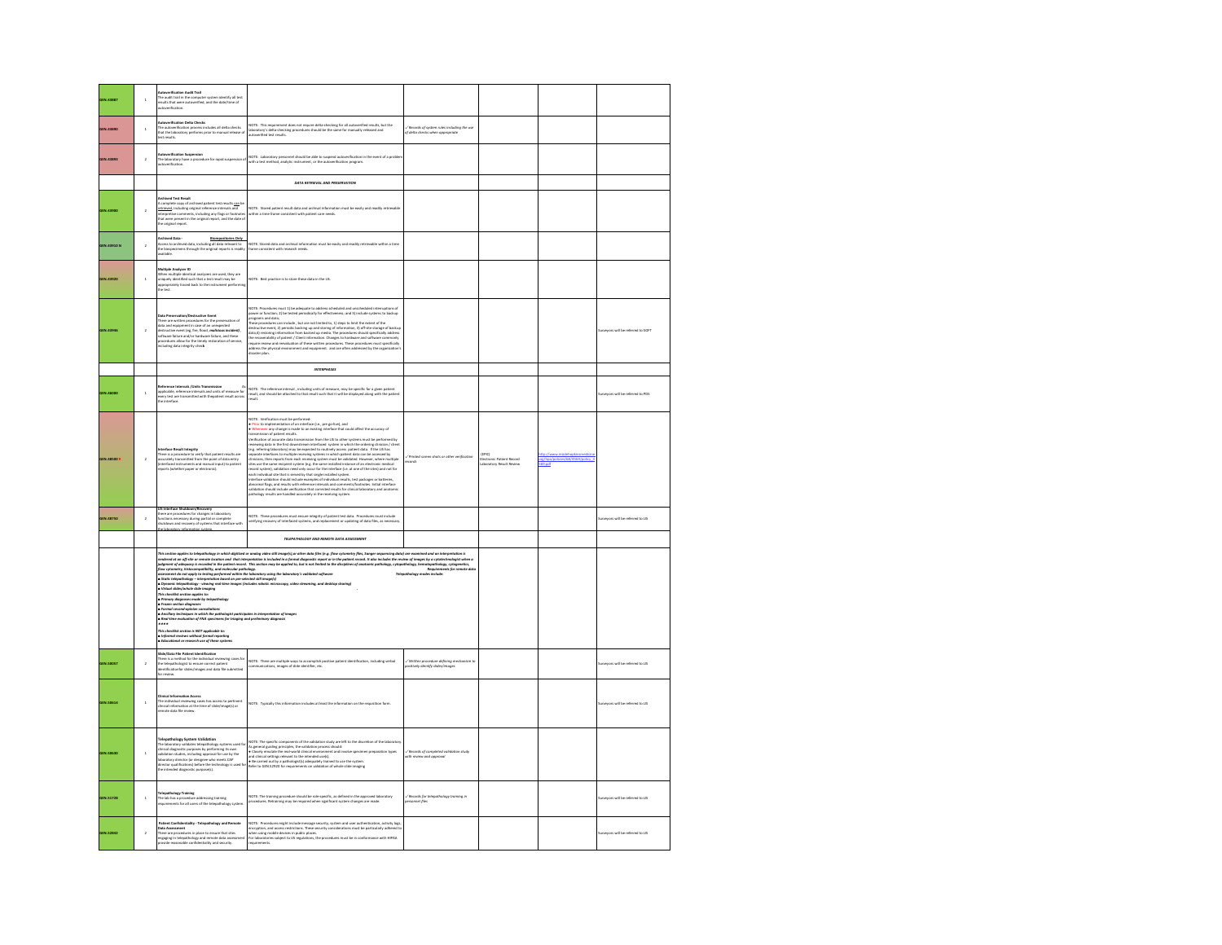| | | | | | | | | |
|---|---|---|---|---|---|---|---|---|
| GEN.43887 | 1 | **Autoverification Audit Trail**<br>The audit trail in the computer system identify all test results that were autoverified, and the date/time of autoverification. | | | | | | |
| GEN.43890 | 1 | **Autoverification Delta Checks**<br>The autoverification process includes all delta checks that the laboratory performs prior to manual release of test results. | NOTE: This requirement does not require delta-checking for all autoverified results, but the laboratory's delta-checking procedures should be the same for manually released and autoverified test results. | ✓*Records of system rules including the use of delta checks when appropriate* | | | | |
| GEN.43893 | 2 | **Autoverification Suspension**<br>The laboratory have a procedure for rapid suspension of autoverification. | NOTE: Laboratory personnel should be able to suspend autoverification in the event of a problem with a test method, analytic instrument, or the autoverification program. | | | | | |
| | | | ***DATA RETRIEVAL AND PRESERVATION*** | | | | | |
| GEN.43900 | 2 | **Archived Test Result**<br>A complete copy of archived patient test results can be retrieved, including original reference intervals and interpretive comments, including any flags or footnotes that were present in the original report, and the date of the original report. | NOTE: Stored patient result data and archival information must be easily and readily retrievable within a time frame consistent with patient care needs. | | | | | |
| GEN.43910 N | 2 | **Archived Data - Biorepositories Only**<br>Access to archived data, including all data relevant to the biospecimens through the original reports is readily available. | NOTE: Stored data and archival information must be easily and readily retrievable within a time frame consistent with research needs. | | | | | |
| GEN.43920 | 1 | **Multiple Analyzer ID**<br>When multiple identical analyzers are used, they are uniquely identified such that a test result may be appropriately traced back to the instrument performing the test. | NOTE: Best practice is to store these data in the LIS. | | | | | |
| GEN.43946 | 2 | **Data Preservation/Destructive Event**<br>There are written procedures for the preservation of data and equipment in case of an unexpected destructive event (eg, fire, flood, *malicious incident*) software failure and/or hardware failure, and these procedures allow for the timely restoration of service including data integrity checks | NOTE: Procedures must 1) be adequate to address scheduled and unscheduled interruptions of power or function; 2) be tested periodically for effectiveness; and 3) include systems to backup programs and data.<br>These procedures can include , but are not limited to, 1) steps to limit the extent of the destructive event, 2) periodic backing up and storing of information, 3) off-site storage of backup data,4) restoring information from backed up media. The procedures should specifically address the recoverability of patient / Client information. Changes to hardware and software commonly require review and reevaluation of these written procedures. These procedures must specifically address the physical environment and equipment. and are often addressed by the organization's disaster plan. | | | | | Surveyors will be referred to SOFT |
| | | | ***INTERFACES*** | | | | | |
| GEN.48000 | 1 | **Reference Intervals /Units Transmission** As applicable, reference intervals and units of measure for every test are transmitted with the patient result across the interface | NOTE: The reference interval , including units of measure, may be specific for a given patient result, and should be attached to that result such that it will be displayed along with the patient result. | | | | | Surveyors will be referred to PHS |
| GEN.48500 # | 2 | **Interface Result Integrity**<br>There is a procedure to verify that patient results are accurately transmitted from the point of data entry (interfaced instruments and manual input) to patient reports (whether paper or electronic). | NOTE: Verification must be performed:<br>● Prior to implementation of an interface (i.e., pre-go-live), and<br>● Whenever any change is made to an existing interface that could affect the accuracy of transmission of patient results.<br>Verification of accurate data transmission from the LIS to other systems must be performed by reviewing data in the first downstream interfaced system in which the ordering clinician / client (e.g. referring laboratory) may be expected to routinely access patient data. If the LIS has separate interfaces to multiple receiving systems in which patient data can be accessed by clinicians, then reports from each receiving system must be validated. However, where multiple sites use the same recipient system (e.g. the same installed instance of an electronic medical record system), validation need only occur for the interface (i.e. at one of the sites) and not for each individual site that is served by that single installed system.<br>Interface validation should include examples of individual results, test packages or batteries, abnormal flags, and results with reference intervals and comments/footnotes. Initial interface validation should include verification that corrected results for clinical laboratory and anatomic pathology results are handled accurately in the receiving system. | ✓*Printed screen shots or other verification records* | (EPIC)<br>Electronic Patient Record Laboratory Result Review | http://www.insidehopkinsmedicine.org/hpo/policies/66/33891/policy_33891.pdf | | |
| GEN.48750 | 2 | **LIS Interface Shutdown/Recovery**<br>There are procedures for changes in laboratory functions necessary during partial or complete shutdown and recovery of systems that interface with the laboratory information system. | NOTE: These procedures must ensure integrity of patient test data. Procedures must include verifying recovery of interfaced systems, and replacement or updating of data files, as necessary. | | | | | Surveyors will be referred to LIS |
| | | | ***TELEPATHOLOGY AND REMOTE DATA ASSESSMENT*** | | | | | |
| | | ***This section applies to telepathology in which digitized or analog video still image(s) or other data files (e.g. flow cytometry files, Sanger sequencing data) are examined and an interpretation is rendered at an off-site or remote location and that interpretation is included in a formal diagnostic report or in the patient record. It also includes the review of images by a cytotechnologist when a judgment of adequacy is recorded in the patient record. This section may be applied to, but is not limited to the disciplines of anatomic pathology, cytopathology, hematopathology, cytogenetics, flow cytometry, histocompatibility, and molecular pathology. Requirements for remote data assessment do not apply to testing performed within the laboratory using the laboratory's validated software Telepathology modes include:***<br>***■ Static telepathology – interpretation based on pre-selected still image(s)***<br>***■ Dynamic telepathology - viewing real-time images (includes robotic microscopy, video streaming, and desktop sharing)***<br>***■ Virtual slides/whole slide imaging***<br>***This checklist section applies to:***<br>***■ Primary diagnoses made by telepathology***<br>***■ Frozen section diagnoses***<br>***■ Formal second-opinion consultations***<br>***■ Ancillary techniques in which the pathologist participates in interpretation of images***<br>***■ Real-time evaluation of FNA specimens for triaging and preliminary diagnosis***<br>***\*\*\*\*\****<br>***This checklist section is NOT applicable to:***<br>***■ Informal reviews without formal reporting***<br>***■ Educational or research use of these systems*** | | | | | | |
| GEN.50057 | 2 | **Slide/Data File Patient Identification**<br>There is a method for the individual reviewing cases for the telepathologist to ensure correct patient identification for slides/images and data file submitted for review. | NOTE: There are multiple ways to accomplish positive patient identification, including verbal communications, images of slide identifier, etc. | ✓*Written procedure defining mechanism to positively identify slides/images* | | | | Surveyors will be referred to LIS |
| GEN.50614 | 1 | **Clinical Information Access**<br>The individual reviewing cases has access to pertinent clinical information at the time of slide/image(s) or remote data file review. | NOTE: Typically this information includes at least the information on the requisition form. | | | | | Surveyors will be referred to LIS |
| GEN.50630 | 1 | **Telepathology System Validation**<br>The laboratory validates telepathology systems used for clinical diagnostic purposes by performing its own validation studies, including approval for use by the laboratory director (or designee who meets CAP director qualifications) before the technology is used for the intended diagnostic purpose(s). | NOTE: The specific components of the validation study are left to the discretion of the laboratory. As general guiding principles, the validation process should:<br>● Closely emulate the real-world clinical environment and involve specimen preparation types and clinical settings relevant to the intended use(s).<br>● Be carried out by a pathologist(s) adequately trained to use the system<br>Refer to GEN.52920 for requirements on validation of whole slide imaging | ✓*Records of completed validation study with review and approval* | | | | Surveyors will be referred to LIS |
| GEN.51728 | 1 | **Telepathology Training**<br>The lab has a procedure addressing training requirements for all users of the telepathology system. | NOTE: The training procedure should be role-specific, as defined in the approved laboratory procedures. Retraining may be required when significant system changes are made. | ✓*Records for telepathology training in personnel files* | | | | Surveyors will be referred to LIS |
| GEN.52842 | 2 | **Patient Confidentiality - Telepathology and Remote Data Assessment**<br>There are procedures in place to ensure that sites engaging in telepathology and remote data assessment provide reasonable confidentiality and security. | NOTE: Procedures might include message security, system and user authentication, activity logs, encryption, and access restrictions. These security considerations must be particularly adhered to when using mobile devices in public places.<br>For laboratories subject to US regulations, the procedures must be in conformance with HIPAA requirements. | | | | | Surveyors will be referred to LIS |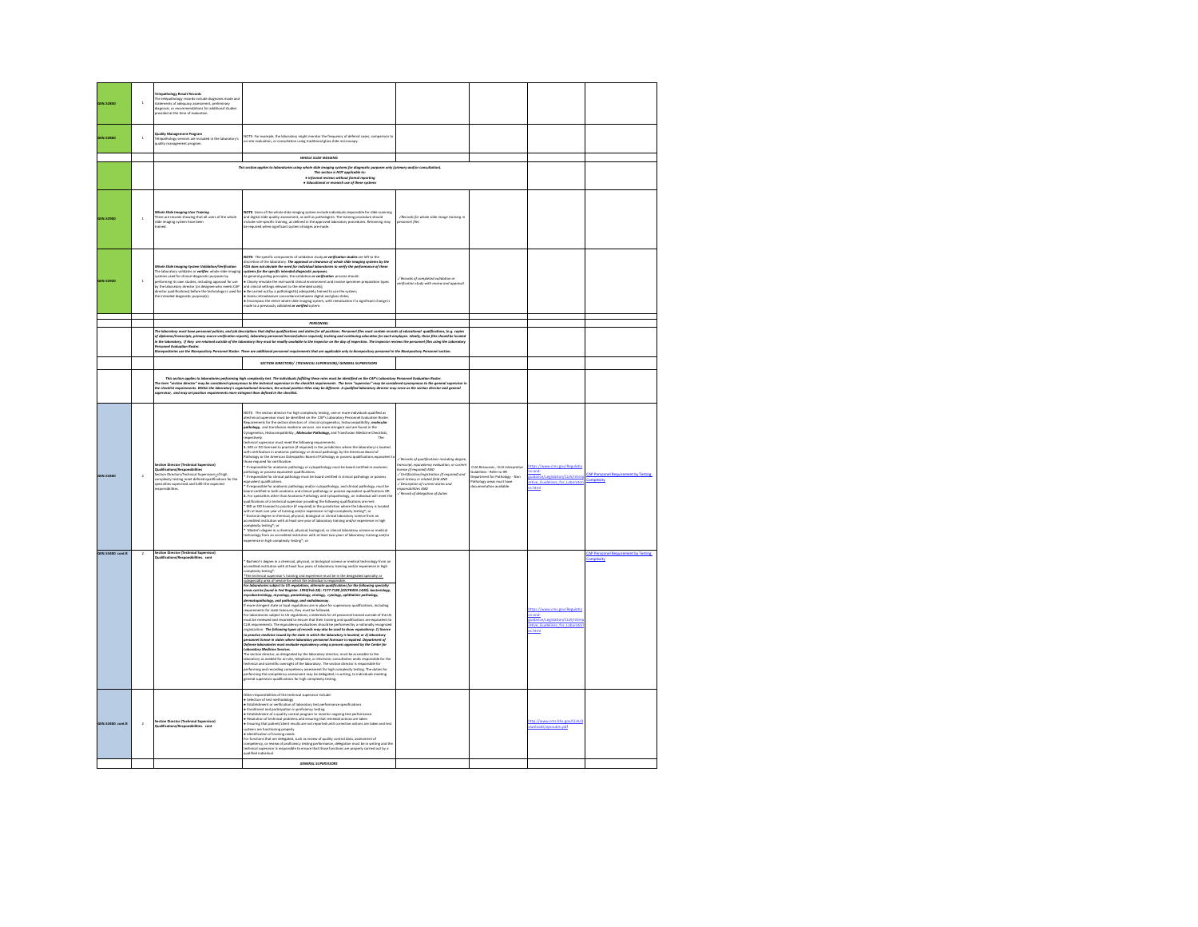| | | | | | | | |
|---|---|---|---|---|---|---|---|
| GEN.52850 | 1 | **Telepathology Result Records**<br>The telepathology records include diagnoses made and statements of adequacy assessment, preliminary diagnosis, or recommendations for additional studies provided at the time of evaluation. | | | | | |
| GEN.52860 | 1 | **Quality Management Program**<br>Telepathology services are included in the laboratory's quality management program. | NOTE: For example, the laboratory might monitor the frequency of deferred cases, comparison to on-site evaluation, or consultation using traditional glass slide microscopy. | | | | |
| | | | ***WHOLE SLIDE IMAGING*** | | | | |
| | | *This section applies to laboratories using whole slide imaging systems for diagnostic purposes only (primary and/or consultation).*<br>*This section is NOT applicable to:*<br>*● Informal reviews without formal reporting*<br>*● Educational or research use of these systems* | | | | | |
| GEN.52900 | 1 | ***Whole Slide Imaging User Training***<br>There are records showing that all users of the whole slide imaging system have been trained. | **NOTE**: Users of the whole slide imaging system include individuals responsible for slide scanning and digital slide quality assessment, as well as pathologists. The training procedure should include role-specific training, as defined in the approved laboratory procedures. Retraining may be required when significant system changes are made. | ✓Records for whole slide image training in personnel files | | | |
| GEN.52920 | 1 | ***Whole Slide Imaging System Validation/Verification***<br>The laboratory validates or ***verifies*** whole slide imaging systems used for clinical diagnostic purposes by performing its own studies, including approval for use by the laboratory director (or designee who meets CAP director qualifications) before the technology is used for the intended diagnostic purpose(s). | ***NOTE***: The specific components of validation study ***or verification studies*** are left to the discretion of the laboratory. ***The approval or clearance of whole slide imaging systems by the FDA does not obviate the need for individual laboratories to verify the performance of these systems for the specific intended diagnostic purposes.***<br>As general guiding principles, the validation ***or verification*** process should:<br>● Closely emulate the real-world clinical environment and involve specimen preparation types and clinical settings relevant to the intended use(s);<br>● Be carried out by a pathologist(s) adequately trained to use the system;<br>● Assess intraobserver concordance between digital and glass slides;<br>● Encompass the entire whole slide imaging system, with revalidation if a significant change is made to a previously validated ***or verified*** system. | ✓Records of completed validation or verification study with review and approval | | | |
| | | | ***PERSONNEL*** | | | | |
| | | ***The laboratory must have personnel policies and job descriptions that define qualifications and duties for all positions. Personnel files must contain records of educational qualifications, (e.g. copies of diplomas/transcripts, primary source verification reports), laboratory personnel licenses(where required), training and continuing education for each employee. Ideally, these files should be located in the laboratory. If they are retained outside of the laboratory they must be readily available to the inspector on the day of inspection. The inspector reviews the personnel files using the Laboratory Personnel Evaluation Roster.***<br>***Biorepositories use the Biorepository Personnel Roster. There are additional personnel requirements that are applicable only to biorepository personnel in the Biorepository Personnel section.*** | | | | | |
| | | | ***SECTION DIRECTORS/ (TECHNICAL SUPERVISOR)/ GENERAL SUPERVISORS*** | | | | |
| | | ***This section applies to laboratories performing high complexity test. The individuals fulfilling these roles must be identified on the CAP's Laboratory Personnel Evaluation Roster.***<br>***The term "section director" may be considered synonymous to the technical supervisor in the checklist requirements. The term "supervisor" may be considered synonymous to the general supervisor in the checklist requirements. Within the laboratory's organizational structure, the actual position titles may be different. A qualified laboratory director may serve as the section director and general supervisor, and may set position requirements more stringent than defined in the checklist.*** | | | | | |
| GEN.53400 | 2 | **Section Director (Technical Supervisor) Qualifications/Responsibilities**<br>Section Directors/Technical Supervisors of high complexity testing meet defined qualifications for the specialties supervised and fulfill the expected responsibilities. | NOTE: The section director for high complexity testing, one or more individuals qualified as a technical supervisor must be identified on the CAP's Laboratory Personnel Evaluation Roster. Requirements for the section directors of clinical cytogenetics, histocompatibility, ***molecular pathology***, and transfusion medicine services are more stringent and are found in the Cytogenetics, Histocompatibility, ***Molecular Pathology***, and Transfusion Medicine Checklists, respectively. The technical supervisor must meet the following requirements:<br>**1.** MD or DO licensed to practice (if required) in the jurisdiction where the laboratory is located with certification in anatomic pathology or clinical pathology by the American Board of Pathology or the American Osteopathic Board of Pathology or possess qualifications equivalent to those required for certification.<br>* If responsible for anatomic pathology or cytopathology must be board certified in anatomic pathology or possess equivalent qualifications.<br>* If responsible for clinical pathology must be board certified in clinical pathology or possess equivalent qualifications.<br>* If responsible for anatomic pathology and/or cytopathology, and clinical pathology, must be board certified in both anatomic and clinical pathology or possess equivalent qualifications OR<br>**2.** For specialties other than Anatomic Pathology and Cytopathology, an individual will meet the qualifications of a technical supervisor providing the following qualifications are met:<br>* MD or DO licensed to practice (if required) in the jurisdiction where the laboratory is located with at least one year of training and/or experience in high complexity testing*; or<br>* Doctoral degree in chemical, physical, biological or clinical laboratory science from an accredited institution with at least one year of laboratory training and/or experience in high complexity testing*; or<br>* Master's degree in a chemical, physical, biological, or clinical laboratory science or medical technology from an accredited institution with at least two years of laboratory training and/or experience in high complexity testing*; or | *✓Records of qualifications including degree, transcript, equivalency evaluation, or current license (if required) AND*<br>*✓Certification/registration (if required) and work history in related field AND*<br>*✓Description of current duties and responsibilities AND*<br>*✓Record of delegation of duties* | CLIA Resources ; CLIA Interpretive Guidelines - Refer to HR Department for Pathology - Non Pathology areas must have documentation available. | https://www.cms.gov/Regulations-and-Guidance/Legislation/CLIA/Interpretive_Guidelines_for_Laboratories.html | CAP Personnel Requirement by Testing Complexity |
| GEN.53400 cont.2 | 2 | **Section Director (Technical Supervisor) Qualifications/Responsibilities cont** | * Bachelor's degree in a chemical, physical, or biological science or medical technology from an accredited institution with at least four years of laboratory training and/or experience in high complexity testing*<br>*The technical supervisor's training and experience must be in the designated specialty or subspecialty area of service for which the individual is responsible.<br>***For laboratories subject to US regulations, alternate qualifications for the following specialty areas can be found in Fed Register. 1992(Feb 28): 7177-7180 [42CFR493.1449]: bacteriology, mycobacteriology, mycology, parasitology, virology, cytology, ophthalmic pathology, dermatopathology, oral pathology, and radiobioassay.***<br>If more stringent state or local regulations are in place for supervisory qualifications, including requirements for state licensure, they must be followed.<br>For laboratories subject to US regulations, credentials for all personnel trained outside of the US must be reviewed and recorded to ensure that their training and qualifications are equivalent to CLIA requirements. The equivalency evaluations should be performed by a nationally recognized organization. ***The following types of records may also be used to show equivalency: 1) license to practice medicine issued by the state in which the laboratory is located; or 2) laboratory personnel license in states where laboratory personnel licensure is required. Department of Defense laboratories must evaluate equivalency using a process approved by the Center for Laboratory Medicine Services.***<br>The section director, as designated by the laboratory director, must be accessible to the laboratory as needed for on-site, telephone, or electronic consultation and is responsible for the technical and scientific oversight of the laboratory. The section director is responsible for performing and recording competency assessment for high complexity testing. The duties for performing the competency assessment may be delegated, in writing, to individuals meeting general supervisor qualifications for high complexity testing. | | | https://www.cms.gov/Regulations-and-Guidance/Legislation/CLIA/Interpretive_Guidelines_for_Laboratories.html | CAP Personnel Requirement by Testing Complexity |
| GEN.53400 cont.3 | 2 | **Section Director (Technical Supervisor) Qualifications/Responsibilities cont** | Other responsibilities of the technical supervisor include:<br>● Selection of test methodology<br>● Establishment or verification of laboratory test performance specifications<br>● Enrollment and participation in proficiency testing<br>● Establishment of a quality control program to monitor ongoing test performance<br>● Resolution of technical problems and ensuring that remedial actions are taken<br>● Ensuring that patient/client results are not reported until corrective actions are taken and test systems are functioning properly<br>● Identification of training needs<br>For functions that are delegated, such as review of quality control data, assessment of competency, or review of proficiency testing performance, delegation must be in writing and the technical supervisor is responsible to ensure that those functions are properly carried out by a qualified individual. | | | https://www.cms.hhs.gov/CLIA/downloads/apcsubm.pdf | |
| | | | ***GENERAL SUPERVISORS*** | | | | |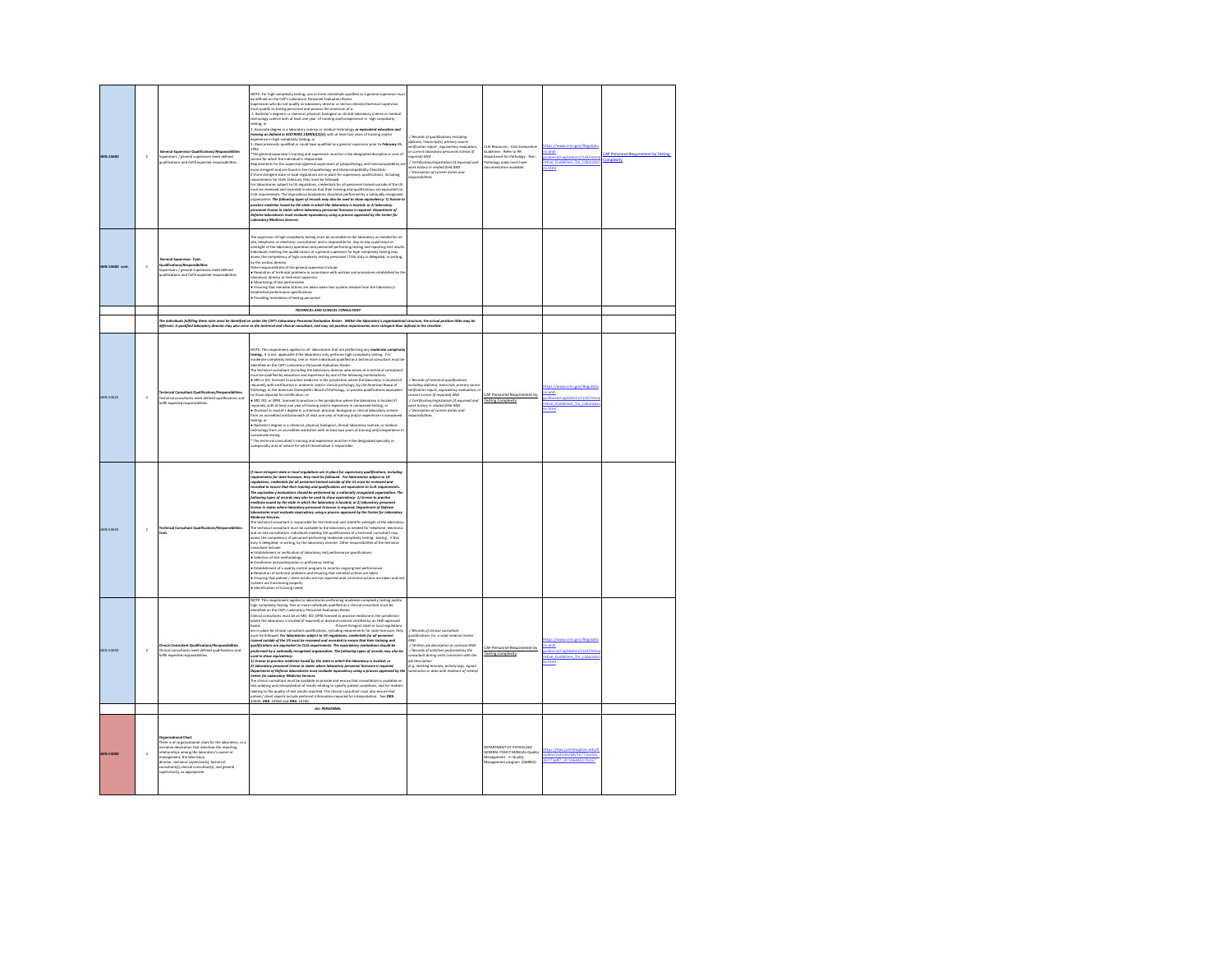| GEN.53600 | 2 | **General Supervisor Qualifications/Responsibilities**<br>Supervisors / general supervisors meet defined qualifications and fulfill expected responsibilities. | NOTE: For high complexity testing, one or more individuals qualified as a general supervisor must be defined on the CAP's Laboratory Personnel Evaluation Roster.<br>Supervisors who do not qualify as laboratory director or section director/technical supervisor must qualify as testing personnel and possess the minimum of a:<br>1. Bachelor's degree in a chemical, physical, biological or clinical laboratory science or medical technology science with at least one year of training and/or experience in high complexity testing; or<br>2. Associate degree in a laboratory science or medical technology *or equivalent education and training as defined in 42CFR493.1489(b)(2)(ii)*, with at least two years of training and/or experience in high complexity testing; or<br>3. Have previously qualified or could have qualified as a general supervisor prior to *February 28, 1992*.<br>*The general supervisor's training and experience must be in the designated discipline or area of service for which the individual is responsible.<br>Requirements for the supervisor/general supervisor of cytopathology and histocompatibility are more stringent and are found in the Cytopathology and Histocompatibility Checklists.<br>If more stringent state or local regulations are in place for supervisory qualifications, including requirements for state licensure, they must be followed.<br>For laboratories subject to US regulations, credentials for all personnel trained outside of the US must be reviewed and recorded to ensure that their training and qualifications are equivalent to CLIA requirements. The equivalency evaluations should be performed by a nationally recognized organization. *The following types of records may also be used to show equivalency: 1) license to practice medicine issued by the state in which the laboratory is located; or 2) laboratory personnel license in states where laboratory personnel licensure is required. Department of Defense laboratories must evaluate equivalency using a process approved by the Center for Laboratory Medicine Services.* | ✓Records of qualifications including diploma, transcript(s), primary source verification report, equivalency evaluation, or current laboratory personnel license (if required) AND<br>✓Certification/registration (if required) and work history in related field AND<br>✓Description of current duties and responsibilities | CLIA Resources - CLIA Interpretive Guidelines - Refer to HR Department for Pathology - Non Pathology areas must have documentation available. | https://www.cms.gov/Regulations-and-Guidance/Legislation/CLIA/Interpretive_Guidelines_for_Laboratories | CAP Personnel Requirement by Testing Complexity |
|---|---|---|---|---|---|---|---|
| GEN.53600 cont. | 2 | **General Supervisor. Cont. Qualifications/Responsibilities**<br>Supervisors / general supervisors meet defined qualifications and fulfill expected responsibilities. | The supervisor of high-complexity testing must be accessible to the laboratory as needed for on-site, telephone, or electronic consultation and is responsible for day-to-day supervision or oversight of the laboratory operation and personnel performing testing and reporting test results.<br>Individuals meeting the qualifications of a general supervisor for high complexity testing may assess the competency of high complexity testing personnel, if this duty is delegated, in writing, by the section director.<br>Other responsibilities of the general supervisor include:<br>● Resolution of technical problems in accordance with policies and procedures established by the laboratory director or technical supervisor<br>● Monitoring of test performance<br>● Ensuring that remedial actions are taken when test systems deviate from the laboratory's established performance specifications<br>● Providing orientation of testing personnel | | | | |
| | | | **TECHNICAL AND CLINICAL CONSULTANT** | | | | |
| | | *The individuals fulfilling these roles must be identified on under the CAP's Laboratory Personnel Evaluation Roster. Within the laboratory's organizational structure, the actual position titles may be different. A qualified laboratory director may also serve as the technical and clinical consultant, and may set position requirements more stringent than defined in the checklist.* | | | | | |
| GEN.53625 | 2 | **Technical Consultant Qualifications/Responsibilities.**<br>Technical consultants meet defined qualifications and fulfill expected responsibilities. | NOTE: This requirement applies to all laboratories that are performing any *moderate complexity testing*; it is not applicable if the laboratory only performs high complexity testing. For moderate complexity testing, one or more individuals qualified as a technical consultant must be identified on the CAP's Laboratory Personnel Evaluation Roster.<br>The technical consultant (including the laboratory director who serves as a technical consultant) must be qualified by education and experience by one of the following combinations:<br>● MD or DO, licensed to practice medicine in the jurisdiction where the laboratory is located (if required), with certification in anatomic and/or clinical pathology, by the American Board of Pathology or the American Osteopathic Board of Pathology, or possess qualifications equivalent to those required for certification; or<br>● MD, DO, or DPM, licensed to practice in the jurisdiction where the laboratory is located (if required), with at least one year of training and/or experience in nonwaived testing; or<br>● Doctoral or master's degree in a chemical, physical, biological or clinical laboratory science from an accredited institution with at least one year of training and/or experience in nonwaived testing; or<br>● Bachelor's degree in a chemical, physical, biological, clinical laboratory science, or medical technology from an accredited institution with at least two years of training and/or experience in nonwaived testing.<br>* The technical consultant's training and experience must be in the designated specialty or subspecialty area of service for which the individual is responsible. | ✓Records of technical qualifications including diploma, transcript, primary source verification report, equivalency evaluation, or current license (if required) AND<br>✓Certification/registration (if required) and work history in related field AND<br>✓Description of current duties and responsibilities | CAP Personnel Requirement by Testing Complexity | https://www.cms.gov/Regulations-and-Guidance/Legislation/CLIA/Interpretive_Guidelines_for_Laboratories | |
| GEN.53625 | 2 | **Technical Consultant Qualifications/Responsibilities. Cont.** | *If more stringent state or local regulations are in place for supervisory qualifications, including requirements for state licensure, they must be followed. For laboratories subject to US regulations, credentials for all personnel trained outside of the US must be reviewed and recorded to ensure that their training and qualifications are equivalent to CLIA requirements. The equivalency evaluations should be performed by a nationally recognized organization. The following types of records may also be used to show equivalency: 1) license to practice medicine issued by the state in which the laboratory is located; or 2) laboratory personnel license in states where laboratory personnel licensure is required. Department of Defense laboratories must evaluate equivalency using a process approved by the Center for Laboratory Medicine Services.*<br>The technical consultant is responsible for the technical and scientific oversight of the laboratory. The technical consultant must be available to the laboratory as needed for telephone, electronic and on-site consultation. Individuals meeting the qualifications of a technical consultant may assess the competency of personnel performing moderate complexity testing, if this duty is delegated, in writing, by the laboratory director. Other responsibilities of the technical consultant include:<br>● Establishment or verification of laboratory test performance specifications<br>● Selection of test methodology<br>● Enrollment and participation in proficiency testing<br>● Establishment of a quality control program to monitor ongoing test performance<br>● Resolution of technical problems and ensuring that remedial actions are taken<br>● Ensuring that patient / client results are not reported until corrective actions are taken and test systems are functioning properly<br>● Identification of training needs | | | | |
| GEN.53650 | 2 | **Clinical Consultant Qualifications/Responsibilities**<br>Clinical consultants meet defined qualifications and fulfill expected responsibilities. | NOTE: This requirement applies to laboratories performing moderate complexity testing and/or high complexity testing. One or more individuals qualified as a clinical consultant must be identified on the CAP's Laboratory Personnel Evaluation Roster.<br>Clinical consultants must be an MD, DO, DPM licensed to practice medicine in the jurisdiction where the laboratory is located (if required) or doctoral scientist certified by an HHS-approved board. If more stringent state or local regulations are in place for clinical consultant qualifications, including requirements for state licensure, they must be followed. *For laboratories subject to US regulations, credentials for all personnel trained outside of the US must be reviewed and recorded to ensure that their training and qualifications are equivalent to CLIA requirements. The equivalency evaluations should be performed by a nationally recognized organization. The following types of records may also be used to show equivalency:*<br>*1) license to practice medicine issued by the state in which the laboratory is located; or 2) laboratory personnel license in states where laboratory personnel licensure is required. Department of Defense laboratories must evaluate equivalency using a process approved by the Center for Laboratory Medicine Services.*<br>The clinical consultant must be available to provide and ensure that consultation is available on test ordering and interpretation of results relating to specific patient conditions, and for matters relating to the quality of test results reported. The clinical consultant must also ensure that patient/ client reports include pertinent information required for interpretation. See **DRA**.10630, **DRA**.10640 and **DRA**.10750. | ✓Records of clinical consultant qualifications (i.e. a valid medical license AND<br>✓Written job description or contract AND<br>✓Records of activities performed by the consultant during visits consistent with the job description (e.g. meeting minutes, activity logs, signed summaries or data with evidence of review) | CAP Personnel Requirement by Testing Complexity | https://www.cms.gov/Regulations-and-Guidance/Legislation/CLIA/Interpretive_Guidelines_for_Laboratories | |
| | | | **ALL PERSONNEL** | | | | |
| GEN.54000 | 2 | **Organizational Chart**<br>There is an organizational chart for the laboratory, or a narrative description that describes the reporting relationships among the laboratory's owner or management, the laboratory director, technical supervisor(s), technical consultant(s), clinical consultant(s), and general supervisor(s), as appropriate. | | | DEPARTMENT OF PATHOLOGY GENERAL POLICY MANUAL-Quality Management --> Quality Management program (QM802) | https://hpo.johnshopkins.edu/hopkins/policies/88/35177/policy_35177.pdf?_=0.126445170357 | |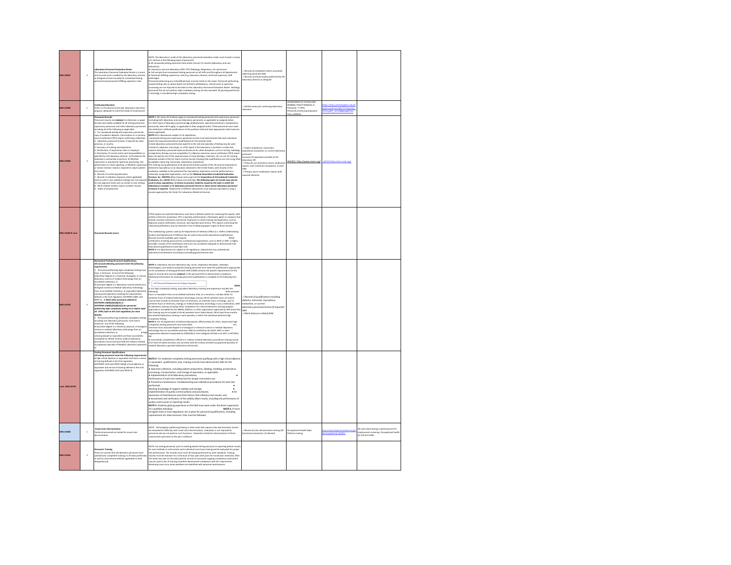| | | | | | | | |
|---|---|---|---|---|---|---|---|
| GEN.54025 | 2 | **Laboratory Personnel Evaluation Roster**<br>The Laboratory Personnel Evaluation Roster is current and accurate and is audited by the laboratory director or designee at least annually for nonwaived testing personnel and personnel fulfilling supervisor roles. | NOTE: The laboratory's audit of the laboratory personnel evaluation roster must include a review of a minimum of the following types of personnel:<br>● All nonwaived testing personnel hired within the last 12 months (laboratory and non-laboratory)<br>● Laboratory and non-laboratory (POC, PPT, Radiology, Respiratory, etc.) personnel<br>● Full and part-time nonwaived testing personnel on all shifts and throughout all departments<br>● Personnel fulfilling supervisory roles (e.g. laboratory director, technical supervisor, staff pathologist)<br>Personnel performing any CLIA-defined duty must be listed on the roster. Personnel performing waived testing only or whose duties are limited to phlebotomy, clerical work or specimen processing are not required to be listed on the Laboratory Personnel Evaluation Roster. Histology personnel that do not perform high-complexity testing are also excluded. All grossing performed in histology is considered high-complexity testing. | ✓Records of completed rosters accurately reflecting personnel AND<br>✓Records of annual audits performed by the laboratory director or designee | | | |
| GEN.54200 | 1 | **Continuing Education**<br>There is a functional continuing laboratory education program adequate to meet the needs of all personnel. | | ✓Written policy for continuing laboratory education | DEPARTMENT OF PATHOLOGY GENERAL POLICY MANUAL A-Personnel — HPO, Personnel Continuing Education Policy (HR806) | https://hpo.johnshopkins.edu/hopkins/policies/68/7279/policy_7279.pdf?_=0.5... | |
| GEN.54400 | 2 | **Personnel Records**<br>Personnel records are *retained* (in electronic or paper format) and readily available for all testing personnel, supervisory personnel, and other laboratory personnel including all of the following as applicable:<br>1. For nonwaived testing and supervisory personnel, copy of academic diploma, transcript(s) or primary source verification (PSV) report confirming credentials<br>2. Laboratory personnel license, if required by state, province, or country<br>3. Summary of training and experience<br>4. Certification, if required by state or employer<br>5. Description of current duties and responsibilities as specified by the laboratory director: a) Procedures the individual is authorized to perform, b) Whether supervision is required for specimen processing, test performance or result reporting, c) Whether supervisory or section director review is required to report patient test results<br>6. Records of continuing education<br>7. Records of radiation exposure where applicable (such as with in vivo radiation testing), but not required for low exposure levels such as certain in vitro testing<br>8. Work-related incident and/or accident records<br>9. Dates of employment | **NOTE 1:** All, items, #1-9 above, apply to nonwaived testing personnel and supervisory personnel (including both laboratory and non-laboratory personnel), as applicable to assigned duties. For other types of laboratory personnel (eg, phlebotomists, specimen processors, biorepository personnel), items #2-9 apply, as applicable to their assigned duties. These personnel must meet the institution's defined qualifications for the positions held and have appropriate state licenses, where applicable.<br>**NOTE 2:** For laboratories subject to US regulations: nonwaived testing and supervisory personnel records must demonstrate that each individual meets the required educational qualifications for the position held. A state laboratory personnel license specific to the role and specialty of testing may be used instead of a diploma, transcript, or a PSV report if the laboratory is located in a state that requires laboratory personnel licensure (licensure for other disciplines, such as nursing, radiologic, respiratory therapy are not acceptable). If a diploma or primary source verification (PSV) report does not specify one of the required areas of study (biology, chemistry, etc.) or are for training obtained outside of the US, there must be records showing that qualifications are met using other acceptable means (eg, transcripts, equivalency evaluation). The training and qualifications of all personnel trained outside of the US must be evaluated to determine equivalency to an education obtained in the United States, with records of the evaluation available in the personnel file. Equivalency evaluations must be performed by a nationally recognized organization, such as the **National Association Credential Evaluation Services, Inc. (NACES)** (http://www.naces.org) and the **Association of International Credential Evaluators, Inc. (AICE)** (http://www.aice-eval.org). *The following types of records may also be used to show equivalency: 1) license to practice medicine issued by the state in which the laboratory is located; or 2) laboratory personnel license in states where laboratory personnel licensure is required.* Department of Defense laboratories must evaluate equivalency using a process approved by the Center for Laboratory Medicine Services. | ✓Copies of diplomas, transcripts, equivalency evaluation, or current laboratory personnel licensure (if required) accessible at the laboratory OR<br>✓Policy for use of primary source verification reports, with criteria for acceptance, if used AND<br>✓Primary source verification reports with required elements | (NACES) http://www.naces.org/ | (AICE) http://www.aice-eval.org/ | |
| GEN.54400 R cont | | **Personnel Records (cont.)** | If PSV reports are used the laboratory must have a defined system for reviewing the reports, with written criteria for acceptance. PSV is typically performed by a third-party agent or company that directly contacts institutions and former employers to verify training and experience, such as diplomas, board certification, licensure, and reported work history. PSV reports confirming the required qualifications may be retained in lieu of obtaining paper copies of these records.<br>The credentialing systems used by the Department of Veterans Affairs (i.e. VetPro Credentialing System) and Department of Defense may be used to document educational qualifications. Records must be available upon request. While certification of testing personnel by a professional organization, such as ASCP or AMT, is highly desirable, records of the certification alone are not considered adequate to demonstrate that educational qualifications have been met.<br>**NOTE 3:** For laboratories not subject to US regulations, laboratories may authenticate educational achievement according to prevailing governmental rules. | | | | |
| GEN.54750 | 2 | **Nonwaived Testing Personnel Qualifications**<br>***All nonwaived testing personnel meet the following requirements***<br>1. Personnel performing high complexity testing must have a minimum of one of the following:<br>● Bachelor's degree in a chemical, biological, or clinical laboratory science or medical technology from an accredited institution, or<br>● Associate degree in a laboratory science (chemical or biological science) or medical laboratory technology from an accredited institution, or equivalent laboratory training and experience meeting the requirements defined in the CLIA regulation 42CFR493.1489 (see NOTE 2), ● *Meet other provisions defined in 42CFR493.1489(b)(2)(ii)(4) or 42CFR493.1489(b)(5)(i)(ii) for personnel performing high complexity testing on or before April 24, 1995 (refer to the CLIA regulations for more details)*<br>2. Personnel performing moderate complexity testing, including non-laboratory personnel, must have a minimum one of the following:<br>● Associate degree in a chemical, physical, or biological science or medical laboratory technology from an accredited institution; or ● High school graduate or equivalent and have successfully completed an official military medical laboratory procedures course and have held the military enlisted occupational specialty of Medical Laboratory Specialist; or | **NOTE 1:** Laboratory and non-laboratory (eg, nurses, respiratory therapists, radiologic technologists, and medical assistants) testing personnel must meet the qualifications appropriate to the complexity of testing performed. GEN.54400 contains the specific requirements for the types of records that must be *retained* in the personnel file to demonstrate compliance. Additional information for assessing personnel qualifications is available at the following link:<br>CAP Personnel Requirement by Testing Complexity<br>**NOTE 2:** For high complexity testing, equivalent laboratory training and experience includes the following: ● 60 semester hours or equivalent from an accredited institution that, at a minimum, includes either 24 semester hours of medical laboratory technology courses, OR 24 semester hours of science courses that include six semester hours of chemistry, six semester hours of biology, and 12 semester hours of chemistry, biology or medical laboratory technology in any combination; AND ● Laboratory training including either completion of a clinical laboratory training program approved or accredited by the ABHES, NAACLS, or other organization approved by HHS (note that this training may be included in the 60 semester hours listed above), OR at least three months documented laboratory training in each specialty in which the individual performs high complexity testing.<br>**NOTE 3:** For US Department of Defense laboratories, effective May 29, 2018, newly hired high complexity testing personnel must have either: ● A minimum of an associate degree in a biological or chemical science or medical laboratory technology from an accredited institution AND be certified by the ASCP, AMT or other organization deemed comparable by OASD(HA) or their designee (CCLM) as an MLT or MT/MLS; OR<br>● Successfully completed an official U.S. military medical laboratory procedures training course of at least 50 weeks duration and currently hold the military enlisted occupational specialty of medical laboratory specialist (laboratory technician). | ✓Records of qualifications including diploma, transcript, equivalency evaluation, or current laboratory personnel license (if required) AND<br>✓Work history in related field | | | |
| cont. GEN.54750 | | **Testing Personnel Qualifications**<br>**All testing personnel meet the following requirements**<br>● High school diploma or equivalent and have a record of training defined in the CLIA regulation 42CFR493.1423 (see NOTE 4)(High school diploma or equivalent and record of training defined in the CLIA regulation 42CFR493.1423 (see NOTE 4) | **NOTE 4:** For moderate complexity testing personnel qualifying with a high school diploma or equivalent qualifications only, training records must demonstrate skills for the following:<br>● Specimen collection, including patient preparation, labeling, handling, preservation, processing, transportation, and storage of specimens, as applicable;<br>● Implementation of all laboratory procedures;<br>● Performance of each test method and for proper instrument use;<br>● Preventive maintenance, troubleshooting and calibration procedures for each test performed;<br>● Working knowledge of reagent stability and storage;<br>● Implementation of quality control policies and procedures;<br>● An awareness of interferences and other factors that influence test results; and<br>● Assessment and verification of the validity ofest results, including the performance of quality control prior to reporting results.<br>**NOTE 5:** Students gaining experience in the field must work under the direct supervision of a qualified individual.<br>**NOTE 6:** If more stringent state or local regulations are in place for personnel qualifications, including requirements for state licensure, they must be followed | | | | |
| GEN.55400 | 1 | **Visual Color Discrimination**<br>Technical personnel are tested for visual color discrimination. | NOTE: Technologists performing testing or other tasks that require color discrimination should be evaluated for difficulty with visual color discrimination. Evaluation is not required for personnel who do not perform such functions. Evaluation limited to discrimination of those colored items pertinent to the job is sufficient. | ✓Record of color discrimination testing OR functional assessment, if indicated | Occupational Health Dept. Performs testing | http://www.hopkinsmedicine.org/hr/occupational_health/ | All color blind testing is performed at Pre-employment screening. Occupational health @ 410-614-0685 |
| GEN.55450 | 2 | **Personnel Training**<br>There are records that all laboratory personnel have satisfactorily completed training on all tasks performed, as well as instrument/methods applicable to their designated job. | NOTE: For testing personnel, prior to starting patient testing and prior to reporting patient results for new methods or instruments, each individual must have training and be evaluated for proper test performance. The records must cover all testing performed by each individual. Training records must be retained for a minimum of two years (five years for transfusion medicine). After the initial two-year (or five-year) period, records of successful ongoing competency assessment may be used in lieu of training records to demonstrate compliance with this requirement. Retraining must occur when problems are identified with personnel performance. | | | | |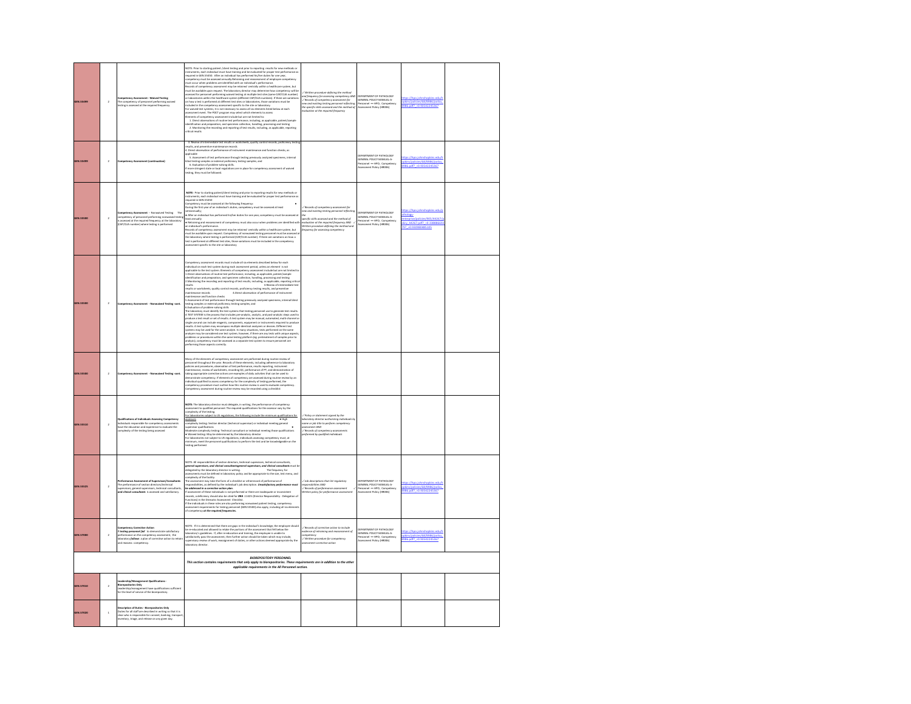| | | | | | | | |
|---|---|---|---|---|---|---|---|
| GEN.55499 | 2 | **Competency Assessment - Waived Testing** The competency of personnel performing waived testing is assessed at the required frequency. | NOTE: Prior to starting patient /client testing and prior to reporting results for new methods or instruments, each individual must have training and be evaluated for proper test performance as required in GEN.55450. After an individual has performed his/her duties for one year, competency must be assessed annually.Retraining and reassessment of employee competency must occur when problems are identified with an individual's performance. Records of competency assessment may be retained centrally within a healthcare system, but must be available upon request. The laboratory director may determine how competency will be assessed for personnel performing waived testing at multiple test sites (same CAP/CLIA number) or laboratories within the healthcare system (different CAP/CLIA numbers). If there are variations on how a test is performed at different test sites or laboratories, those variations must be included in the competency assessment specific to the site or laboratory. For waived test systems, it is not necessary to assess all six elements listed below at each assessment event. The POCT program may select which elements to assess Elements of competency assessment include but are not limited to: 1. Direct observations of routine test performance, including, as applicable, patient/sample identification and preparation; and specimen collection, handling, processing and testing 2. Monitoring the recording and reporting of test results, including, as applicable, reporting critical results | ✓Written procedure defining the method and frequency for assessing competency AND ✓Records of competency assessment for new and existing testing personnel reflecting the specific skills assessed and the method of evaluation at the required frequency | DEPARTMENT OF PATHOLOGY GENERAL POLICY MANUAL-> Personnel --> HPO; Competency Assessment Policy (HR086) | https://hpo.johnshopkins.edu/hopkins/policies/48/8986/policy_8986.pdf?_=0.945422195367 | |
| GEN.55499 | 2 | **Competency Assessment (continuation)** | 3. Review of intermediate test results or worksheets, quality control records, proficiency testing results, and preventive maintenance records 4. Direct observation of performance of instrument maintenance and function checks, as applicable 5. Assessment of test performance through testing previously analyzed specimens, internal blind testing samples or external proficiency testing samples; and 6. Evaluation of problem-solving skills. If more stringent state or local regulations are in place for competency assessment of waived testing, they must be followed. | | DEPARTMENT OF PATHOLOGY GENERAL POLICY MANUAL-> Personnel --> HPO; Competency Assessment Policy (HR086) | https://hpo.johnshopkins.edu/hopkins/policies/48/8986/policy_8986.pdf?_=0.945422195367 | |
| GEN.55500 | 2 | **Competency Assessment - Nonwaived Testing** The competency of personnel performing nonwaived testing is assessed at the required frequency at the laboratory (CAP/CLIA number) where testing is performed. | ***NOTE:*** Prior to starting patient/client testing and prior to reporting results for new methods or instruments, each individual must have training and be evaluated for proper test performance as required in GEN.55450. Competency must be assessed at the following frequency: • During the first year of an individual's duties, competency must be assessed at least semiannually; • After an individual has performed his/her duties for one year, competency must be assessed at least annually • Retraining and reassessment of competency must also occur when problems are identified with an individual's performance. Records of competency assessment may be retained centrally within a healthcare system, but must be available upon request. Competency of nonwaived testing personnel must be assessed at the laboratory where testing is performed (CAP/CLIA number). If there are variations on how a test is performed at different test sites, those variations must be included in the competency assessment specific to the site or laboratory | ✓Records of competency assessment for new and existing testing personnel reflecting the specific skills assessed and the method of evaluation at the required frequency AND ✓Written procedure defining the method and frequency for assessing competency | DEPARTMENT OF PATHOLOGY GENERAL POLICY MANUAL-> Personnel --> HPO; Competency Assessment Policy (HR086) | https://hpo.johnshopkins.edu/pathology/enterprise/policies/805/49267/policy_49267.pdf?_=0.338886692797_=0.999980485335 | |
| GEN.55500 | 2 | **Competency Assessment - Nonwaived Testing -cont.** | Competency assessment records must include all six elements described below for each individual on each test system during each assessment period, unless an element is not applicable to the test system. Elements of competency assessment include but are not limited to: 1 Direct observations of routine test performance, including, as applicable, patient/sample identification and preparation; and specimen collection, handling, processing and testing 2 Monitoring the recording and reporting of test results, including, as applicable, reporting critical results 3 Review of intermediate test results or worksheets, quality control records, proficiency testing results, and preventive maintenance records 4 Direct observation of performance of instrument maintenance and function checks 5 Assessment of test performance through testing previously analyzed specimens, internal blind testing samples or external proficiency testing samples; and 6 Evaluation of problem-solving skills The laboratory must identify the test systems that testing personnel use to generate test results. A TEST SYSTEM is the process that includes pre-analytic, analytic, and post-analytic steps used to produce a test result or set of results. A test system may be manual, automated, multi-channel or single-use and can include reagents, components, equipment or instruments required to produce results. A test system may encompass multiple identical analyzers or devices. Different test systems may be used for the same analyte. In many situations, tests performed on the same analyzer may be considered one test system; however, if there are any tests with unique aspects, problems or procedures within the same testing platform (eg, pretreatment of samples prior to analysis), competency must be assessed as a separate test system to ensure personnel are performing those aspects correctly. | | | | |
| GEN.55500 | 2 | **Competency Assessment - Nonwaived Testing -cont.** | Many of the elements of competency assessment are performed during routine review of personnel throughout the year. Records of these elements, including adherence to laboratory policies and procedures, observation of test performance, results reporting, instrument maintenance, review of worksheets, recording QC, performance of PT, and demonstration of taking appropriate corrective actions are examples of daily activities that can be used to demonstrate competency. If elements of competency are assessed during routine review by an individual qualified to assess competency for the complexity of testing performed, the competency procedure must outline how this routine review is used to evaluate competency. Competency assessment during routine review may be recorded using a checklist | | | | |
| GEN.55510 | 2 | **Qualifications of Individuals Assessing Competency** Individuals responsible for competency assessments have the education and experience to evaluate the complexity of the testing being assessed | **NOTE:** The laboratory director must delegate, in writing, the performance of competency assessment to qualified personnel. The required qualifications for the assessor vary by the complexity of the testing. For laboratories subject to US regulations, the following include the minimum qualifications for assessors: • High complexity testing: Section director (technical supervisor) or individual meeting general supervisor qualifications • Moderate complexity testing: Technical consultant or individual meeting those qualifications • Waived testing: May be determined by the laboratory director For laboratories not subject to US regulations, individuals assessing competency must, at minimum, meet the personnel qualifications to perform the test and be knowledgeable on the testing performed. | ✓Policy or statement signed by the laboratory director authorizing individuals by name or job title to perform competency assessment AND ✓Records of competency assessments performed by qualified individuals | | | |
| GEN.55525 | 2 | ***Performance Assessment of Supervisors/Consultants*** The performance of section directors/technical supervisors, general supervisors, technical consultants, ***and clinical consultants*** is assessed and satisfactory. | NOTE: All responsibilities of section directors, technical supervisors, technical consultants, ***general supervisor, and clinical consultantsgeneral supervisors, and clinical consultants*** must be delegated by the laboratory director in writing. The frequency for assessments must be defined in laboratory policy and be appropriate to the size, test menu, and complexity of the facility. The assessment may take the form of a checklist or other record of performance of responsibilities, as defined by the individual's job description. ***Unsatisfactory performance must be addressed in a corrective action plan.*** If assessment of these individuals is not performed or there are inadequate or inconsistent records, a deficiency should also be cited for **DRA**.11025 (Director Responsibility - Delegation of Functions) in the Director Assessment Checklist If the individuals in these roles are also performing nonwaived patient testing, competency assessment requirements for testing personnel (GEN.55500) also apply, including all six elements of competency ***at the required frequencies.*** | ✓Job descriptions that list regulatory responsibilities AND ✓Records of performance assessment Written policy for performance assessment | DEPARTMENT OF PATHOLOGY GENERAL POLICY MANUAL-> Personnel --> HPO; Competency Assessment Policy (HR086) | https://hpo.johnshopkins.edu/hopkins/policies/48/8986/policy_8986.pdf?_=0.945422195367 | |
| GEN.57000 | 2 | **Competency Corrective Action** If *testing personnel fail* to demonstrate satisfactory performance on the competency assessment, the laboratory *follows* a plan of corrective action to retrain and reassess competency. | NOTE: If it is determined that there are gaps in the individual's knowledge, the employee should be re-educated and allowed to retake the portions of the assessment that fell below the laboratory's guidelines. If, after re-education and training, the employee is unable to satisfactorily pass the assessment, then further action should be taken which may include, supervisory review of work, reassignment of duties, or other actions deemed appropriate by the laboratory director. | ✓Records of corrective action to include evidence of retraining and reassessment of competency ✓Written procedure for competency assessment corrective action | DEPARTMENT OF PATHOLOGY GENERAL POLICY MANUAL-> Personnel --> HPO; Competency Assessment Policy (HR086) | https://hpo.johnshopkins.edu/hopkins/policies/48/8986/policy_8986.pdf?_=0.945422195367 | |
| | | | ***BIOREPOSITORY PERSONNEL*** ***This section contains requirements that only apply to biorepositories. These requirements are in addition to the other applicable requirements in the All Personnel section.*** | | | | |
| GEN.57010 | 2 | **Leadership/Management Qualifications - Biorepositories Only** Leadership/management have qualifications sufficient for the level of service of the biorepository. | | | | | |
| GEN.57020 | 1 | **Description of Duties - Biorepositories Only** Duties for all staff are described in writing so that it is clear who is responsible for consent, banking, transport, inventory, triage, and release on any given day. | | | | | |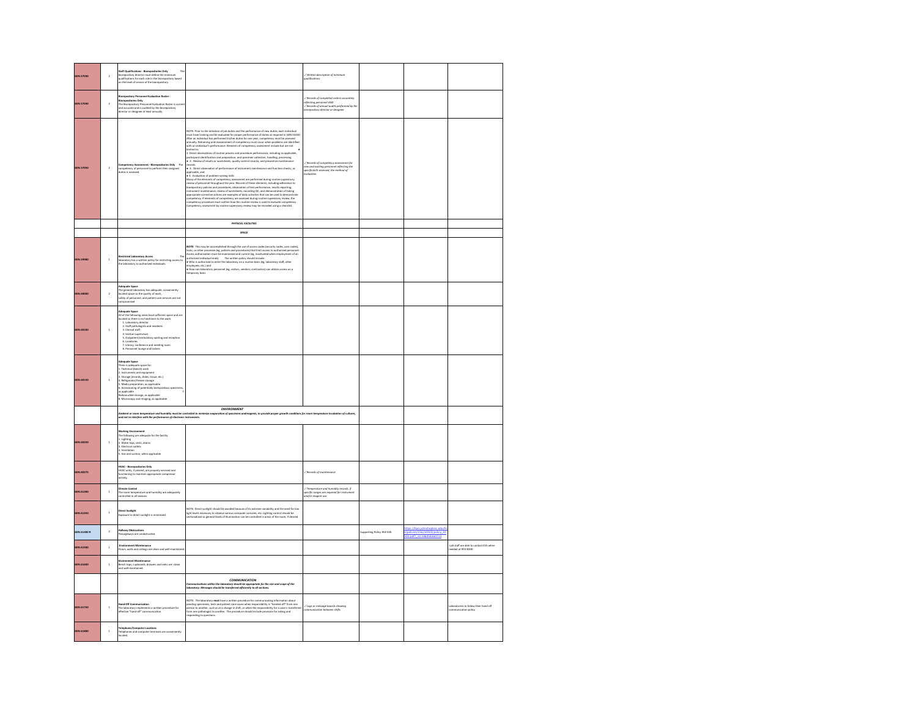| | | | | | | | |
|---|---|---|---|---|---|---|---|
| GEN.37000 | 2 | **Staff Qualifications - Biorepositories Only** The biorepository director must define the minimum qualifications for each role in the biorepository based on the level of service of the biorepository. | | ✓Written description of minimum qualifications | | | |
| GEN.37050 | 2 | **Biorepository Personnel Evaluation Roster - Biorepositories Only** The Biorepository Personnel Evaluation Roster is current and accurate and is audited by the biorepository director or designee at least annually. | | ✓Records of completed rosters accurately reflecting personnel AND ✓Records of annual audits performed by the biorepository director or designee | | | |
| GEN.37050 | 2 | **Competency Assessment - Biorepositories Only** The competency of personnel to perform their assigned duties is assessed. | NOTE: Prior to the initiation of job duties and the performance of new duties, each individual must have training and be evaluated for proper performance of duties as required in GEN.55450. After an individual has performed his/her duties for one year, competency must be assessed annually. Retraining and reassessment of competency must occur when problems are identified with an individual's performance. Elements of competency assessment include but are not limited to: 1. Direct observations of routine process and procedure performance, including as applicable, participant identification and preparation; and specimen collection, handling, processing ● 2. Review of results or worksheets, quality control records, and preventive maintenance records ● 3. Direct observation of performance of instrument maintenance and function checks, as applicable, and ● 4. Evaluation of problem-solving skills Many of the elements of competency assessment are performed during routine supervisory review of personnel throughout the year. Records of these elements, including adherence to biorepository policies and procedures, observation of test performance, results reporting, instrument maintenance, review of worksheets, recording QC, and demonstration of taking appropriate corrective actions are examples of daily activities that can be used to demonstrate competency. If elements of competency are assessed during routine supervisory review, the competency procedure must outline how this routine review is used to evaluate competency. Competency assessment by routine supervisory review may be recorded using a checklist. | ✓Records of competency assessment for new and existing personnel reflecting the specific skills assessed, the method of evaluation | | | |
| | | | *PHYSICAL FACILITIES* | | | | |
| | | | *SPACE* | | | | |
| GEN.39980 | 1 | **Restricted Laboratory Access** The laboratory has a written policy for restricting access to the laboratory to authorized individuals. | **NOTE:** This may be accomplished through the use of access codes (security codes, user codes), locks, or other processes (eg, policies and procedures) that limit access to authorized personnel. Access authorization must be maintained and current (eg, inactivated when employment of an authorized individual ends). The written policy should include: ● Who is authorized to enter the laboratory on a routine basis (eg, laboratory staff, other employees, etc.) and ● How non-laboratory personnel (eg, visitors, vendors, contractors) can obtain access on a temporary basis. | | | | |
| GEN.40000 | 2 | **Adequate Space** The general laboratory has adequate, conveniently located space so the quality of work, safety of personnel, and patient care services are not compromised. | | | | | |
| GEN.40100 | 1 | **Adequate Space** All of the following areas have sufficient space and are located so there is no hindrance to the work: 1. Laboratory director 2. Staff pathologists and residents 3. Clerical staff 4. Section supervisors 5. Outpatient/ambulatory waiting and reception 6. Lavatories 7. Library, conference and meeting room 8. Personnel lounge and lockers | | | | | |
| GEN.40150 | 1 | **Adequate Space** There is adequate space for: 1. Technical (bench) work 2. Instruments and equipment 3. Storage (records, slides, tissue, etc.) 4. Refrigerator/freezer storage 5. Media preparation, as applicable 6. Accessioning of potentially biohazardous specimens, as applicable 7. Radionuclide storage, as applicable 8. Microscopy and imaging, as applicable | | | | | |
| | | ***ENVIRONMENT*** *Ambient or room temperature and humidity must be controlled to minimize evaporation of specimens andreagents, to provide proper growth conditions for room temperature incubation of cultures, and not to interfere with the performance of electronic instruments.* | | | | | |
| GEN.40250 | 1 | **Working Environment** The following are adequate for the facility: 1. Lighting 2. Water taps, sinks, drains 3. Electrical outlets 4. Ventilation 5. Gas and suction, when applicable | | | | | |
| GEN.40275 | | **HVAC - Biorepositories Only** HVAC units, if present, are properly serviced and functioning to maintain appropriate compressor activity. | | ✓Records of maintenance | | | |
| GEN.41300 | 1 | **Climate Control** The room temperature and humidity are adequately controlled in all seasons. | | ✓Temperature and humidity records, if specific ranges are required for instrument and/or reagent use | | | |
| GEN.41350 | 1 | **Direct Sunlight** Exposure to direct sunlight is minimized. | NOTE: Direct sunlight should be avoided because of its extreme variability and the need for low light levels necessary to observe various computer consoles, etc. Lighting control should be sectionalized so general levels of illumination can be controlled in areas of the room, if desired. | | | | |
| GEN.41400 R | 2 | **Hallway Obstructions** Passageways are unobstructed. | | | Supporting Policy HSE 026 | https://hpo.johnshopkins.edu/hopkins/policies/156/30932/policy_30932.pdf?_=0.596494840713 | |
| GEN.41500 | 1 | **Environment Maintenance** Floors, walls and ceilings are clean and well-maintained. | | | | | Lab staff are able to contact EVS when needed at 955-8300 |
| GEN.41600 | 1 | **Environment Maintenance** Bench tops, cupboards, drawers and sinks are clean and well-maintained. | | | | | |
| | | | ***COMMUNICATION*** *Communications within the laboratory should be appropriate for the size and scope of the laboratory. Messages should be transferred efficiently to all sections.* | | | | |
| GEN.41750 | 1 | **Hand-Off Communication** The laboratory implements a written procedure for effective "hand-off" communication. | NOTE: The laboratory **must** have a written procedure for communicating information about pending specimens, tests and patient care issues when responsibility is "handed off" from one person to another, such as at a change in shift, or when the responsibility for a case is transferred from one pathologist to another. The procedure should include provision for asking and responding to questions. | ✓Logs or message boards showing communication between shifts | | | Laboratories to follow their hand off communication policy |
| GEN.41800 | 1 | **Telephone/Computer Locations** Telephones and computer terminals are conveniently located. | | | | | |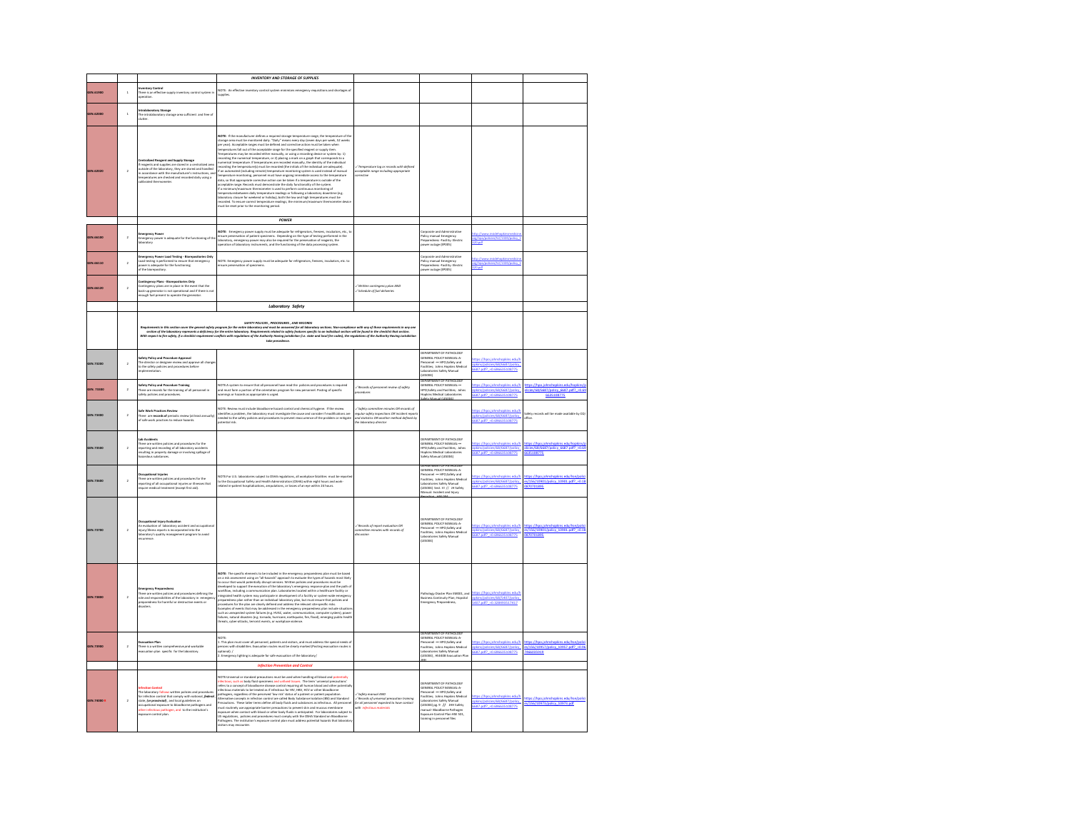| | | | INVENTORY AND STORAGE OF SUPPLIES | | | | |
|---|---|---|---|---|---|---|---|
| GEN.61900 | 1 | **Inventory Control**<br>There is an effective supply inventory control system in operation. | NOTE: An effective inventory control system minimizes emergency requisitions and shortages of supplies. | | | | |
| GEN.62000 | 1 | **Intralaboratory Storage**<br>The intralaboratory storage area sufficient and free of clutter. | | | | | |
| GEN.62020 | 2 | **Centralized Reagent and Supply Storage**<br>If reagents and supplies are stored in a centralized area outside of the laboratory, they are stored and handled in accordance with the manufacturer's instructions, and temperatures are checked and recorded daily using a calibrated thermometer. | **NOTE:** If the manufacturer defines a required storage temperature range, the temperature of the storage area must be monitored daily. "Daily" means every day (seven days per week, 52 weeks per year). Acceptable ranges must be defined and corrective action must be taken when temperatures fall out of the acceptable range for the specified reagent or supply item. Temperatures may be recorded either manually, or using a recording device or system by: 1) recording the numerical temperature, or 2) placing a mark on a graph that corresponds to a numerical temperature. If temperatures are recorded manually, the identity of the individual recording the temperature(s) must be recorded (the initials of the individual are adequate). If an automated (including remote) temperature monitoring system is used instead of manual temperature monitoring, personnel must have ongoing immediate access to the temperature data, so that appropriate corrective action can be taken if a temperature is outside of the acceptable range. Records must demonstrate the daily functionality of the system. If a minimum/maximum thermometer is used to perform continuous monitoring of temperatures between daily temperature readings or following a laboratory downtime (eg, laboratory closure for weekend or holiday), both the low and high temperatures must be recorded. To ensure correct temperature readings, the minimum/maximum thermometer device must be reset prior to the monitoring period. | ✓ Temperature log or records with defined acceptable range including appropriate corrective | | | |
| | | | **POWER** | | | | |
| GEN.66100 | 2 | **Emergency Power**<br>Emergency power is adequate for the functioning of the laboratory. | **NOTE:** Emergency power supply must be adequate for refrigerators, freezers, incubators, etc., to ensure preservation of patient specimens. Depending on the type of testing performed in the laboratory, emergency power may also be required for the preservation of reagents, the operation of laboratory instruments, and the functioning of the data processing system. | | Corporate and Administrative Policy manual Emergency Preparedness- Facility: Electric power outage (EP005) | http://www.insidehopkinsmedicine.org/hpo/policies/52/1333/policy_1333.pdf | |
| GEN.66110 | 2 | **Emergency Power Load Testing - Biorepositories Only**<br>Load testing is performed to ensure that emergency power is adequate for the functioning of the biorepository. | NOTE: Emergency power supply must be adequate for refrigerators, freezers, incubators, etc. to ensure preservation of specimens. | | Corporate and Administrative Policy manual Emergency Preparedness- Facility: Electric power outage (EP005) | http://www.insidehopkinsmedicine.org/hpo/policies/52/1333/policy_1333.pdf | |
| GEN.66120 | 2 | **Contingency Plans - Biorepositories Only**<br>Contingency plans are in place in the event that the back-up generator is not operational and if there is not enough fuel present to operate the generator. | | ✓ Written contingency plan AND<br>✓ Schedule of fuel deliveries | | | |
| | | | **Laboratory Safety** | | | | |
| | | | **SAFETY POLICIES, PROCEDURES, AND RECORDS**<br>Requirements in this section cover the general safety program for the entire laboratory and must be answered for all laboratory sections. Noncompliance with any of these requirements in any one section of the laboratory represents a deficiency for the entire laboratory. Requirements related to safety features specific to an individual section will be found in the checklist that section. With respect to fire safety, if a checklist requirement conflicts with regulations of the Authority Having Jurisdiction (i.e. state and local fire codes), the regulations of the Authority Having Jurisdiction take precedence. | | | | |
| GEN.73200 | 2 | **Safety Policy and Procedure Approval**<br>The director or designee review and approve all changes to the safety policies and procedures before implementation. | | | DEPARTMENT OF PATHOLOGY GENERAL POLICY MANUAL-Ⅳ Personnel — HPO;Safety and Facilities; Johns Hopkins Medical Laboratories Safety Manual (185004) | https://hpo.johnshopkins.edu/hopkins/policies/66/6687/policy_6687.pdf?_=0.686635108775 | |
| GEN.73300 | 2 | **Safety Policy and Procedure Training**<br>There are records for the training of all personnel in safety policies and procedures. | NOTE:A system to ensure that all personnel have read the policies and procedures is required and must form a portion of the orientation program for new personnel. Posting of specific warnings or hazards as appropriate is urged. | ✓ Records of personnel review of safety procedures | DEPARTMENT OF PATHOLOGY GENERAL POLICY MANUAL-Ⅳ HPO;Safety and Facilities; Johns Hopkins Medical Laboratories Safety Manual (185004) | https://hpo.johnshopkins.edu/hopkins/policies/66/6687/policy_6687.pdf?_=0.686635108775 | https://hpo.johnshopkins.edu/hopkins/policies/66/6687/policy_6687.pdf?_=0.686635108775 |
| GEN.73400 | 2 | **Safe Work Practices Review**<br>There are records of periodic review (at least annually) of safe work practices to reduce hazards. | NOTE: Review must include bloodborne hazard control and chemical hygiene. If the review identifies a problem, the laboratory must investigate the cause and consider if modifications are needed to the safety policies and procedures to prevent reoccurrence of the problem or mitigate potential risk. | ✓ Safety committee minutes OR records of regular safety inspections OR incident reports and statistics OR another method defined by the laboratory director | | https://hpo.johnshopkins.edu/hopkins/policies/66/6687/policy_6687.pdf?_=0.686635108775 | Safety records will be made available by OQ office. |
| GEN.73500 | 2 | **Lab Accidents**<br>There are written policies and procedures for the reporting and recording of all laboratory accidents resulting in property damage or involving spillage of hazardous substances. | | | DEPARTMENT OF PATHOLOGY GENERAL POLICY MANUAL-Ⅳ HPO;Safety and Facilities; Johns Hopkins Medical Laboratories Safety Manual (185004) | https://hpo.johnshopkins.edu/hopkins/policies/66/6687/policy_6687.pdf?_=0.686635108775 | https://hpo.johnshopkins.edu/hopkins/policies/66/6687/policy_6687.pdf?_=0.686635108775 |
| GEN.73600 | 2 | **Occupational Injuries**<br>There are written policies and procedures for the reporting of all occupational injuries or illnesses that require medical treatment (except first aid). | NOTE:For U.S. laboratories subject to OSHA regulations, all workplace fatalities must be reported to the Occupational Safety and Health Administration (OSHA) within eight hours and work-related in-patient hospitalizations, amputations, or losses of an eye within 24 hours. | | DEPARTMENT OF PATHOLOGY GENERAL POLICY MANUAL-Ⅳ Personnel — HPO;Safety and Facilities; Johns Hopkins Medical Laboratories Safety Manual (185004) Sect. VI // JH Safety Manual: Incident and Injury Reporting, HSE094 | https://hpo.johnshopkins.edu/hopkins/policies/66/6687/policy_6687.pdf?_=0.686635108775 | https://hpo.johnshopkins.edu/hse/policies/156/10901/policy_10901.pdf?_=0.188670701895 |
| GEN.73700 | 2 | **Occupational Injury Evaluation**<br>An evaluation of laboratory accident and occupational injury/illness reports is incorporated into the laboratory's quality management program to avoid recurrence. | | ✓ Records of report evaluation OR committee minutes with records of discussion | DEPARTMENT OF PATHOLOGY GENERAL POLICY MANUAL-Ⅳ Personnel — HPO;Safety and Facilities; Johns Hopkins Medical Laboratories Safety Manual (185004) | https://hpo.johnshopkins.edu/hopkins/policies/66/6687/policy_6687.pdf?_=0.686635108775 | https://hpo.johnshopkins.edu/hse/policies/156/10901/policy_10901.pdf?_=0.188670701895 |
| GEN.73800 | 2 | **Emergency Preparedness**<br>There are written policies and procedures defining the role and responsibilities of the laboratory in emergency preparedness for harmful or destructive events or disasters. | **NOTE:** The specific elements to be included in the emergency preparedness plan must be based on a risk assessment using an "all-hazards" approach to evaluate the types of hazards most likely to occur that would potentially disrupt services. Written policies and procedures must be developed to support the execution of the laboratory's emergency response plan and the path of workflow, including a communication plan. Laboratories located within a healthcare facility or integrated health systems may participate in development of a facility or system-wide emergency preparedness plan rather than an individual laboratory plan, but must ensure that policies and procedures for the plan are clearly defined and address the relevant site-specific risks. Examples of events that may be addressed in the emergency preparedness plan include situations such as unexpected system failures (e.g. HVAC, water, communication, computer system); power failures; natural disasters (e.g. tornado, hurricane, earthquake, fire, flood); emerging public health threats; cyberattacks; terrorist events; or workplace violence. | | Pathology Disaster Plan EM001, and Business Continuity Plan; Hospital Emergency Preparedness, | https://hpo.johnshopkins.edu/hopkins/policies/66/6687/policy_6687.pdf?_=0.328493517817 | |
| GEN.73900 | 2 | **Evacuation Plan**<br>There is a written comprehensive and workable evacuation plan specific for the laboratory. | NOTE:<br>1. This plan must cover all personnel, patients and visitors, and must address the special needs of persons with disabilities. Evacuation routes must be clearly marked (Posting evacuation routes is optional). /<br>2. Emergency lighting is adequate for safe evacuation of the laboratory/ | | DEPARTMENT OF PATHOLOGY GENERAL POLICY MANUAL-Ⅳ Personnel — HPO;Safety and Facilities; Johns Hopkins Medical Laboratories Safety Manual (185004), HSE008 Evacuation Plan JHH | https://hpo.johnshopkins.edu/hopkins/policies/66/6687/policy_6687.pdf?_=0.686635108775 | https://hpo.johnshopkins.edu/hse/policies/156/10907/policy_10907.pdf?_=0.067466035919 |
| | | | **Infection Prevention and Control** | | | | |
| GEN.74000 | 2 | **Infection Control**<br>The laboratory follows written policies and procedures for infection control that comply with national, federal, state, (or provincial), and local guidelines on occupational exposure to bloodborne pathogens and other infectious pathogens, and to the institution's exposure control plan. | NOTE:Universal or standard precautions must be used when handling all blood and potentially infectious, such as body fluid specimens and unfixed tissues. The term 'universal precautions' refers to a concept of bloodborne disease control requiring all human blood and other potentially infectious materials to be treated as if infectious for HIV, HBV, HCV or other bloodborne pathogens, regardless of the perceived 'low risk' status of a patient or patient population. Alternative concepts in infection control are called Body Substance Isolation (BSI) and Standard Precautions. These latter terms define all body fluids and substances as infectious. All personnel must routinely use appropriate barrier precautions to prevent skin and mucous membrane exposure when contact with blood or other body fluids is anticipated. For laboratories subject to US regulations, policies and procedures must comply with the OSHA Standard on Bloodborne Pathogens. The institution's exposure control plan must address potential hazards that laboratory visitors may encounter. | ✓ Safety manual AND<br>✓ Records of universal precaution training for all personnel expected to have contact with infectious materials | DEPARTMENT OF PATHOLOGY GENERAL POLICY MANUAL-Ⅳ Personnel — HPO;Safety and Facilities; Johns Hopkins Medical Laboratories Safety Manual (185004) pg. 9 // JHH Safety manual- Bloodborne Pathogens Exposure Control Plan HSE 502, training in personnel files | https://hpo.johnshopkins.edu/hopkins/policies/66/6687/policy_6687.pdf?_=0.686635108775 | https://hpo.johnshopkins.edu/hse/policies/156/10973/policy_10973.pdf |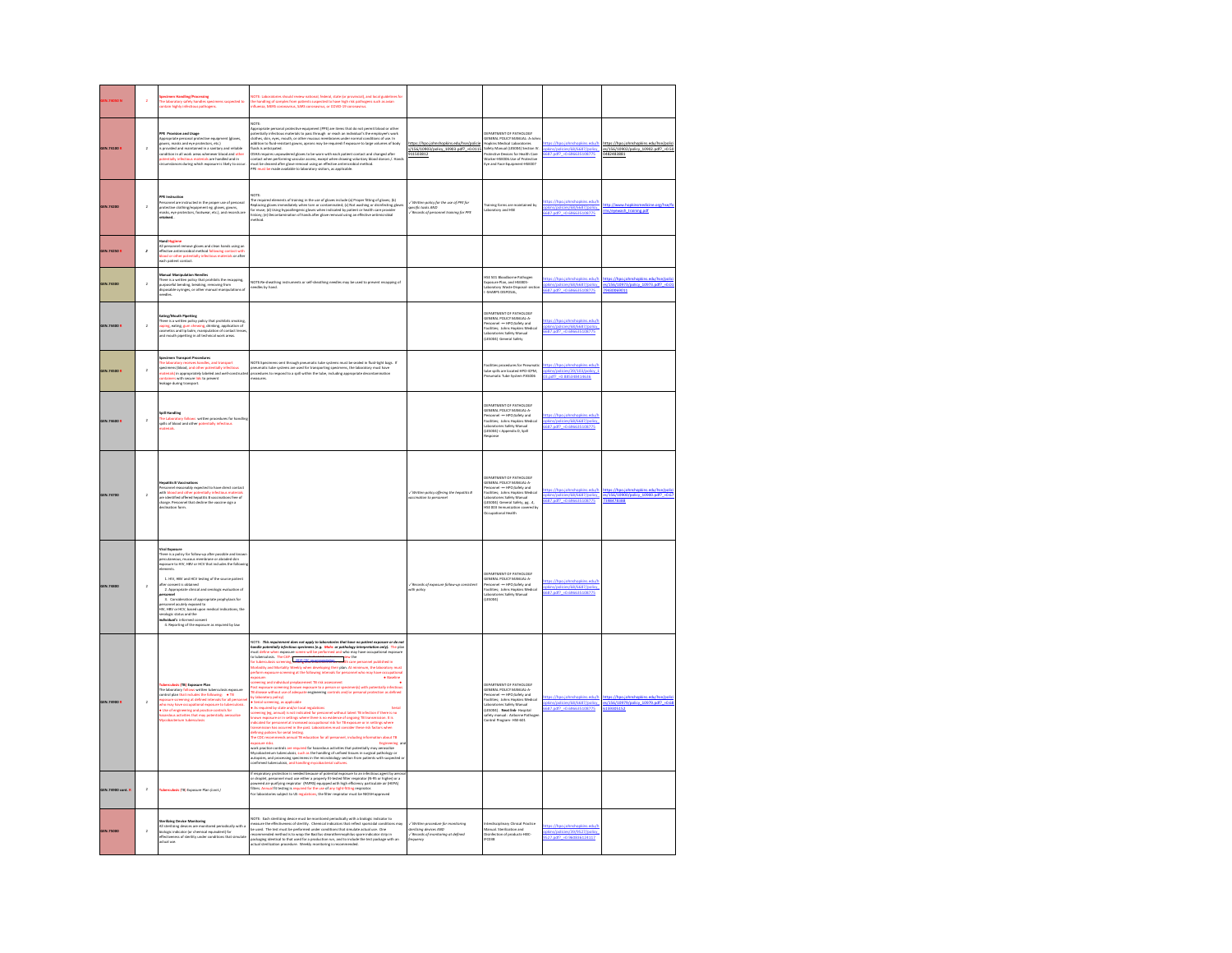| | | | | | | | |
|---|---|---|---|---|---|---|---|
| GEN.74000 R | 2 | **Specimen Handling/Processing** The laboratory safely handles specimens suspected to contain highly infectious pathogens. | NOTE: Laboratories should review national, federal, state (or provincial), and local guidelines for the handling of samples from patients suspected to have high risk pathogens such as avian influenza, MERS coronavirus, SARS coronavirus, or COVID-19 coronavirus. | | | | |
| GEN.74100 R | 2 | **PPE Provision and Usage** Appropriate personal protective equipment (gloves, gowns, masks and eye protectors, etc.) is provided and maintained in a sanitary and reliable condition in all work areas whenever blood and other potentially infectious materials are handled and in circumstances during which exposure is likely to occur. | NOTE: Appropriate personal protective equipment (PPE) are items that do not permit blood or other potentially infectious materials to pass through or reach an individual's the employee's work clothes, skin, eyes, mouth, or other mucous membranes under normal conditions of use. In addition to fluid-resistant gowns, aprons may be required if exposure to large volumes of body fluids is anticipated. OSHA requires unpowdered gloves to be worn with each patient contact and changed after contact when performing vascular access, except when drawing voluntary blood donors.) Hands must be cleaned after glove removal using an effective antimicrobial method. PPE must be made available to laboratory visitors, as applicable. | https://hpo.johnshopkins.edu/hse/policies/156/10903/policy_10903.pdf?_=0.0113915459012 | DEPARTMENT OF PATHOLOGY GENERAL POLICY MANUAL: A-Johns Hopkins Medical Laboratories Safety Manual (185004) Section III, Protective Devices for Health Care Worker-HSE006 Use of Protective Eye and Face Equipment HSE007 | https://hpo.johnshopkins.edu/hopkins/policies/66/6687/policy_6687.pdf?_=0.686635108775 | https://hpo.johnshopkins.edu/hse/policies/156/10902/policy_10902.pdf?_=0.503492483801 |
| GEN.74200 | 2 | **PPE Instruction** Personnel are instructed in the proper use of personal protective clothing/equipment (eg, gloves, gowns, masks, eye protectors, footwear, etc.), and records are retained. | NOTE: The required elements of training in the use of gloves include (a) Proper fitting of gloves; (b) Replacing gloves immediately when torn or contaminated; (c) Not washing or disinfecting gloves for reuse; (d) Using hypoallergenic gloves when indicated by patient or health care provider history; (e) Decontamination of hands after glove removal using an effective antimicrobial method. | ✓Written policy for the use of PPE for specific tasks AND ✓Records of personnel training for PPE | Training forms are maintained by Laboratory and HSE | https://hpo.johnshopkins.edu/hopkins/policies/66/6687/policy_6687.pdf?_=0.686635108775 | http://www.hopkinsmedicine.org/hse/forms/research_training.pdf |
| GEN.74250 R | 2 | **Hand Hygiene** All personnel remove gloves and clean hands using an effective antimicrobial method following contact with blood or other potentially infectious materials or after each patient contact. | | | | | |
| GEN.74300 | 2 | **Manual Manipulation Needles** There is a written policy that prohibits the recapping, purposeful bending, breaking, removing from disposable syringes, or other manual manipulations of needles. | NOTE:Re-sheathing instruments or self-sheathing needles may be used to prevent recapping of needles by hand. | | HSE 501 Bloodborne Pathogen Exposure Plan, and HSE805-Laboratory Waste Disposal- section I -SHARPS DISPOSAL. | https://hpo.johnshopkins.edu/hopkins/policies/66/6687/policy_6687.pdf?_=0.686635108775 | https://hpo.johnshopkins.edu/hse/policies/156/10973/policy_10973.pdf?_=0.0175430069011 |
| GEN.74400 R | 2 | **Eating/Mouth Pipetting** There is a written policy policy that prohibits smoking, vaping, eating, gum chewing, drinking, application of cosmetics and lip balm, manipulation of contact lenses, and mouth pipetting in all technical work areas. | | | DEPARTMENT OF PATHOLOGY GENERAL POLICY MANUAL: A-Personnel — HPO:Safety and Facilities; Johns Hopkins Medical Laboratories Safety Manual (185004): General Safety | https://hpo.johnshopkins.edu/hopkins/policies/66/6687/policy_6687.pdf?_=0.686635108775 | |
| GEN.74500 R | 2 | **Specimen Transport Procedures** The laboratory receives/handles and transport specimens (blood, and other potentially infectious materials) in appropriately labeled and well-constructed sealed containers with secure lids to prevent leakage during transport. | NOTE:Specimens sent through pneumatic tube systems must be sealed in fluid-tight bags. If pneumatic tube systems are used for transporting specimens, the laboratory must have procedures to respond to a spill within the tube, including appropriate decontamination measures. | | Facilities procedures for Pneumatic tube spills are located HPO-EPM, Pneumatic Tube System PAS006 | https://hpo.johnshopkins.edu/hopkins/policies/39/163/policy_163.pdf?_=0.885398413636 | |
| GEN.74600 R | 2 | **Spill Handling** The laboratory follows written procedures for handling spills of blood and other potentially infectious materials. | | | DEPARTMENT OF PATHOLOGY GENERAL POLICY MANUAL: A-Personnel — HPO:Safety and Facilities; Johns Hopkins Medical Laboratories Safety Manual (185004) – Appendix D, Spill Response | https://hpo.johnshopkins.edu/hopkins/policies/66/6687/policy_6687.pdf?_=0.686635108775 | |
| GEN.74700 | 2 | **Hepatitis B Vaccinations** Personnel reasonably expected to have direct contact with blood and other potentially infectious materials are identified offered hepatitis B vaccinations free of charge. Personnel that decline the vaccine sign a declination form. | | ✓Written policy offering the Hepatitis B vaccination to personnel | DEPARTMENT OF PATHOLOGY GENERAL POLICY MANUAL: A-Personnel — HPO:Safety and Facilities; Johns Hopkins Medical Laboratories Safety Manual (185004): General Safety, pg. 4, HSE 803 Immunization covered by Occupational Health | https://hpo.johnshopkins.edu/hopkins/policies/66/6687/policy_6687.pdf?_=0.686635108775 | https://hpo.johnshopkins.edu/hse/policies/156/10900/policy_10900.pdf?_=0.0677088781183 |
| GEN.74800 | 2 | **Viral Exposure** There is a policy for follow-up after possible and known percutaneous, mucous membrane or abraded skin exposure to HIV, HBV or HCV that includes the following elements. 1. HIV, HBV and HCV testing of the source patient after consent is obtained 2. Appropriate clinical and serologic evaluation of personnel 3. Consideration of appropriate prophylaxis for personnel acutely exposed to HIV, HBV or HCV, based upon medical indications, the serologic status and the individual's informed consent 4. Reporting of the exposure as required by law | | ✓Records of exposure follow-up consistent with policy | DEPARTMENT OF PATHOLOGY GENERAL POLICY MANUAL: A-Personnel — HPO:Safety and Facilities; Johns Hopkins Medical Laboratories Safety Manual (185004) | https://hpo.johnshopkins.edu/hopkins/policies/66/6687/policy_6687.pdf?_=0.686635108775 | |
| GEN.74900 R | 2 | **Tuberculosis (TB) Exposure Plan** The laboratory follows written tuberculosis exposure control plan that includes the following: • TB exposure screening at defined intervals for all personnel who may have occupational exposure to tuberculosis • Use of engineering and practice controls for hazardous activities that may potentially aerosolize Mycobacterium tuberculosis. | NOTE: *This requirement does not apply to laboratories that have no patient exposure or do not handle potentially infectious specimens (e.g. blood, or pathology interpretation only).* The plan must define when exposure screens will be performed and who may have occupational exposure to tuberculosis. The CDC 2019 CDC recommendations for the tuberculosis screening of health care personnel published in Morbidity and Mortality Weekly when developing their plans. At minimum, the laboratory must perform exposure screening at the following intervals for personnel who may have occupational exposure: • Baseline screening and individual preplacement TB risk assessment • Post exposure screening (known exposure to a person or specimen(s) with potentially infectious TB disease without use of adequate engineering controls and/or personal protection as defined by laboratory policy) • Serial screening, as applicable • As required by state and/or local regulations Serial screening (eg, annual) is not indicated for personnel without latent TB infection if there is no known exposure or in settings where there is no evidence of ongoing TB transmission. It is indicated for personnel at increased occupational risk for TB exposure or in settings where transmission has occurred in the past. Laboratories must consider these risk factors when defining policies for serial testing. The CDC recommends annual TB education for all personnel, including information about TB exposure risks. Engineering and work practice controls are required for hazardous activities that potentially may aerosolize Mycobacterium tuberculosis, such as the handling of unfixed tissues in surgical pathology or autopsies, and processing specimens in the microbiology section from patients with suspected or confirmed tuberculosis, and handling mycobacterial cultures. | | DEPARTMENT OF PATHOLOGY GENERAL POLICY MANUAL: A-Personnel — HPO:Safety and Facilities; Johns Hopkins Medical Laboratories Safety Manual (185004) . Next link: Hospital safety manual - Airborne Pathogen Control Program - HSE-601 | https://hpo.johnshopkins.edu/hopkins/policies/66/6687/policy_6687.pdf?_=0.686635108775 | https://hpo.johnshopkins.edu/hse/policies/156/10979/policy_10979.pdf?_=0.680193005122 |
| GEN.74900 cont. R | 2 | **Tuberculosis (TB) Exposure Plan (cont.)** | If respiratory protection is needed because of potential exposure to an infectious agent by aerosol or droplet, personnel must use either a properly fit-tested filter respirator (N-95 or higher) or a powered air-purifying respirator (PAPR) equipped with high-efficiency particulate air (HEPA) filters. Annual fit testing is required for the use of any tight-fitting respirator. For laboratories subject to US regulations, the filter respirator must be NIOSH-approved | | | | |
| GEN.75000 | 2 | **Sterilizing Device Monitoring** All sterilizing devices are monitored periodically with a biologic indicator (or chemical equivalent) for effectiveness of sterility under conditions that simulate actual use. | NOTE: Each sterilizing device must be monitored periodically with a biologic indicator to measure the effectiveness of sterility. Chemical indicators that reflect sporicidal conditions may be used. The test must be performed under conditions that simulate actual use. One recommended method is to wrap the Bacillus stearothermophilus spore indicator strip in packaging identical to that used for a production run, and to include the test package with an actual sterilization procedure. Weekly monitoring is recommended. | ✓Written procedure for monitoring sterilizing devices AND ✓Records of monitoring at defined frequency | Interdisciplinary Clinical Practice Manual: Sterilization and Disinfection of products HDC-IPC008 | https://hpo.johnshopkins.edu/hopkins/policies/39/9527/policy_9527.pdf?_=0.960836124317 | |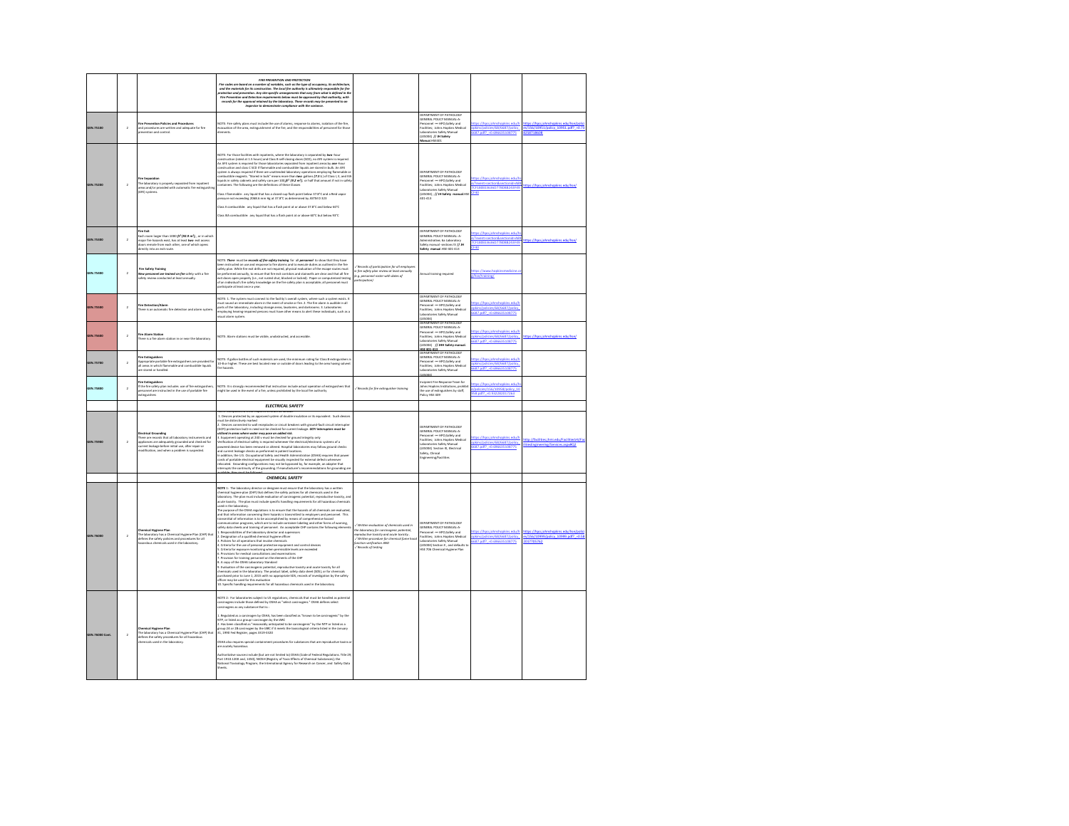| | | | | | | | |
|---|---|---|---|---|---|---|---|
| | | | ***FIRE PREVENTION AND PROTECTION*** *Fire codes are based on a number of variables, such as the type of occupancy, its architecture, and the materials for its construction. The local fire authority is ultimately responsible for fire protection and prevention. Any site-specific arrangements that vary from what is defined in the Fire Prevention and Detection requirements below must be approved by that authority, with records for the approval retained by the laboratory. These records may be presented to an inspector to demonstrate compliance with the variance.* | | | | |
| GEN.75100 | 2 | **Fire Prevention Policies and Procedures** Fire prevention policies and procedures are written and adequate for fire prevention and control. | NOTE: Fire safety plans must include the use of alarms, response to alarms, isolation of the fire, evacuation of the area, extinguishment of the fire, and the responsibilities of personnel for those elements. | | DEPARTMENT OF PATHOLOGY GENERAL POLICY MANUAL-A-Personnel → HPO-Safety and Facilities; Johns Hopkins Medical Laboratories Safety Manual (135004) **// JH Safety Manual HSE001** | https://hpo.johnshopkins.edu/hopkins/policies/68/6687/policy_6687.pdf?_=0.686635108775 | https://hpo.johnshopkins.edu/hse/policies/106/10951/policy_10951.pdf?_=0.7385718606 |
| GEN.75200 | 2 | **Fire Separation** The laboratory is properly separated from inpatient areas and/or provided with automatic fire extinguishing (AFE) systems. | NOTE: For those facilities with inpatients, where the laboratory is separated by ***two***-hour construction (rated at 1.5 hours) and Class B self-closing doors (SCD), no AFE system is required. An AFE system is required for those laboratories separated from inpatient areas by ***one***-hour construction and Class C SCD if flammable and combustible liquids are stored in bulk. An AFE system is always required if there are unattended laboratory operations employing flammable or combustible reagents. "Stored in bulk" means more than ***two*** gallons ***(7.6 L)*** of Class I, II, and IIIA liquids in safety cabinets and safety cans per 100 ***ft***$^2$ ***(9.2 m***$^2$***)***, or half that amount if not in safety containers. The following are the definitions of these classes:<br><br>Class I flammable: any liquid that has a closed-cup flash point below 37.8°C and a Reid vapor pressure not exceeding 2068.6 mm Hg at 37.8°C as determined by ASTM D 323<br><br>Class II combustible: any liquid that has a flash point at or above 37.8°C and below 60°C<br><br>Class IIIA combustible: any liquid that has a flash point at or above 60°C but below 93°C | | DEPARTMENT OF PATHOLOGY GENERAL POLICY MANUAL-A-Personnel → HPO-Safety and Facilities; Johns Hopkins Medical Laboratories Safety Manual (135004) **// JH Safety manual HSE 401-413** | https://hpo.johnshopkins.edu/hse/?event=section&sectionId=4887C41883E3E8D77808B243949CF97 | https://hpo.johnshopkins.edu/hse/ |
| GEN.75300 | 2 | **Fire Exit** Each room larger than 1000 ***ft***$^2$ ***(92.9 m***$^2$***)***, or in which major fire hazards exist, has at least ***two*** exit access doors remote from each other, one of which opens directly into an exit route. | | | DEPARTMENT OF PATHOLOGY GENERAL POLICY MANUAL- A-Administration; 6a Laboratory Safety manual- sections IV **// JH Safety manual HSE-401-413** | https://hpo.johnshopkins.edu/hse/?event=section&sectionId=4887C41883E3E8D77808B243949CF97 | https://hpo.johnshopkins.edu/hse/ |
| GEN.75400 | 2 | **Fire Safety Training** ***New personnel are trained on fire*** safety with a fire safety review conducted at least annually. | NOTE: ***There*** must be ***records of fire safety training*** for all ***personnel*** to show that they have been instructed on use and response to fire alarms and to execute duties as outlined in the fire safety plan. While fire exit drills are not required, physical evaluation of the escape routes must be performed annually, to ensure that fire exit corridors and stairwells are clear and that all fire exit doors open properly (i.e., not rusted shut, blocked or locked). Paper or computerized testing of an individual's fire safety knowledge on the fire safety plan is acceptable; all personnel must participate at least once a year. | ✓Records of participation for all employees in fire safety plan review at least annually (e.g. personnel roster with dates of participation) | Annual training required | https://www.hopkinsmedicine.org/hse/training/ | |
| GEN.75500 | 2 | **Fire Detection/Alarm** There is an automatic fire detection and alarm system. | NOTE: 1. The system must connect to the facility's overall system, where such a system exists. It must sound an immediate alarm in the event of smoke or fire. 2. The fire alarm is audible in all parts of the laboratory, including storage areas, locations, and darkrooms. 3. Laboratories employing hearing-impaired persons must have other means to alert these individuals, such as a visual alarm system. | | DEPARTMENT OF PATHOLOGY GENERAL POLICY MANUAL-A-Personnel → HPO-Safety and Facilities; Johns Hopkins Medical Laboratories Safety Manual (135004) | https://hpo.johnshopkins.edu/hopkins/policies/68/6687/policy_6687.pdf?_=0.686635108775 | |
| GEN.75600 | 2 | **Fire Alarm Station** There is a fire alarm station in or near the laboratory. | NOTE: Alarm stations must be visible, unobstructed, and accessible. | | DEPARTMENT OF PATHOLOGY GENERAL POLICY MANUAL-A-Personnel → HPO-Safety and Facilities; Johns Hopkins Medical Laboratories Safety Manual (135004) **// JHH Safety manual. HSE 401-413** | https://hpo.johnshopkins.edu/hopkins/policies/68/6687/policy_6687.pdf?_=0.686635108775 | https://hpo.johnshopkins.edu/hse/ |
| GEN.75700 | 2 | **Fire Extinguishers** Appropriate portable fire extinguishers are provided for all areas in which flammable and combustible liquids are stored or handled. | NOTE: If gallon bottles of such materials are used, the minimum rating for Class B extinguishers is 10-B or higher. These are best located near or outside of doors leading to the area having solvent fire hazards. | | DEPARTMENT OF PATHOLOGY GENERAL POLICY MANUAL-A-Personnel → HPO-Safety and Facilities; Johns Hopkins Medical Laboratories Safety Manual (135004) | https://hpo.johnshopkins.edu/hopkins/policies/68/6687/policy_6687.pdf?_=0.686635108775 | |
| GEN.75800 | 2 | **Fire Extinguishers** If the fire safety plan includes use of fire extinguishers, personnel are instructed in the use of portable fire extinguishers. | NOTE: It is strongly recommended that instruction include actual operation of extinguishers that might be used in the event of a fire, unless prohibited by the local fire authority. | ✓Records for fire extinguisher training | Incipient Fire Response Team for Johns Hopkins Institutions, prohibit the use of extinguishers by staff, Policy HSE 404 | https://hpo.johnshopkins.edu/hse/policies/156/10958/policy_10958.pdf?_=0.932292017363 | |
| | | | ***ELECTRICAL SAFETY*** | | | | |
| GEN.75900 | 2 | **Electrical Grounding** There are records that all laboratory instruments and appliances are adequately grounded and checked for current leakage before initial use, after repair or modification, and when a problem is suspected. | NOTE: Requirements for the following ... 1. Devices protected by an approved system of double insulation or its equivalent. Such devices must be distinctively marked<br>2. Devices connected to wall receptacles or circuit breakers with ground-fault circuit interrupter (GCFI) protection built in need not be checked for current leakage. ***GCFI interrupters must be utilized in areas where water may pose an added risk***<br>3. Equipment operating at 24V or less must be checked for ground integrity only<br>Verification of electrical safety is required whenever the electrical/electronic systems of a powered device has been removed or altered. Hospital laboratories may follow general checks and current leakage checks as performed in patient locations.<br>In addition, the U.S. Occupational Safety and Health Administration (OSHA) requires that power cords of portable electrical equipment be visually inspected for external defects whenever relocated. Grounding configurations may not be bypassed by, for example, an adapter that interrupts the continuity of the grounding. If manufacturer's recommendations for grounding are available, they must be followed. | | DEPARTMENT OF PATHOLOGY GENERAL POLICY MANUAL-A-Personnel → HPO-Safety and Facilities; Johns Hopkins Medical Laboratories Safety Manual (135004) Section III, Electrical Safety, Clinical Engineering/Facilities | https://hpo.johnshopkins.edu/hopkins/policies/68/6687/policy_6687.pdf?_=0.686635108775 | http://facilities.jhmi.edu/Facilities/ClinicalEngineeringServices.aspx#Q2 |
| | | | ***CHEMICAL SAFETY*** | | | | |
| GEN.76000 | 2 | **Chemical Hygiene Plan** The laboratory has a Chemical Hygiene Plan (CHP) that defines the safety policies and procedures for all hazardous chemicals used in the laboratory. | **NOTE 1:** The laboratory director or designee must ensure that the laboratory has a written chemical hygiene plan (CHP) that defines the safety policies for all chemicals used in the laboratory. The plan must include evaluation of carcinogenic potential, reproductive toxicity, and acute toxicity. The plan must include specific handling requirements for all hazardous chemicals used in the laboratory.<br>The purpose of the OSHA regulations is to ensure that the hazards of all chemicals are evaluated, and that information concerning their hazards is transmitted to employers and personnel. This transmittal of information is to be accomplished by means of comprehensive hazard communication programs, which are to include container labeling and other forms of warning, safety data sheets and training of personnel. An acceptable CHP contains the following elements:<br>1. Responsibilities of the laboratory director and supervisors<br>2. Designation of a qualified chemical hygiene officer<br>3. Policies for all operations that involve chemicals<br>4. Criteria for the use of personal protective equipment and control devices<br>5. Criteria for exposure monitoring when permissible levels are exceeded<br>6. Provisions for medical consultations and examinations<br>7. Provision for training personnel on the elements of the CHP<br>8. A copy of the OSHA Laboratory Standard<br>9. Evaluation of the carcinogenic potential, reproductive toxicity and acute toxicity for all chemicals used in the laboratory. The product label, safety data sheet (SDS), or for chemicals purchased prior to June 1, 2015 with no appropriate SDS, records of investigation by the safety officer may be used for this evaluation<br>10. Specific handling requirements for all hazardous chemicals used in the laboratory | ✓Written evaluation of chemicals used in the laboratory for carcinogenic potential, reproductive toxicity and acute toxicity<br>✓Written procedure for chemical fume hood function verification (NN)<br>✓Records of testing | DEPARTMENT OF PATHOLOGY GENERAL POLICY MANUAL-A-Personnel → HPO-Safety and Facilities; Johns Hopkins Medical Laboratories Safety Manual (135004) Section II, and defaults to HSE 706 Chemical Hygiene Plan | https://hpo.johnshopkins.edu/hopkins/policies/68/6687/policy_6687.pdf?_=0.686635108775 | https://hpo.johnshopkins.edu/hse/policies/156/10999/policy_10999.pdf?_=0.5382017705762 |
| GEN.76000 Cont. | 2 | **Chemical Hygiene Plan** The laboratory has a Chemical Hygiene Plan (CHP) that defines the safety procedures for all hazardous chemicals used in the laboratory. | NOTE 2: For laboratories subject to US regulations, chemicals that must be handled as potential carcinogens include those defined by OSHA as "select carcinogens." OSHA defines select carcinogens as any substance that is:<br><br>1. Regulated as a carcinogen by OSHA; has been classified as "known to be carcinogenic" by the NTP; or listed as a group I carcinogen by the IARC<br>2. Has been classified as "reasonably anticipated to be carcinogenic" by the NTP or listed as a group 2A or 2B carcinogen by the IARC if it meets the toxicological criteria listed in the January 31, 1990 Fed Register, pages 3319-3320<br><br>OSHA also requires special containment procedures for substances that are reproductive toxins or are acutely hazardous.<br><br>Authoritative sources include (but are not limited to) OSHA (Code of Federal Regulations, Title 29, Part 1910.1200 and .1450); NIOSH (Registry of Toxic Effects of Chemical Substances); the National Toxicology Program; the International Agency for Research on Cancer; and Safety Data Sheets. | | | | |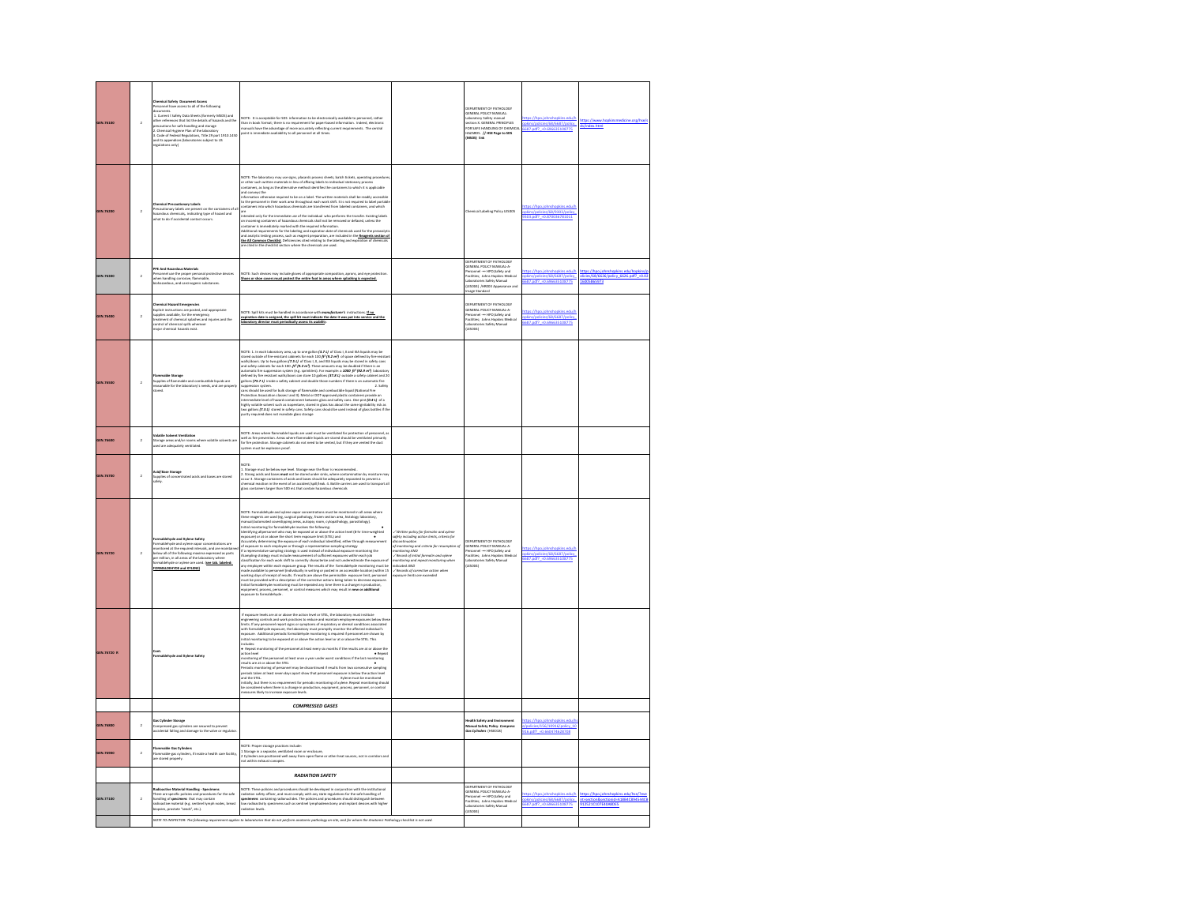| | | | | | | | |
|---|---|---|---|---|---|---|---|
| GEN.76100 | 2 | **Chemical Safety Document Access**<br>Personnel have access to all of the following documents:<br>1. Current Safety Data Sheets (formerly MSDS) and other references that list the details of hazards and the precautions for safe handling and storage<br>2. Chemical Hygiene Plan of the laboratory<br>3. Code of Federal Regulations, Title 29 part 1910.1450 and its appendices (laboratories subject to US regulations only) | NOTE: It is acceptable for SDS information to be electronically available to personnel, rather than in book format; there is no requirement for paper-based information. Indeed, electronic manuals have the advantage of more accurately reflecting current requirements. The central point is immediate availability to all personnel at all times. | | DEPARTMENT OF PATHOLOGY GENERAL POLICY MANUAL: Laboratory Safety manual section X. GENERAL PRINCIPLES FOR SAFE HANDLING OF CHEMICAL HAZARDS // **HSE Page to SDS (MSDS) link** | https://hpo.johnshopkins.edu/hopkins/policies/66/6687/policy_6687.pdf?_=0.686635108775 | https://www.hopkinsmedicine.org/hse/sds/index.html |
| GEN.76200 | 2 | **Chemical Precautionary Labels**<br>Precautionary labels are present on the containers of all hazardous chemicals, indicating type of hazard and what to do if accidental contact occurs. | NOTE: The laboratory may use signs, placards process sheets, batch tickets, operating procedures, or other such written materials in lieu of affixing labels to individual stationary process containers, as long as the alternative method identifies the containers to which it is applicable and conveys the information otherwise required to be on a label. The written materials shall be readily accessible to the personnel in their work area throughout each work shift. It is not required to label portable containers into which hazardous chemicals are transferred from labeled containers, and which are intended only for the immediate use of the individual who performs the transfer. Existing labels on incoming containers of hazardous chemicals shall not be removed or defaced, unless the container is immediately marked with the required information.<br>Additional requirements for the labeling and expiration date of chemicals used for the preanalytic and analytic testing process, such as reagent preparation, are included in the **Reagents section of the All Common Checklist**. Deficiencies cited relating to the labeling and expiration of chemicals are cited in the checklist section where the chemicals are used. | | Chemical Labeling Policy LBS005 | https://hpo.johnshopkins.edu/hopkins/policies/66/5902/policy_5902.pdf?_=0.879536781011 | |
| GEN.76300 | 2 | **PPE And Hazardous Materials**<br>Personnel use the proper personal protective devices when handling corrosive, flammable, biohazardous, and carcinogenic substances. | NOTE: Such devices may include gloves of appropriate composition, aprons, and eye protection. **Shoes or shoe covers must protect the entire foot in areas where splashing is expected.** | | DEPARTMENT OF PATHOLOGY GENERAL POLICY MANUAL-V: Personnel — HPO Safety and Facilities; Johns Hopkins Medical Laboratories Safety Manual (LBS004) / HR003 Appearance and Image Standard | https://hpo.johnshopkins.edu/hopkins/policies/66/6687/policy_6687.pdf?_=0.686635108775 | https://hpo.johnshopkins.edu/hopkins/policies/66/6626/policy_6626.pdf?_=0.0 |
| GEN.76400 | 2 | **Chemical Hazard Emergencies**<br>Explicit instructions are posted, and appropriate supplies available, for the emergency treatment of chemical splashes and injuries and the control of chemical spills wherever major chemical hazards exist. | NOTE: Spill kits must be handled in accordance with **manufacturer's** instructions. **If no expiration date is assigned, the spill kit must indicate the date it was put into service and the laboratory director must periodically assess its usability.** | | DEPARTMENT OF PATHOLOGY GENERAL POLICY MANUAL-V: Personnel — HPO Safety and Facilities; Johns Hopkins Medical Laboratories Safety Manual (LBS004) | https://hpo.johnshopkins.edu/hopkins/policies/66/6687/policy_6687.pdf?_=0.686635108775 | |
| GEN.76500 | 2 | **Flammable Storage**<br>Supplies of flammable and combustible liquids are reasonable for the laboratory's needs, and are properly stored. | NOTE: 1. In each laboratory area, up to one gallon **(3.7 L)** of Class I, II and IIIA liquids may be stored outside of fire-resistant cabinets for each 100 **ft² (9.2 m²)** of space defined by fire-resistant walls/doors. Up to two gallons **(7.5 L)** of Class I, II, and IIIA liquids may be stored in safety cans and safety cabinets for each 100 **ft² (9.2 m²)**. These amounts may be doubled if there is an automatic fire suppression system (eg, sprinklers). For example, a **1000 ft² (92.9 m²)** laboratory defined by fire-resistant walls/doors can store 10 gallons **(37.8 L)** outside a safety cabinet and 20 gallons **(75.7 L)** inside a safety cabinet and double those numbers if there is an automatic fire suppression system. 2. Safety cans should be used for bulk storage of flammable and combustible liquid (National Fire Protection Association classes I and II). Metal or DOT-approved plastic containers provide an intermediate level of hazard containment between glass and safety cans. One pint **(0.4 L)** of a highly volatile solvent such as isopentane, stored in glass has about the same ignitability risk as two gallons **(7.5 L)** stored in safety cans. Safety cans should be used instead of glass bottles if the purity required does not mandate glass storage. | | | | |
| GEN.76600 | 2 | **Volatile Solvent Ventilation**<br>Storage areas and/or rooms where volatile solvents are used are adequately ventilated. | NOTE: Areas where flammable liquids are used must be ventilated for protection of personnel, as well as fire prevention. Areas where flammable liquids are stored should be ventilated primarily for fire protection. Storage cabinets do not need to be vented, but if they are vented the duct system must be explosion proof. | | | | |
| GEN.76700 | 2 | **Acid/Base Storage**<br>Supplies of concentrated acids and bases are stored safely. | NOTE:<br>1. Storage must be below eye level. Storage near the floor is recommended.<br>2. Strong acids and bases **must** not be stored under sinks, where contamination by moisture may occur. 3. Storage containers of acids and bases should be adequately separated to prevent a chemical reaction in the event of an accident/spill/leak. 3. Bottle carriers are used to transport all glass containers larger than 500 mL that contain hazardous chemicals | | | | |
| GEN.76720 | 2 | **Formaldehyde and Xylene Safety**<br>Formaldehyde and xylene vapor concentrations are monitored at the required intervals, and are maintained below all of the following maxima expressed as parts per million, in all areas of the laboratory where formaldehyde or xylene are used: **See tab, labeled: FORMALDEHYDE and XYLENE)** | NOTE: Formaldehyde and xylene vapor concentrations must be monitored in all areas where these reagents are used (eg, surgical pathology, frozen section area, histology laboratory, manual/automated coverslipping areas, autopsy room, cytopathology, parasitology).<br>Initial monitoring for formaldehyde involves the following:<br>● Identifying all personnel who may be exposed at or above the action level (8-hr time-weighted exposure) or at or above the short-term exposure limit (STEL); and<br>● Accurately determining the exposure of each individual identified, either through measurement of exposure to each employee or through a representative sampling strategy.<br>If a representative sampling strategy is used instead of individual exposure monitoring the sampling strategy must include measurement of sufficient exposures within each job classification for each work shift to correctly characterize and not underestimate the exposure of any employee within each exposure group. The results of the formaldehyde monitoring must be made available to personnel (individually in writing or posted in an accessible location) within 15 working days of receipt of results. If results are above the permissible exposure limit, personnel must be provided with a description of the corrective actions being taken to decrease exposure.<br>Initial formaldehyde monitoring must be repeated any time there is a change in production, equipment, process, personnel, or control measures which may result in **new or additional** exposure to formaldehyde. | ✓Written policy for formalin and xylene safety including action limits, criteria for discontinuation of monitoring and criteria for resumption of monitoring AND<br>✓Record of initial formalin and xylene monitoring and repeat monitoring when indicated AND<br>✓Records of corrective action when exposure limits are exceeded | DEPARTMENT OF PATHOLOGY GENERAL POLICY MANUAL-V: Personnel — HPO Safety and Facilities; Johns Hopkins Medical Laboratories Safety Manual (LBS004) | https://hpo.johnshopkins.edu/hopkins/policies/66/6687/policy_6687.pdf?_=0.686635108775 | |
| GEN.76720 R | | **Cont.**<br>**Formaldehyde and Xylene Safety** | If exposure levels are at or above the action level or STEL, the laboratory must institute engineering controls and work practices to reduce and maintain employee exposures below these limits. If any personnel report signs or symptoms of respiratory or dermal conditions associated with formaldehyde exposure, the laboratory must promptly monitor the affected individual's exposure. Additional periodic formaldehyde monitoring is required if personnel are shown by initial monitoring to be exposed at or above the action level or at or above the STEL. This includes:<br>● Repeat monitoring of the personnel at least every six months if the results are at or above the action level<br>● Repeat monitoring of the personnel at least once a year under worst conditions if the last monitoring results are at or above the STEL<br>● Periodic monitoring of personnel may be discontinued if results from two consecutive sampling periods taken at least seven days apart show that personnel exposure is below the action level and the STEL.<br>Xylene must be monitored initially, but there is no requirement for periodic monitoring of xylene. Repeat monitoring should be considered when there is a change in production, equipment, process, personnel, or control measures likely to increase exposure levels. | | | | |
| | | | ***COMPRESSED GASES*** | | | | |
| GEN.76800 | 2 | **Gas Cylinder Storage**<br>Compressed gas cylinders are secured to prevent accidental falling and damage to the valve or regulator. | | | **Health Safety and Environment Manual Safety Policy: Compressed Gas Cylinders** (HSE026) | https://hpo.johnshopkins.edu/hopkins/policies/156/30916/policy_30916.pdf?_=0.660474625708 | |
| GEN.76900 | 2 | **Flammable Gas Cylinders**<br>Flammable gas cylinders, if inside a health care facility, are stored properly. | NOTE: Proper storage practices include:<br>1 Storage in a separate, ventilated room or enclosure;<br>2 Cylinders are positioned well away from open flame or other heat sources, not in corridors and not within exhaust canopies. | | | | |
| | | | ***RADIATION SAFETY*** | | | | |
| GEN.77100 | 2 | **Radioactive Material Handling - Specimens**<br>There are specific policies and procedures for the safe handling of **specimens** that may contain radioactive material (e.g., sentinel lymph nodes, breast biopsies, prostate "seeds", etc.). | NOTE: These policies and procedures should be developed in conjunction with the institutional radiation safety officer, and must comply with any state regulations for the safe handling of **specimens** containing radionuclides. The policies and procedures should distinguish between low radioactivity specimens such as sentinel lymphadenectomy and implant devices with higher radiation levels. | | DEPARTMENT OF PATHOLOGY GENERAL POLICY MANUAL-V: Personnel — HPO Safety and Facilities; Johns Hopkins Medical Laboratories Safety Manual (LBS004) | https://hpo.johnshopkins.edu/hopkins/policies/66/6687/policy_6687.pdf?_=0.686635108775 | https://hpo.johnshopkins.edu/hopkins/?event=section&sectionid=... |
| | | *NOTE TO INSPECTOR: The following requirement applies to laboratories that do not perform anatomic pathology on-site, and for whom the Anatomic Pathology checklist is not used.* | | | | | |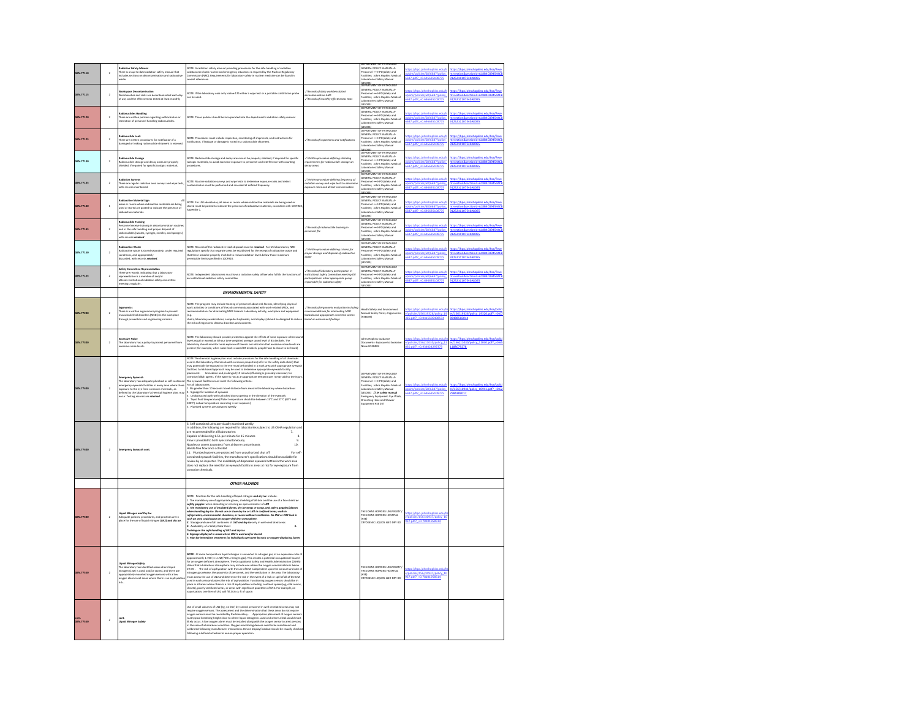| | | | | | | | |
|---|---|---|---|---|---|---|---|
| GEN.77110 | 2 | **Radiation Safety Manual** There is an up-to-date radiation safety manual that includes sections on decontamination and radioactive waste. | NOTE: A radiation safety manual providing procedures for the safe handling of radiation substances in both routine and emergency situations is required by the Nuclear Regulatory Commission (NRC). Requirements for laboratory safety in nuclear medicine can be found in several references. | | DEPARTMENT OF PATHOLOGY GENERAL POLICY MANUAL-A-Personnel — HPO;Safety and Facilities; Johns Hopkins Medical Laboratories Safety Manual (LS5004) | https://hpo.johnshopkins.edu/hopkins/policies/66/6687/policy_6687.pdf?_=0.686635108775 | https://hpo.johnshopkins.edu/hpo/ltnsection&sectionid=A1884CB945468912521C1074408065 |
| GEN.77115 | 2 | **Workspace Decontamination** Workbenches and sinks are decontaminated each day of use, and the effectiveness tested at least monthly. | NOTE: If the laboratory uses only iodine-125 either a wipe test or a portable scintillation probe can be used. | ✓Records of daily workbench/sink decontamination AND ✓Records of monthly effectiveness tests | DEPARTMENT OF PATHOLOGY GENERAL POLICY MANUAL-A-Personnel — HPO;Safety and Facilities; Johns Hopkins Medical Laboratories Safety Manual (LS5004) | https://hpo.johnshopkins.edu/hopkins/policies/66/6687/policy_6687.pdf?_=0.686635108775 | https://hpo.johnshopkins.edu/hpo/ltnsection&sectionid=A1884CB945468912521C1074408065 |
| GEN.77120 | 2 | **Radionuclides Handling** There are written policies regarding authorization or restriction of personnel handling radionuclides. | NOTE: These policies should be incorporated into the department's radiation safety manual. | | DEPARTMENT OF PATHOLOGY GENERAL POLICY MANUAL-A-Personnel — HPO;Safety and Facilities; Johns Hopkins Medical Laboratories Safety Manual (LS5004) | https://hpo.johnshopkins.edu/hopkins/policies/66/6687/policy_6687.pdf?_=0.686635108775 | https://hpo.johnshopkins.edu/hpo/ltnsection&sectionid=A1884CB945468912521C1074408065 |
| GEN.77125 | 2 | **Radionuclide Leak** There are written procedures for notification if a damaged or leaking radionuclide shipment is received. | NOTE: Procedures must include inspection, monitoring of shipments, and instructions for notification, if leakage or damage is noted in a radionuclide shipment. | ✓Records of inspections and notifications | DEPARTMENT OF PATHOLOGY GENERAL POLICY MANUAL-A-Personnel — HPO;Safety and Facilities; Johns Hopkins Medical Laboratories Safety Manual (LS5004) | https://hpo.johnshopkins.edu/hopkins/policies/66/6687/policy_6687.pdf?_=0.686635108775 | https://hpo.johnshopkins.edu/hpo/ltnsection&sectionid=A1884CB945468912521C1074408065 |
| GEN.77130 | 2 | **Radionuclide Storage** Radionuclide storage and decay areas are properly shielded, if required for specific isotopic materials. | NOTE: Radionuclide storage and decay areas must be properly shielded, if required for specific isotopic materials, to avoid excessive exposure to personnel and interference with counting procedures. | ✓Written procedure defining shielding requirements for radionuclide storage an decay areas | DEPARTMENT OF PATHOLOGY GENERAL POLICY MANUAL-A-Personnel — HPO;Safety and Facilities; Johns Hopkins Medical Laboratories Safety Manual (LS5004) | https://hpo.johnshopkins.edu/hopkins/policies/66/6687/policy_6687.pdf?_=0.686635108775 | https://hpo.johnshopkins.edu/hpo/ltnsection&sectionid=A1884CB945468912521C1074408065 |
| GEN.77135 | 2 | **Radiation Surveys** There are regular radiation area surveys and wipe tests, with records maintained. | NOTE: Routine radiation surveys and wipe tests to determine exposure rates and detect contamination must be performed and recorded at defined frequency. | ✓Written procedure defining frequency of radiation survey and wipe tests to determine exposure rates and detect contamination | DEPARTMENT OF PATHOLOGY GENERAL POLICY MANUAL-A-Personnel — HPO;Safety and Facilities; Johns Hopkins Medical Laboratories Safety Manual (LS5004) | https://hpo.johnshopkins.edu/hopkins/policies/66/6687/policy_6687.pdf?_=0.686635108775 | https://hpo.johnshopkins.edu/hpo/ltnsection&sectionid=A1884CB945468912521C1074408065 |
| GEN.77140 | 1 | **Radioactive Material Sign** All areas or rooms where radioactive materials are being used or stored are posted to indicate the presence of radioactive materials. | NOTE: For US laboratories, all areas or rooms where radioactive materials are being used or stored must be posted to indicate the presence of radioactive materials, consistent with 10CFR20, Appendix C. | | DEPARTMENT OF PATHOLOGY GENERAL POLICY MANUAL-A-Personnel — HPO;Safety and Facilities; Johns Hopkins Medical Laboratories Safety Manual (LS5004) | https://hpo.johnshopkins.edu/hopkins/policies/66/6687/policy_6687.pdf?_=0.686635108775 | https://hpo.johnshopkins.edu/hpo/ltnsection&sectionid=A1884CB945468912521C1074408065 |
| GEN.77145 | 2 | **Radionuclide Training** Personnel receive training in decontamination routines and in the safe handling and proper disposal of radionuclides (wastes, syringes, needles, and sponges) with records *retained*. | | ✓Records of radionuclide training in personnel file | DEPARTMENT OF PATHOLOGY GENERAL POLICY MANUAL-A-Personnel — HPO;Safety and Facilities; Johns Hopkins Medical Laboratories Safety Manual (LS5004) | https://hpo.johnshopkins.edu/hopkins/policies/66/6687/policy_6687.pdf?_=0.686635108775 | https://hpo.johnshopkins.edu/hpo/ltnsection&sectionid=A1884CB945468912521C1074408065 |
| GEN.77150 | 2 | **Radioactive Waste** Radioactive waste is stored separately, under required conditions, and appropriately discarded, with records *retained*. | NOTE: Records of the radioactive trash disposal must be *retained*. For US laboratories, NRC regulations specify that separate areas be established for the receipt of radioactive waste and that these areas be properly shielded to reduce radiation levels below those maximum permissible limits specified in 10CFR20. | ✓Written procedure defining criteria for proper storage and disposal of radioactive waste | DEPARTMENT OF PATHOLOGY GENERAL POLICY MANUAL-A-Personnel — HPO;Safety and Facilities; Johns Hopkins Medical Laboratories Safety Manual (LS5004) | https://hpo.johnshopkins.edu/hopkins/policies/66/6687/policy_6687.pdf?_=0.686635108775 | https://hpo.johnshopkins.edu/hpo/ltnsection&sectionid=A1884CB945468912521C1074408065 |
| GEN.77155 | 2 | **Safety Committee Representation** There are records indicating that a laboratory representative is a member of and/or attends institutional radiation safety committee meetings regularly. | NOTE: Independent laboratories must have a radiation safety officer who fulfills the functions of an institutional radiation safety committee. | ✓Records of laboratory participation in institutional Safety Committee meeting OR participation in other appropriate group responsible for radiation safety | DEPARTMENT OF PATHOLOGY GENERAL POLICY MANUAL-A-Personnel — HPO;Safety and Facilities; Johns Hopkins Medical Laboratories Safety Manual (LS5004) | https://hpo.johnshopkins.edu/hopkins/policies/66/6687/policy_6687.pdf?_=0.686635108775 | https://hpo.johnshopkins.edu/hpo/ltnsection&sectionid=A1884CB945468912521C1074408065 |
| | | | ***ENVIRONMENTAL SAFETY*** | | | | |
| GEN.77200 | 2 | **Ergonomics** There is a written ergonomics program to prevent musculoskeletal disorders (MSDs) in the workplace through prevention and engineering controls. | NOTE: The program may include training of personnel about risk factors, identifying physical work activities or conditions of the job commonly associated with work-related MSDs, and recommendations for eliminating MSD hazards. Laboratory activity, workplace and equipment (e.g. chairs, laboratory workstations, computer keyboards, and displays) should be designed to reduce the risks of ergonomic disorders and accidents. | ✓Records of ergonomic evaluation including recommendations for eliminating MSD hazards and appropriate corrective action based on assessment findings | Health Safety and Environment Manual Safety Policy: Ergonomics (HSE049) | https://hpo.johnshopkins.edu/hopkins/policies/156/19326/policy_19326.pdf?_=0.915606408534 | https://hpo.johnshopkins.edu/hpo/policies/156/19326/policy_19326.pdf?_=0.089885566034 |
| GEN.77300 | 2 | **Excessive Noise** The laboratory has a policy to protect personnel from excessive noise levels. | NOTE: The laboratory should provide protection against the effects of noise exposure when sound levels equal or exceed an 8-hour time-weighted average sound level of 85 decibels. The laboratory should monitor noise exposure if there is an indication that excessive noise levels are present (for example, when noise level exceeds 85 decibels, people have to shout to be heard). | | Johns Hopkins Guidance Documents: Exposure to Excessive Noise HSE003 | https://hpo.johnshopkins.edu/hopkins/policies/156/13030/policy_13030.pdf?_=0.934024297273 | https://hpo.johnshopkins.edu/hpo/policies/156/13030/policy_13030.pdf?_=0.1188079278 |
| GEN.77400 | 2 | **Emergency Eyewash** The laboratory has adequate plumbed or self-contained emergency eyewash facilities in every area where there is exposure to the eye from corrosive chemicals, as defined by the laboratory's chemical hygiene plan, may occur. Testing records are *retained*. | NOTE The chemical hygiene plan must include provisions for the safe handling of all chemicals used in the laboratory. Chemicals with corrosive properties (refer to the safety data sheet) that may potentially be exposed to the eye must be handled in a work area with appropriate eyewash facilities. A risk-based approach may be used to determine appropriate eyewash facility placement. Immediate and prolonged (15 minutes) flushing is generally necessary for corrosive/caustic agents. If the water is not at an appropriate temperature, it may add to the injury. The eyewash facilities must meet the following criteria: For all laboratories: 1. No greater than 10 seconds travel distance from areas in the laboratory where hazardous 2. Signage for location of eyewash 3. Unobstructed path with unlocked doors opening in the direction of the eyewash 4. Tepid fluid temperature (Water temperature should be between 15°C and 37°C (60°F and 100°F). Actual temperature recording is not required.) 5. Plumbed systems are activated weekly | | DEPARTMENT OF PATHOLOGY GENERAL POLICY MANUAL-A-Personnel — HPO;Safety and Facilities; Johns Hopkins Medical Laboratories Safety Manual (LS5004) // JH safety manual Emergency Equipment: Eye Wash, Drenching Hose and Shower Equipment HSE 037 | https://hpo.johnshopkins.edu/hopkins/policies/66/6687/policy_6687.pdf?_=0.686635108775 | https://hpo.johnshopkins.edu/hpo/policies/156/10941/policy_10941.pdf?_=0.627984388017 |
| GEN.77400 | 2 | **Emergency Eyewash cont.** | 6. Self-contained units are visually examined weekly In addition, the following are required for laboratories subject to US OSHA regulation and are recommended for all laboratories: 7. Capable of delivering 1.5 L per minute for 15 minutes 8. Flow is provided to both eyes simultaneously 9. Nozzles or covers to protect from airborne contaminants 10. Hands-free flow once activated 11. Plumbed systems are protected from unauthorized shut off For self-contained eyewash facilities, the manufacturer's specifications should be available for review by an inspector. The availability of disposable eyewash bottles in the work area does not replace the need for an eyewash facility in areas at risk for eye exposure from corrosive chemicals. | | | | |
| | | | ***OTHER HAZARDS*** | | | | |
| GEN.77500 | 2 | ***Liquid Nitrogen and Dry Ice*** Adequate policies, procedures, and practices are in place for the use of liquid nitrogen ***(LN2) and dry ice***. | NOTE: Practices for the safe handling of liquid nitrogen ***and dry ice*** include: 1. The mandatory use of appropriate gloves, shielding of all skin and the use of a face shield *or safety goggles* when decanting or entering an open container of ***LN2*** ***2. The mandatory use of insulated gloves, dry ice tongs or scoop, and safety goggles/glasses when handling dry ice. Do not use or store dry ice or LN2 in confined areas, walk-in refrigerators, environmental chambers, or rooms without ventilation. An LN2 or CO2 leak in such an area could cause an oxygen-deficient atmosphere.*** 3. Storage and use of all containers of ***LN2 and dry ice*** only in well-ventilated areas 4. Availability of a Safety Data Sheet 8. ***Training on the safe handling of LN2 and dry ice*** ***6. Signage displayed in areas where LN2 is used and/or stored.*** ***7. Plan for immediate treatment for individuals overcome by toxic or oxygen-displacing fumes*** | | THE JOHNS HOPKINS UNIVERSITY / THE JOHNS HOPKINS HOSPITAL (HSE) CRYOGENIC LIQUIDS AND DRY ICE | https://hpo.johnshopkins.edu/hopkins/policies/156/10937/policy_10937.pdf?_=0.783310968514 | |
| GEN.77550 | 2 | ***Liquid Nitrogen Safety*** The laboratory has identified areas where liquid nitrogen (LN2) is used, and/or stored, and there are appropriately mounted oxygen sensors with a low oxygen alarm in all areas where there is an asphyxiation risk. | ***NOTE:*** At room temperature liquid nitrogen is converted to nitrogen gas, at an expansion ratio of approximately 1:700 (1 L LN2/700 L nitrogen gas). This creates a potential occupational hazard for an oxygen deficient atmosphere. The Occupational Safety and Health Administration (OSHA) states that a hazardous atmosphere may include one where the oxygen concentration is below 19.5% . The risk of asphyxiation with the use of LN2 is dependent upon the amount and rate of nitrogen gas release, the proximity of personnel, and the ventilation in the area. The laboratory must assess the use of LN2 and determine the risk in the event of a leak or spill of all of the LN2 used in each area and assess the risk of asphyxiation. Functioning oxygen sensors should be in place in all areas where there is a risk of asphyxiation including: confined spaces (eg, cold rooms, closets), poorly ventilated areas, or areas with significant quantities of LN2. For example, on vaporization, one liter of LN2 will fill 24.6 cu. ft of space. | | THE JOHNS HOPKINS UNIVERSITY / THE JOHNS HOPKINS HOSPITAL (HSE) CRYOGENIC LIQUIDS AND DRY ICE | https://hpo.johnshopkins.edu/hopkins/policies/156/10937/policy_10937.pdf?_=0.783310968514 | |
| cont. GEN.77550 | 2 | **cont.** ***Liquid Nitrogen Safety*** | Use of small volumes of LN2 (eg, ≤1 liter) by trained personnel in well-ventilated areas may not require oxygen sensors. The assessment and the determination that these areas do not require oxygen sensors must be recorded by the laboratory. Appropriate placement of oxygen sensors is at typical breathing height close to where liquid nitrogen is used and where a leak would most likely occur. A low oxygen alarm must be installed along with the oxygen sensor to alert persons in the area of a hazardous condition. Oxygen monitoring devices need to be maintained and calibrated following manufacturer instructions. Device display/readout should be visually checked following a defined schedule to ensure proper operation. | | | | |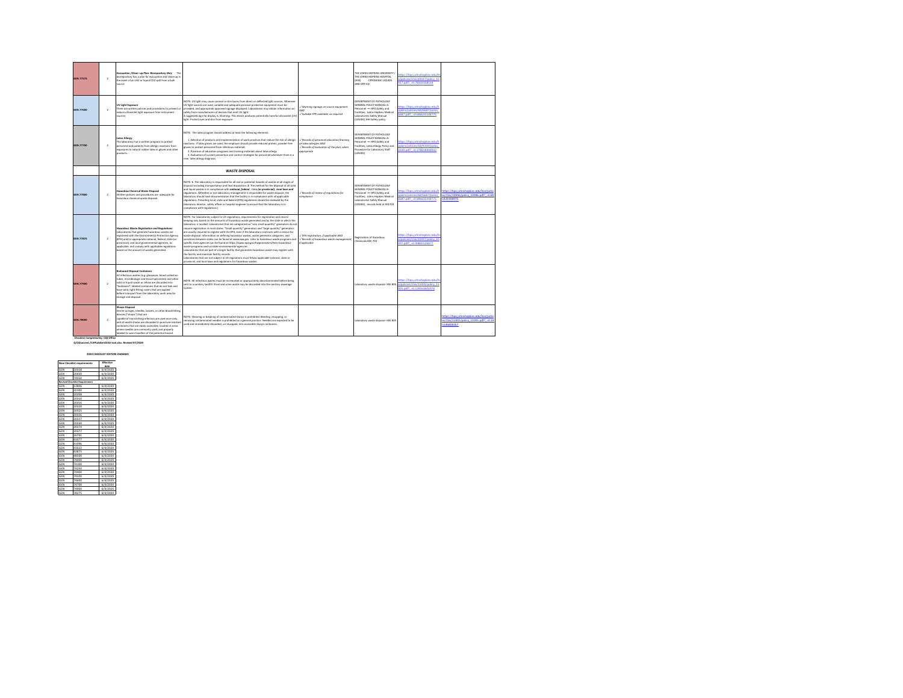| | | | | | | | |
|---|---|---|---|---|---|---|---|
| GEN.77575 | 2 | ***Evacuation /Clean -up Plan- Biorepository Only*** The biorepository has a plan for evacuation and clean-up in the event of an LN2 or liquid CO2 spill from a bulk source | | | THE JOHNS HOPKINS UNIVERSITY / THE JOHNS HOPKINS HOSPITAL (HSE) CRYOGENIC LIQUIDS AND DRY ICE | https://hpo.johnshopkins.edu/hs e/policies/156/30937/policy_10 907.pdf?_=0.783031958534 | |
| GEN.77600 | 2 | **UV Light Exposure** There are written policies and procedures to prevent or reduce ultraviolet light exposure from instrument sources. | NOTE: UV light may cause corneal or skin burns from direct or deflected light sources. Wherever UV light sources are used, suitable and adequate personal protective equipment must be provided, and appropriate approved signage displayed. Laboratories may obtain information on safety from manufacturers of devices that emit UV light. A suggested sign for display is: Warning: This device produces potentially harmful ultraviolet (UV) light. Protect eyes and skin from exposure. | ✓Warning signage on source equipment AND ✓Suitable PPE available, as required | DEPARTMENT OF PATHOLOGY GENERAL POLICY MANUAL-A-Personnel → HPO;Safety and Facilities; Johns Hopkins Medical Laboratories Safety Manual (185004) JHH Safety policy | https://hpo.johnshopkins.edu/h opkins/policies/68/6687/policy_ 6687.pdf?_=0.686453100775 | |
| GEN.77700 | 2 | **Latex Allergy** The laboratory has a written program to protect personnel and patients from allergic reactions from exposures to natural rubber latex in gloves and other products. | NOTE: The latex program should address at least the following elements:<br>1. Selection of products and implementation of work practices that reduce the risk of allergic reactions. If latex gloves are used, the employer should provide reduced protein, powder-free gloves to protect personnel from infectious materials<br>2. Provision of education programs and training materials about latex allergy<br>3. Evaluation of current prevention and control strategies for personnel whenever there is a new latex allergy diagnosis | ✓Records of personnel education/training on latex allergies AND ✓Records of evaluation of the plan, when appropriate | DEPARTMENT OF PATHOLOGY GENERAL POLICY MANUAL-A-Personnel → HPO;Safety and Facilities; Latex Allergy Policy and Procedure for Laboratory Staff (185002) | https://hpo.johnshopkins.edu/h opkins/policies/68/4349/policy_ 4349.pdf?_=0.278018908942 | |
| | | | ***WASTE DISPOSAL*** | | | | |
| GEN.77800 | 2 | **Hazardous Chemical Waste Disposal** Written policies and procedures are adequate for hazardous chemical waste disposal. | NOTE: **1.** The laboratory is responsible for all real or potential hazards of wastes at all stages of disposal including transportation and final disposition. **2.** The method for the disposal of all solid and liquid wastes is in compliance with ***national, federal, state (or provincial), local laws and*** regulations. (Whether or not laboratory management is responsible for waste disposal, the laboratory should have documentation that the facility is in compliance with all applicable regulations. Prevailing local, state and federal (EPA) regulations should be reviewed by the laboratory director, safety officer or hospital engineer to ensure that the laboratory is in compliance with regulations.) | ✓Records of review of regulations for compliance | DEPARTMENT OF PATHOLOGY GENERAL POLICY MANUAL-A-Personnel → HPO;Safety and Facilities; Johns Hopkins Medical Laboratories Safety Manual (185004) , records held at HSE703 | https://hpo.johnshopkins.edu/h opkins/policies/68/6687/policy_ 6687.pdf?_=0.686453100775 | https://hpo.johnshopkins.edu/hse/policies/156/10996/policy_10996.pdf?_=0.805431908975 |
| GEN.77825 | 2 | ***Hazardous Waste Registration and Regulations*** Laboratories that generate hazardous wastes are registered with the Environmental Protection Agency (EPA) and/or appropriate national, federal, state (or provincial), and local governmental agencies, as applicable, and comply with applicable regulations based on the amount of wastes generated. | NOTE: For laboratories subject to US regulations, requirements for registration and record keeping vary based on the amounts of hazardous waste generated and by the state in which the laboratory is located. Laboratories that are categorized as "very small quantity" generators do not require registration in most states. "Small quantity" generators and "large quantity" generators are usually required to register with the EPA, even if the laboratory contracts with a vendor for waste disposal. Information on defining hazardous wastes, waste generator categories, and variations between states can be found at www.epa.gov. Links to hazardous waste programs and specific state agencies can be found at https://www.epa.gov/hwgenerators/links-hazardous-waste-programs-and-us-state-environmental-agencies.<br>Laboratories that are part of a larger facility that generates hazardous waste may register with the facility and maintain facility records.<br>Laboratories that are not subject to US regulations must follow applicable national, state or provincial, and local laws and regulations for hazardous wastes. | ✓EPA registration, if applicable AND ✓Records of hazardous waste management, if applicable | Registration of Hazardous Chemicals-HSE 703 | https://hpo.johnshopkins.edu/hs e/policies/156/30937/policy_10 907.pdf?_=0.99845524877 | |
| GEN.77900 | 2 | **Biohazard Disposal Containers** All infectious wastes (e.g. glassware, blood collection tubes, microbiologic and tissue specimens) and other solid or liquid waste or refuse are discarded into "biohazard"-labeled containers that do not leak and have solid, tight-fitting covers that are applied before transport from the laboratory work area for storage and disposal. | NOTE: All infectious wastes must be incinerated or appropriately decontaminated before being sent to a sanitary landfill. Blood and urine waste may be discarded into the sanitary sewerage system. | | Laboratory waste disposal- HSE 805 | https://hpo.johnshopkins.edu/hs e/policies/156/11005/policy_11 005.pdf?_=0.129563601976 | |
| GEN.78000 | 2 | **Sharps Disposal** Sterile syringes, needles, lancets, or other blood-letting devices ("sharps") that are capable of transmitting infection are used once only, and all waste sharps are discarded in puncture-resistant containers that are easily accessible, located in areas where needles are commonly used, and properly labeled to warn handlers of the potential hazard. | NOTE: Shearing or breaking of contaminated sharps is prohibited. Bending, recapping, or removing contaminated needles is prohibited as a general practice. Needles are expected to be used and immediately discarded, un-recapped, into accessible sharps containers. | | Laboratory waste disposal- HSE 805 | | https://hpo.johnshopkins.edu/hse/policies/156/11005/policy_11005.pdf?_=0.145480834367 |

**Checklist Completed by: CQI Office**

**Q/CQIsource/../CAPLabGenChkl tool.xlsx. Revised 07/2020**

**2020 CHECKLIST EDITION CHANGES**

| New Checklist requirements | | Effective date |
|---|---|---|
| GEN | 20318 | 6/4/2020 |
| GEN | 20420 | 6/4/2020 |
| GEN | 74050 | 6/4/2020 |
| **Revised Checklist Requirement** | | |
| GEN | 13806 | 6/4/2020 |
| GEN | 20100 | 6/4/2020 |
| GEN | 20206 | 6/4/2020 |
| GEN | 20310 | 6/4/2020 |
| GEN | 20316 | 6/4/2020 |
| GEN | 20320 | 6/4/2020 |
| GEN | 20325 | 6/4/2020 |
| GEN | 20326 | 6/4/2020 |
| GEN | 20327 | 6/4/2020 |
| GEN | 20330 | 6/4/2020 |
| GEN | 20374 | 6/4/2020 |
| GEN | 20377 | 6/4/2020 |
| GEN | 26791 | 6/4/2020 |
| GEN | 41077 | 6/4/2020 |
| GEN | 41096 | 6/4/2020 |
| GEN | 43022 | 6/4/2020 |
| GEN | 43875 | 6/4/2020 |
| GEN | 48500 | 6/4/2020 |
| GEN | 74000 | 6/4/2020 |
| GEN | 74100 | 6/4/2020 |
| GEN | 74250 | 6/4/2020 |
| GEN | 74400 | 6/4/2020 |
| GEN | 74500 | 6/4/2020 |
| GEN | 74600 | 6/4/2020 |
| GEN | 74700 | 6/4/2020 |
| GEN | 74900 | 6/4/2020 |
| GEN | 76275 | 6/4/2020 |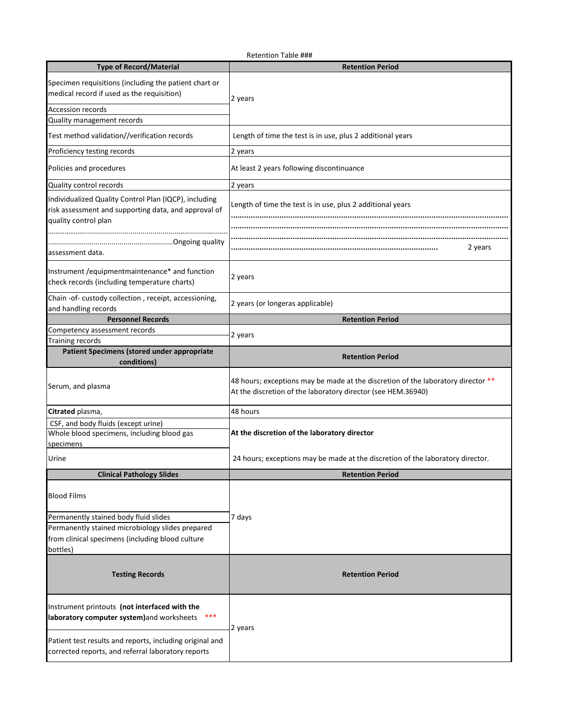Retention Table ###

| Type of Record/Material | Retention Period |
|---|---|
| Specimen requisitions (including the patient chart or medical record if used as the requisition) | 2 years |
| Accession records | |
| Quality management records | |
| Test method validation//verification records | Length of time the test is in use, plus 2 additional years |
| Proficiency testing records | 2 years |
| Policies and procedures | At least 2 years following discontinuance |
| Quality control records | 2 years |
| Individualized Quality Control Plan (IQCP), including risk assessment and supporting data, and approval of quality control plan | Length of time the test is in use, plus 2 additional years |
| Ongoing quality assessment data. | 2 years |
| Instrument /equipmentmaintenance* and function check records (including temperature charts) | 2 years |
| Chain -of- custody collection , receipt, accessioning, and handling records | 2 years (or longeras applicable) |
| **Personnel Records** | **Retention Period** |
| Competency assessment records | 2 years |
| Training records | |
| **Patient Specimens (stored under appropriate conditions)** | **Retention Period** |
| Serum, and plasma | 48 hours; exceptions may be made at the discretion of the laboratory director ** At the discretion of the laboratory director (see HEM.36940) |
| **Citrated** plasma, | 48 hours |
| CSF, and body fluids (except urine) | **At the discretion of the laboratory director** |
| Whole blood specimens, including blood gas specimens | |
| Urine | 24 hours; exceptions may be made at the discretion of the laboratory director. |
| **Clinical Pathology Slides** | **Retention Period** |
| Blood Films | 7 days |
| Permanently stained body fluid slides | |
| Permanently stained microbiology slides prepared from clinical specimens (including blood culture bottles) | |
| **Testing Records** | **Retention Period** |
| Instrument printouts **(not interfaced with the laboratory computer system)** and worksheets *** | 2 years |
| Patient test results and reports, including original and corrected reports, and referral laboratory reports | |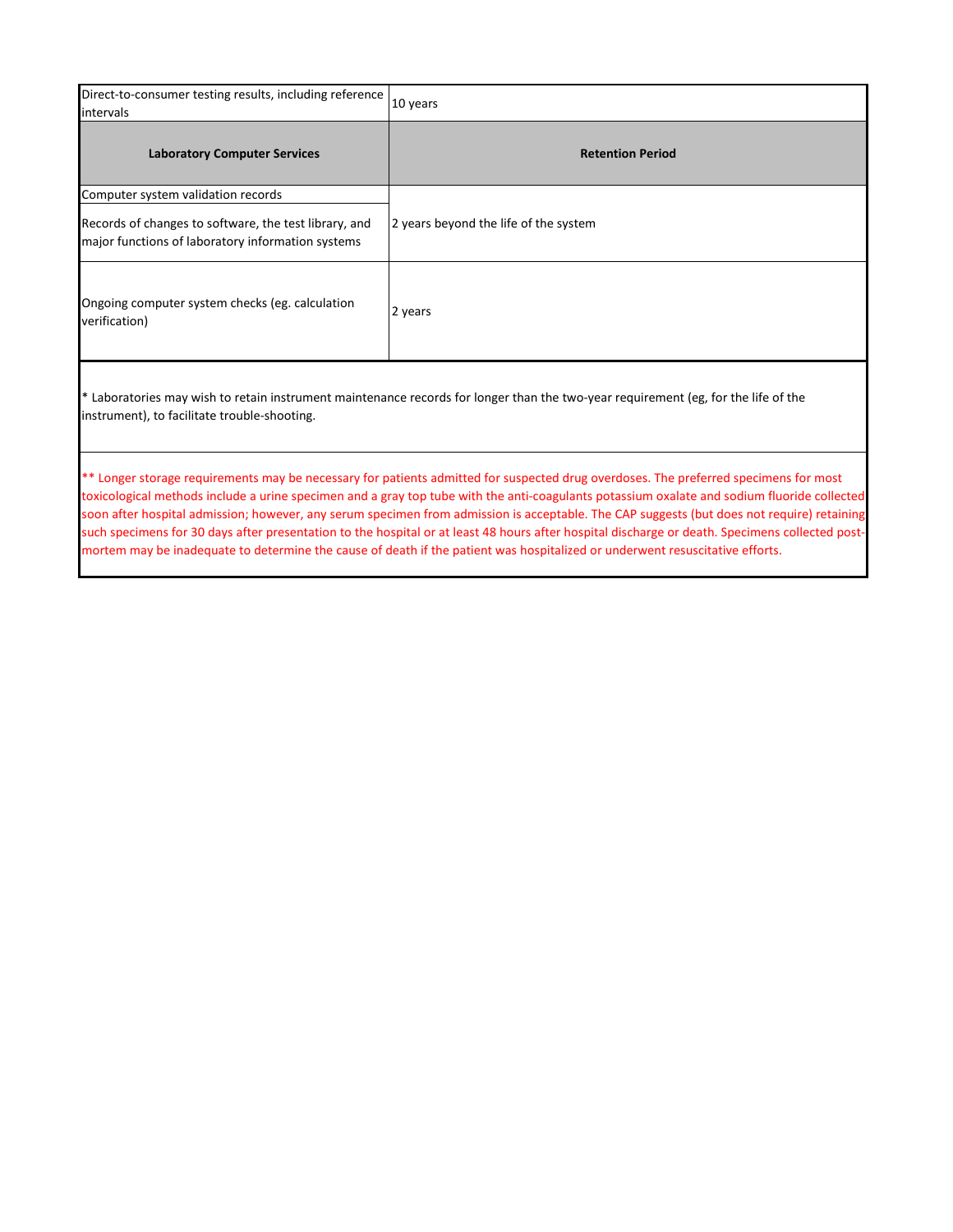| Direct-to-consumer testing results, including reference intervals | 10 years |
|---|---|
| **Laboratory Computer Services** | **Retention Period** |
| Computer system validation records | 2 years beyond the life of the system |
| Records of changes to software, the test library, and major functions of laboratory information systems | |
| Ongoing computer system checks (eg. calculation verification) | 2 years |

* Laboratories may wish to retain instrument maintenance records for longer than the two-year requirement (eg, for the life of the instrument), to facilitate trouble-shooting.

** Longer storage requirements may be necessary for patients admitted for suspected drug overdoses. The preferred specimens for most toxicological methods include a urine specimen and a gray top tube with the anti-coagulants potassium oxalate and sodium fluoride collected soon after hospital admission; however, any serum specimen from admission is acceptable. The CAP suggests (but does not require) retaining such specimens for 30 days after presentation to the hospital or at least 48 hours after hospital discharge or death. Specimens collected post-mortem may be inadequate to determine the cause of death if the patient was hospitalized or underwent resuscitative efforts.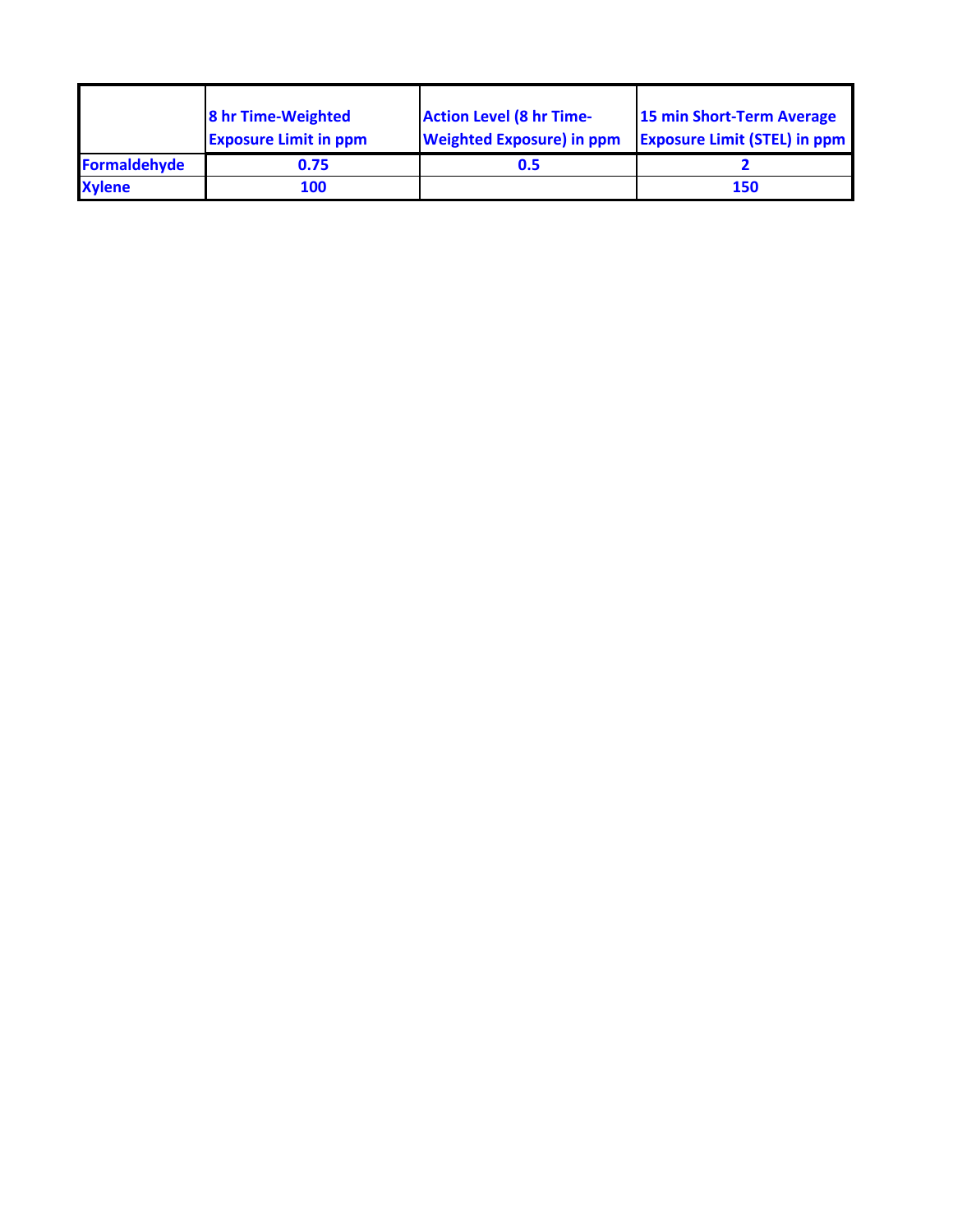| | 8 hr Time-Weighted Exposure Limit in ppm | Action Level (8 hr Time-Weighted Exposure) in ppm | 15 min Short-Term Average Exposure Limit (STEL) in ppm |
|---|---|---|---|
| **Formaldehyde** | **0.75** | **0.5** | **2** |
| **Xylene** | **100** | | **150** |